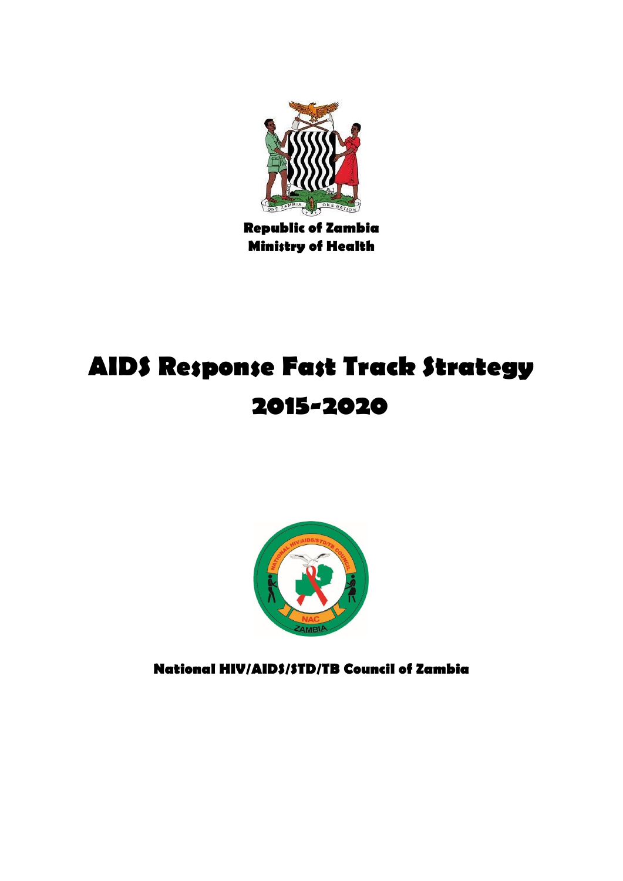Republic of Zambia
Ministry of Health

# AIDS Response Fast Track Strategy 2015-2020

National HIV/AIDS/STD/TB Council of Zambia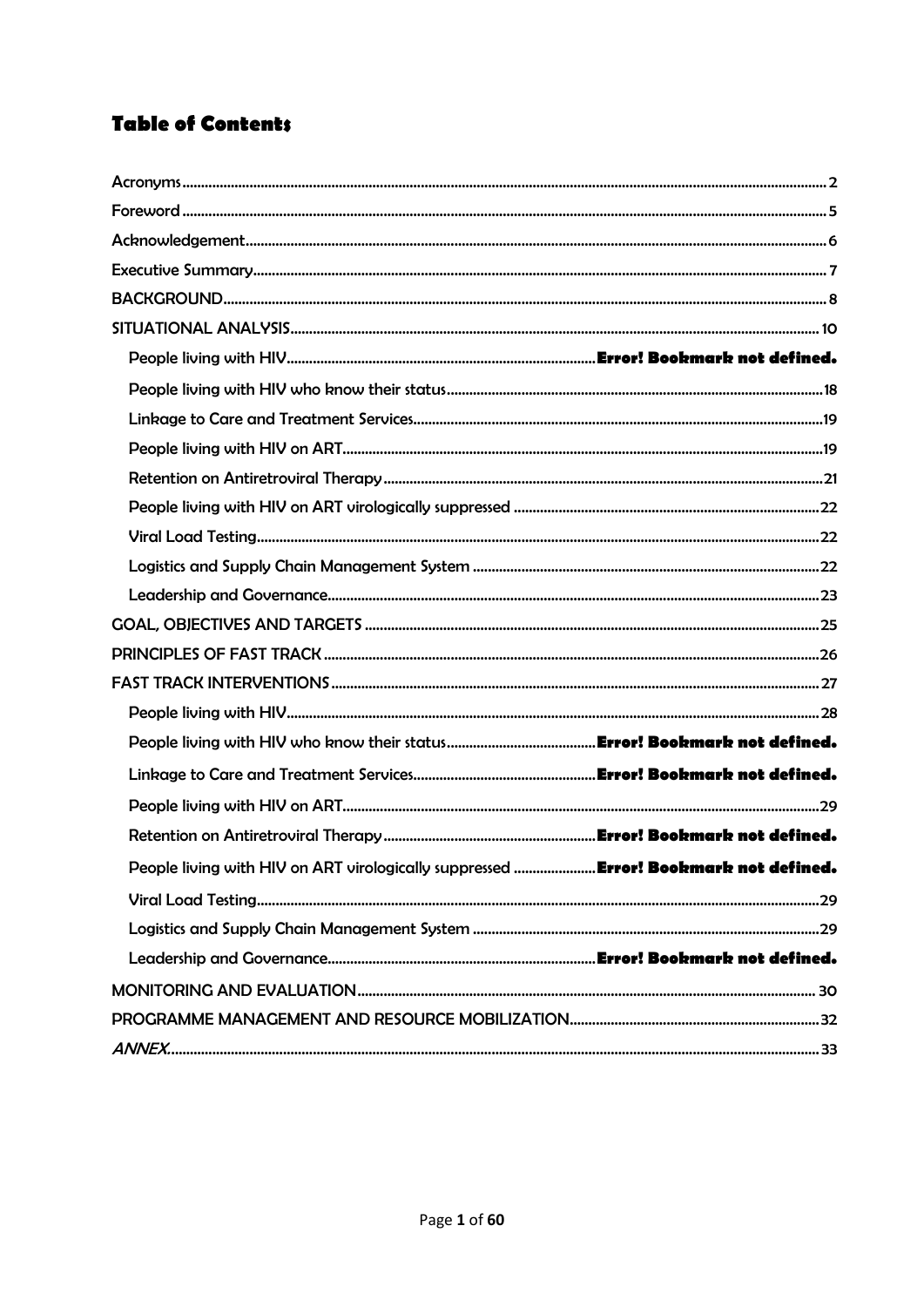## Table of Contents

- Acronyms ..... 2
- Foreword ..... 5
- Acknowledgement ..... 6
- Executive Summary ..... 7
- BACKGROUND ..... 8
- SITUATIONAL ANALYSIS ..... 10
  - People living with HIV ..... **Error! Bookmark not defined.**
  - People living with HIV who know their status ..... 18
  - Linkage to Care and Treatment Services ..... 19
  - People living with HIV on ART ..... 19
  - Retention on Antiretroviral Therapy ..... 21
  - People living with HIV on ART virologically suppressed ..... 22
  - Viral Load Testing ..... 22
  - Logistics and Supply Chain Management System ..... 22
  - Leadership and Governance ..... 23
- GOAL, OBJECTIVES AND TARGETS ..... 25
- PRINCIPLES OF FAST TRACK ..... 26
- FAST TRACK INTERVENTIONS ..... 27
  - People living with HIV ..... 28
  - People living with HIV who know their status ..... **Error! Bookmark not defined.**
  - Linkage to Care and Treatment Services ..... **Error! Bookmark not defined.**
  - People living with HIV on ART ..... 29
  - Retention on Antiretroviral Therapy ..... **Error! Bookmark not defined.**
  - People living with HIV on ART virologically suppressed ..... **Error! Bookmark not defined.**
  - Viral Load Testing ..... 29
  - Logistics and Supply Chain Management System ..... 29
  - Leadership and Governance ..... **Error! Bookmark not defined.**
- MONITORING AND EVALUATION ..... 30
- PROGRAMME MANAGEMENT AND RESOURCE MOBILIZATION ..... 32
- *ANNEX* ..... 33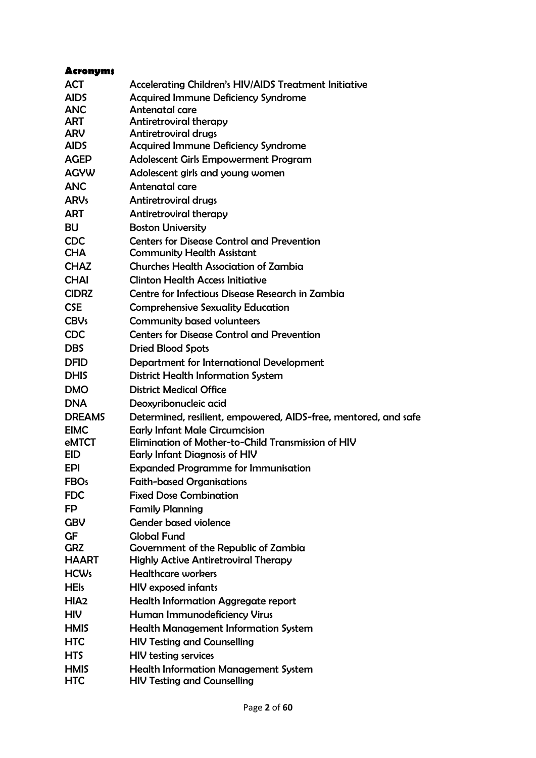**Acronyms**

| | |
|---|---|
| ACT | Accelerating Children's HIV/AIDS Treatment Initiative |
| AIDS | Acquired Immune Deficiency Syndrome |
| ANC | Antenatal care |
| ART | Antiretroviral therapy |
| ARV | Antiretroviral drugs |
| AIDS | Acquired Immune Deficiency Syndrome |
| AGEP | Adolescent Girls Empowerment Program |
| AGYW | Adolescent girls and young women |
| ANC | Antenatal care |
| ARVs | Antiretroviral drugs |
| ART | Antiretroviral therapy |
| BU | Boston University |
| CDC | Centers for Disease Control and Prevention |
| CHA | Community Health Assistant |
| CHAZ | Churches Health Association of Zambia |
| CHAI | Clinton Health Access Initiative |
| CIDRZ | Centre for Infectious Disease Research in Zambia |
| CSE | Comprehensive Sexuality Education |
| CBVs | Community based volunteers |
| CDC | Centers for Disease Control and Prevention |
| DBS | Dried Blood Spots |
| DFID | Department for International Development |
| DHIS | District Health Information System |
| DMO | District Medical Office |
| DNA | Deoxyribonucleic acid |
| DREAMS | Determined, resilient, empowered, AIDS-free, mentored, and safe |
| EIMC | Early Infant Male Circumcision |
| eMTCT | Elimination of Mother-to-Child Transmission of HIV |
| EID | Early Infant Diagnosis of HIV |
| EPI | Expanded Programme for Immunisation |
| FBOs | Faith-based Organisations |
| FDC | Fixed Dose Combination |
| FP | Family Planning |
| GBV | Gender based violence |
| GF | Global Fund |
| GRZ | Government of the Republic of Zambia |
| HAART | Highly Active Antiretroviral Therapy |
| HCWs | Healthcare workers |
| HEIs | HIV exposed infants |
| HIA2 | Health Information Aggregate report |
| HIV | Human Immunodeficiency Virus |
| HMIS | Health Management Information System |
| HTC | HIV Testing and Counselling |
| HTS | HIV testing services |
| HMIS | Health Information Management System |
| HTC | HIV Testing and Counselling |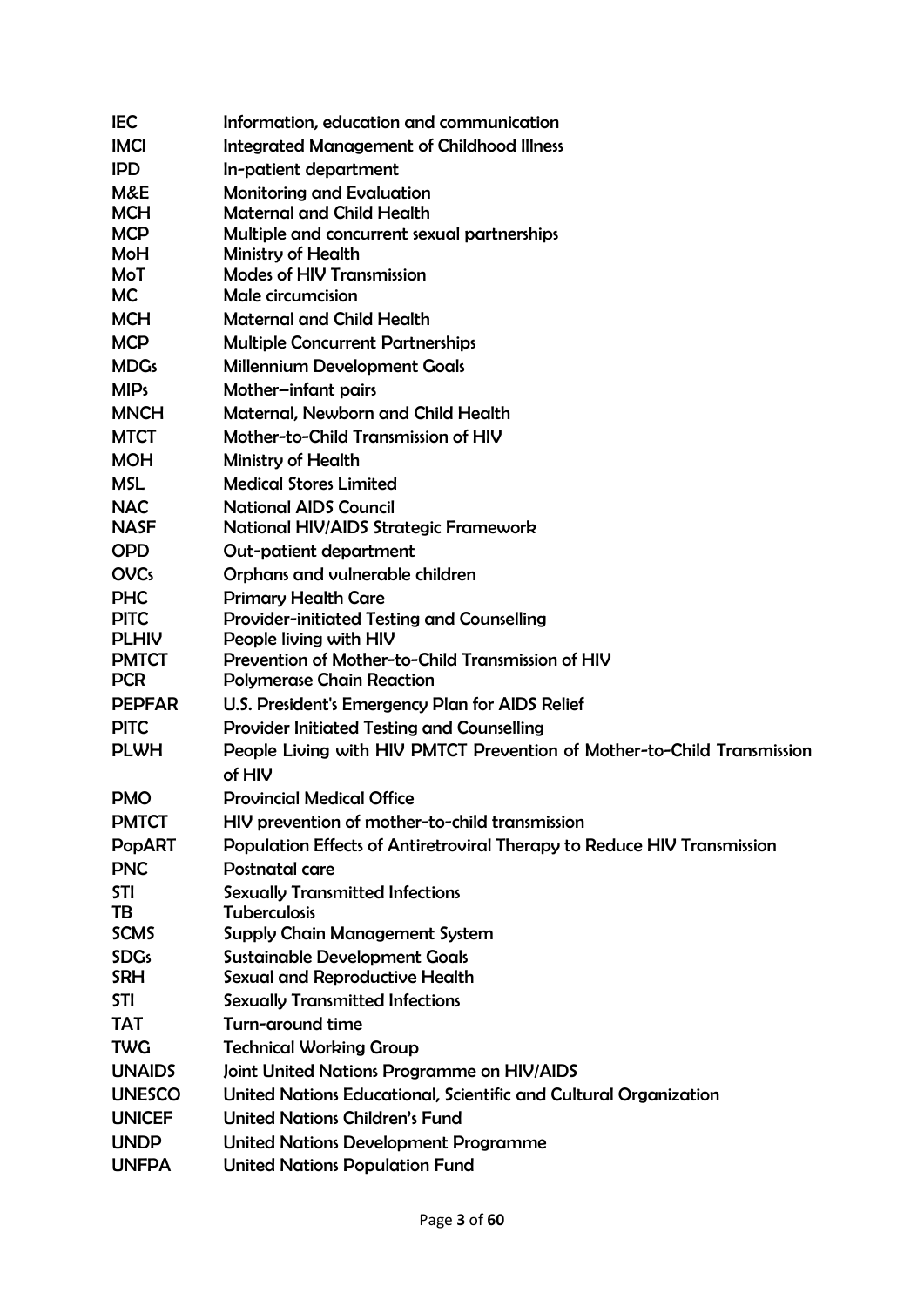| | |
|---|---|
| IEC | Information, education and communication |
| IMCI | Integrated Management of Childhood Illness |
| IPD | In-patient department |
| M&E | Monitoring and Evaluation |
| MCH | Maternal and Child Health |
| MCP | Multiple and concurrent sexual partnerships |
| MoH | Ministry of Health |
| MoT | Modes of HIV Transmission |
| MC | Male circumcision |
| MCH | Maternal and Child Health |
| MCP | Multiple Concurrent Partnerships |
| MDGs | Millennium Development Goals |
| MIPs | Mother–infant pairs |
| MNCH | Maternal, Newborn and Child Health |
| MTCT | Mother-to-Child Transmission of HIV |
| MOH | Ministry of Health |
| MSL | Medical Stores Limited |
| NAC | National AIDS Council |
| NASF | National HIV/AIDS Strategic Framework |
| OPD | Out-patient department |
| OVCs | Orphans and vulnerable children |
| PHC | Primary Health Care |
| PITC | Provider-initiated Testing and Counselling |
| PLHIV | People living with HIV |
| PMTCT | Prevention of Mother-to-Child Transmission of HIV |
| PCR | Polymerase Chain Reaction |
| PEPFAR | U.S. President's Emergency Plan for AIDS Relief |
| PITC | Provider Initiated Testing and Counselling |
| PLWH | People Living with HIV PMTCT Prevention of Mother-to-Child Transmission of HIV |
| PMO | Provincial Medical Office |
| PMTCT | HIV prevention of mother-to-child transmission |
| PopART | Population Effects of Antiretroviral Therapy to Reduce HIV Transmission |
| PNC | Postnatal care |
| STI | Sexually Transmitted Infections |
| TB | Tuberculosis |
| SCMS | Supply Chain Management System |
| SDGs | Sustainable Development Goals |
| SRH | Sexual and Reproductive Health |
| STI | Sexually Transmitted Infections |
| TAT | Turn-around time |
| TWG | Technical Working Group |
| UNAIDS | Joint United Nations Programme on HIV/AIDS |
| UNESCO | United Nations Educational, Scientific and Cultural Organization |
| UNICEF | United Nations Children's Fund |
| UNDP | United Nations Development Programme |
| UNFPA | United Nations Population Fund |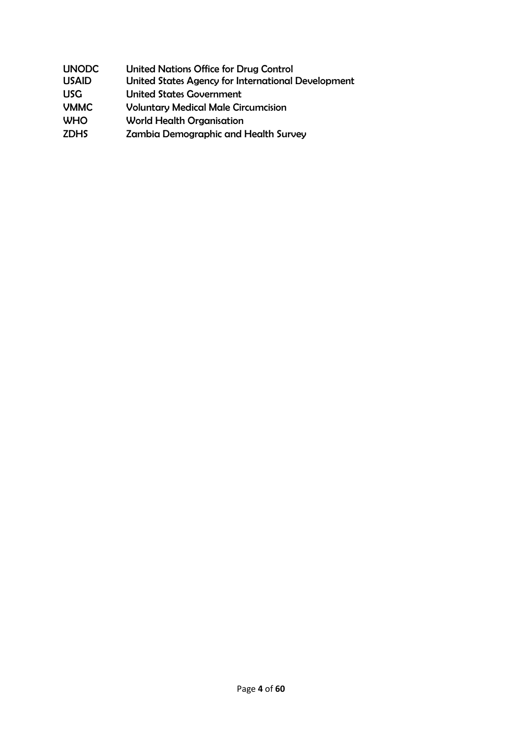| | |
|---|---|
| UNODC | United Nations Office for Drug Control |
| USAID | United States Agency for International Development |
| USG | United States Government |
| VMMC | Voluntary Medical Male Circumcision |
| WHO | World Health Organisation |
| ZDHS | Zambia Demographic and Health Survey |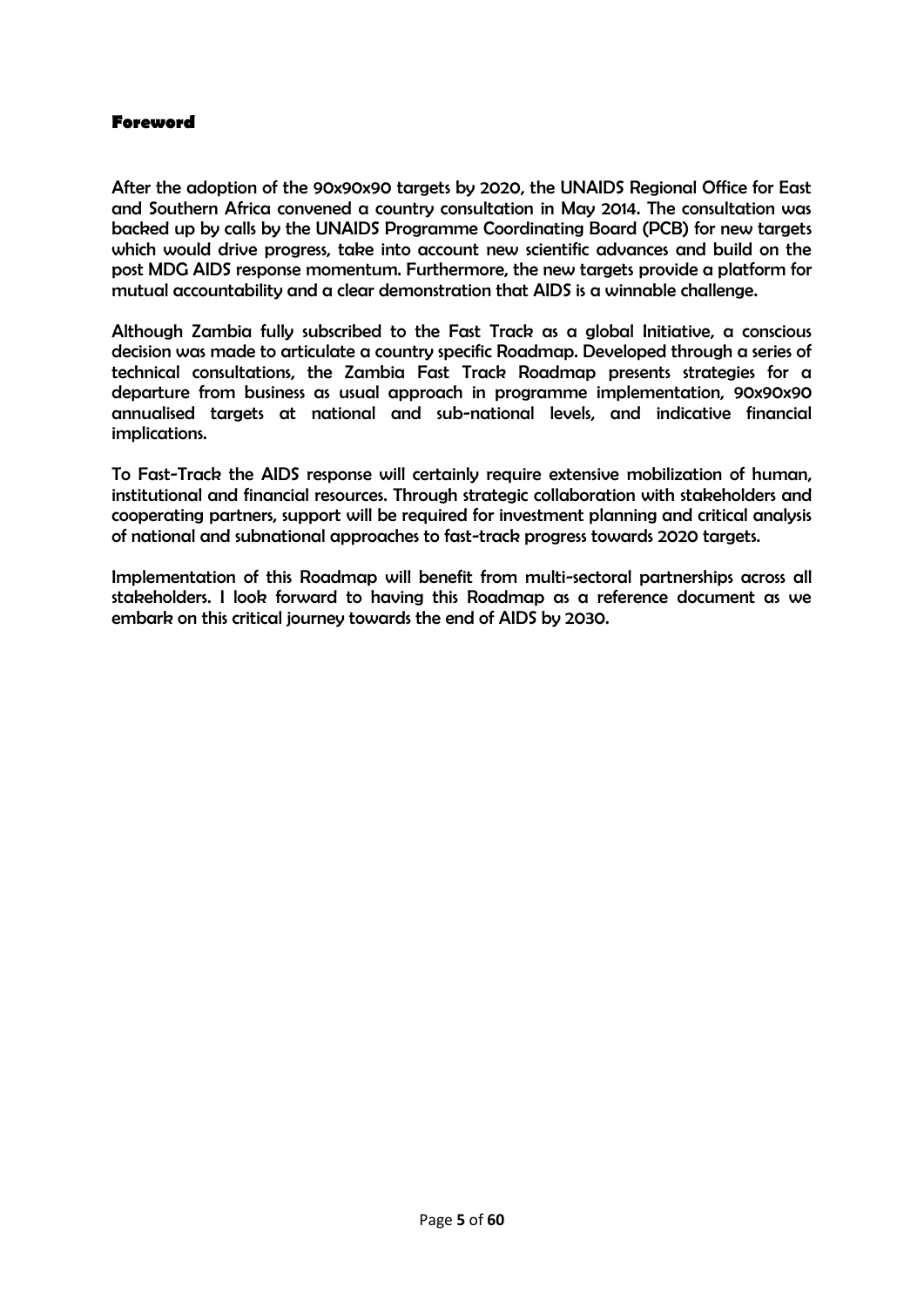## Foreword

After the adoption of the 90x90x90 targets by 2020, the UNAIDS Regional Office for East and Southern Africa convened a country consultation in May 2014. The consultation was backed up by calls by the UNAIDS Programme Coordinating Board (PCB) for new targets which would drive progress, take into account new scientific advances and build on the post MDG AIDS response momentum. Furthermore, the new targets provide a platform for mutual accountability and a clear demonstration that AIDS is a winnable challenge.

Although Zambia fully subscribed to the Fast Track as a global Initiative, a conscious decision was made to articulate a country specific Roadmap. Developed through a series of technical consultations, the Zambia Fast Track Roadmap presents strategies for a departure from business as usual approach in programme implementation, 90x90x90 annualised targets at national and sub-national levels, and indicative financial implications.

To Fast-Track the AIDS response will certainly require extensive mobilization of human, institutional and financial resources. Through strategic collaboration with stakeholders and cooperating partners, support will be required for investment planning and critical analysis of national and subnational approaches to fast-track progress towards 2020 targets.

Implementation of this Roadmap will benefit from multi-sectoral partnerships across all stakeholders. I look forward to having this Roadmap as a reference document as we embark on this critical journey towards the end of AIDS by 2030.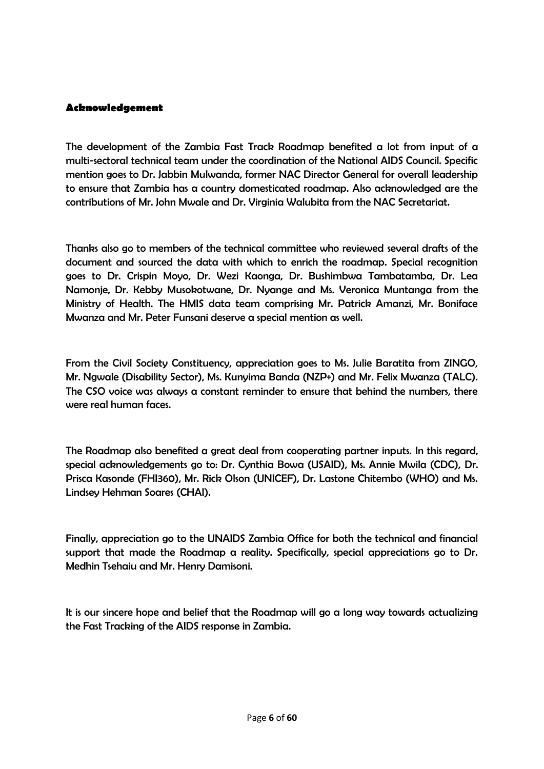## Acknowledgement

The development of the Zambia Fast Track Roadmap benefited a lot from input of a multi-sectoral technical team under the coordination of the National AIDS Council. Specific mention goes to Dr. Jabbin Mulwanda, former NAC Director General for overall leadership to ensure that Zambia has a country domesticated roadmap. Also acknowledged are the contributions of Mr. John Mwale and Dr. Virginia Walubita from the NAC Secretariat.

Thanks also go to members of the technical committee who reviewed several drafts of the document and sourced the data with which to enrich the roadmap. Special recognition goes to Dr. Crispin Moyo, Dr. Wezi Kaonga, Dr. Bushimbwa Tambatamba, Dr. Lea Namonje, Dr. Kebby Musokotwane, Dr. Nyange and Ms. Veronica Muntanga from the Ministry of Health. The HMIS data team comprising Mr. Patrick Amanzi, Mr. Boniface Mwanza and Mr. Peter Funsani deserve a special mention as well.

From the Civil Society Constituency, appreciation goes to Ms. Julie Baratita from ZINGO, Mr. Ngwale (Disability Sector), Ms. Kunyima Banda (NZP+) and Mr. Felix Mwanza (TALC). The CSO voice was always a constant reminder to ensure that behind the numbers, there were real human faces.

The Roadmap also benefited a great deal from cooperating partner inputs. In this regard, special acknowledgements go to: Dr. Cynthia Bowa (USAID), Ms. Annie Mwila (CDC), Dr. Prisca Kasonde (FHI360), Mr. Rick Olson (UNICEF), Dr. Lastone Chitembo (WHO) and Ms. Lindsey Hehman Soares (CHAI).

Finally, appreciation go to the UNAIDS Zambia Office for both the technical and financial support that made the Roadmap a reality. Specifically, special appreciations go to Dr. Medhin Tsehaiu and Mr. Henry Damisoni.

It is our sincere hope and belief that the Roadmap will go a long way towards actualizing the Fast Tracking of the AIDS response in Zambia.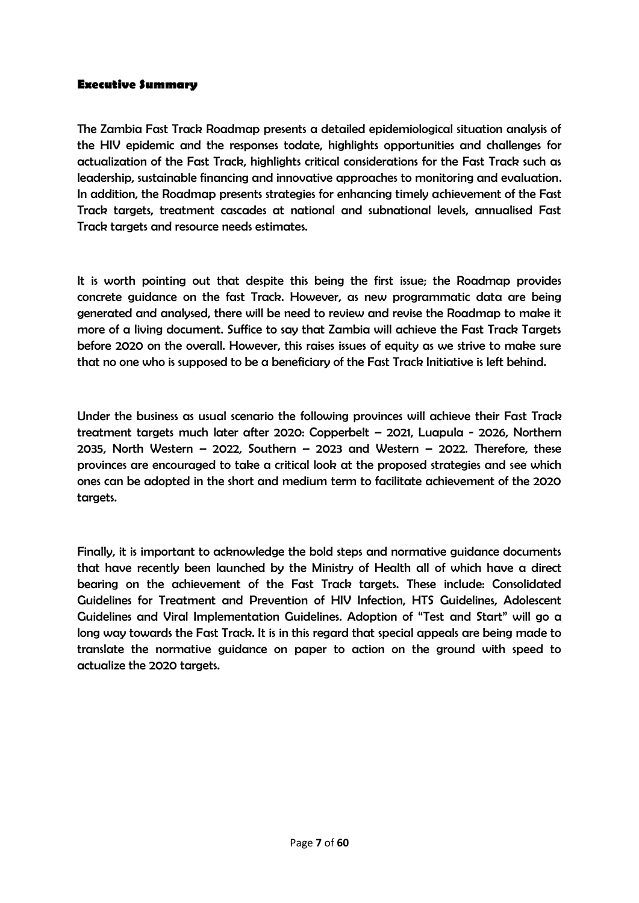## Executive Summary

The Zambia Fast Track Roadmap presents a detailed epidemiological situation analysis of the HIV epidemic and the responses todate, highlights opportunities and challenges for actualization of the Fast Track, highlights critical considerations for the Fast Track such as leadership, sustainable financing and innovative approaches to monitoring and evaluation. In addition, the Roadmap presents strategies for enhancing timely achievement of the Fast Track targets, treatment cascades at national and subnational levels, annualised Fast Track targets and resource needs estimates.

It is worth pointing out that despite this being the first issue; the Roadmap provides concrete guidance on the fast Track. However, as new programmatic data are being generated and analysed, there will be need to review and revise the Roadmap to make it more of a living document. Suffice to say that Zambia will achieve the Fast Track Targets before 2020 on the overall. However, this raises issues of equity as we strive to make sure that no one who is supposed to be a beneficiary of the Fast Track Initiative is left behind.

Under the business as usual scenario the following provinces will achieve their Fast Track treatment targets much later after 2020: Copperbelt – 2021, Luapula - 2026, Northern 2035, North Western – 2022, Southern – 2023 and Western – 2022. Therefore, these provinces are encouraged to take a critical look at the proposed strategies and see which ones can be adopted in the short and medium term to facilitate achievement of the 2020 targets.

Finally, it is important to acknowledge the bold steps and normative guidance documents that have recently been launched by the Ministry of Health all of which have a direct bearing on the achievement of the Fast Track targets. These include: Consolidated Guidelines for Treatment and Prevention of HIV Infection, HTS Guidelines, Adolescent Guidelines and Viral Implementation Guidelines. Adoption of "Test and Start" will go a long way towards the Fast Track. It is in this regard that special appeals are being made to translate the normative guidance on paper to action on the ground with speed to actualize the 2020 targets.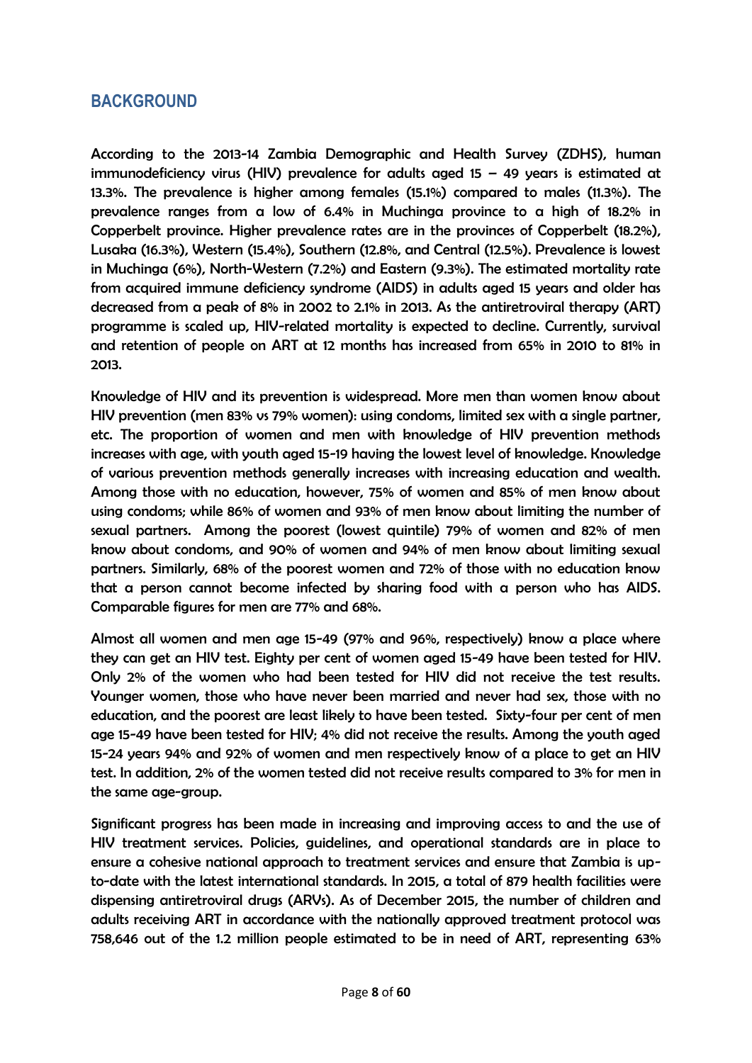## BACKGROUND

According to the 2013-14 Zambia Demographic and Health Survey (ZDHS), human immunodeficiency virus (HIV) prevalence for adults aged 15 – 49 years is estimated at 13.3%. The prevalence is higher among females (15.1%) compared to males (11.3%). The prevalence ranges from a low of 6.4% in Muchinga province to a high of 18.2% in Copperbelt province. Higher prevalence rates are in the provinces of Copperbelt (18.2%), Lusaka (16.3%), Western (15.4%), Southern (12.8%, and Central (12.5%). Prevalence is lowest in Muchinga (6%), North-Western (7.2%) and Eastern (9.3%). The estimated mortality rate from acquired immune deficiency syndrome (AIDS) in adults aged 15 years and older has decreased from a peak of 8% in 2002 to 2.1% in 2013. As the antiretroviral therapy (ART) programme is scaled up, HIV-related mortality is expected to decline. Currently, survival and retention of people on ART at 12 months has increased from 65% in 2010 to 81% in 2013.

Knowledge of HIV and its prevention is widespread. More men than women know about HIV prevention (men 83% vs 79% women): using condoms, limited sex with a single partner, etc. The proportion of women and men with knowledge of HIV prevention methods increases with age, with youth aged 15-19 having the lowest level of knowledge. Knowledge of various prevention methods generally increases with increasing education and wealth. Among those with no education, however, 75% of women and 85% of men know about using condoms; while 86% of women and 93% of men know about limiting the number of sexual partners. Among the poorest (lowest quintile) 79% of women and 82% of men know about condoms, and 90% of women and 94% of men know about limiting sexual partners. Similarly, 68% of the poorest women and 72% of those with no education know that a person cannot become infected by sharing food with a person who has AIDS. Comparable figures for men are 77% and 68%.

Almost all women and men age 15-49 (97% and 96%, respectively) know a place where they can get an HIV test. Eighty per cent of women aged 15-49 have been tested for HIV. Only 2% of the women who had been tested for HIV did not receive the test results. Younger women, those who have never been married and never had sex, those with no education, and the poorest are least likely to have been tested. Sixty-four per cent of men age 15-49 have been tested for HIV; 4% did not receive the results. Among the youth aged 15-24 years 94% and 92% of women and men respectively know of a place to get an HIV test. In addition, 2% of the women tested did not receive results compared to 3% for men in the same age-group.

Significant progress has been made in increasing and improving access to and the use of HIV treatment services. Policies, guidelines, and operational standards are in place to ensure a cohesive national approach to treatment services and ensure that Zambia is up-to-date with the latest international standards. In 2015, a total of 879 health facilities were dispensing antiretroviral drugs (ARVs). As of December 2015, the number of children and adults receiving ART in accordance with the nationally approved treatment protocol was 758,646 out of the 1.2 million people estimated to be in need of ART, representing 63%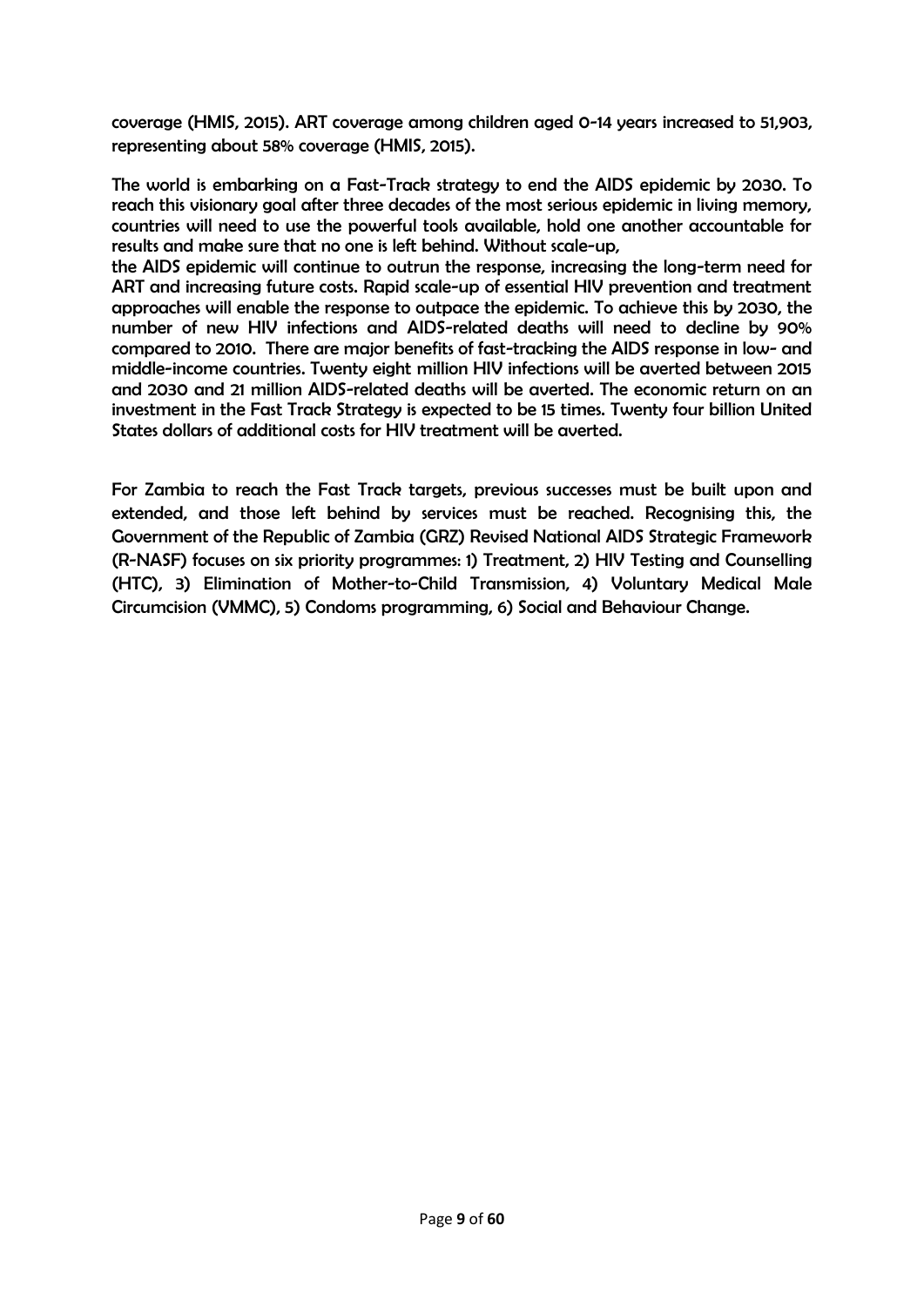coverage (HMIS, 2015). ART coverage among children aged 0-14 years increased to 51,903, representing about 58% coverage (HMIS, 2015).

The world is embarking on a Fast-Track strategy to end the AIDS epidemic by 2030. To reach this visionary goal after three decades of the most serious epidemic in living memory, countries will need to use the powerful tools available, hold one another accountable for results and make sure that no one is left behind. Without scale-up,
the AIDS epidemic will continue to outrun the response, increasing the long-term need for ART and increasing future costs. Rapid scale-up of essential HIV prevention and treatment approaches will enable the response to outpace the epidemic. To achieve this by 2030, the number of new HIV infections and AIDS-related deaths will need to decline by 90% compared to 2010. There are major benefits of fast-tracking the AIDS response in low- and middle-income countries. Twenty eight million HIV infections will be averted between 2015 and 2030 and 21 million AIDS-related deaths will be averted. The economic return on an investment in the Fast Track Strategy is expected to be 15 times. Twenty four billion United States dollars of additional costs for HIV treatment will be averted.

For Zambia to reach the Fast Track targets, previous successes must be built upon and extended, and those left behind by services must be reached. Recognising this, the Government of the Republic of Zambia (GRZ) Revised National AIDS Strategic Framework (R-NASF) focuses on six priority programmes: 1) Treatment, 2) HIV Testing and Counselling (HTC), 3) Elimination of Mother-to-Child Transmission, 4) Voluntary Medical Male Circumcision (VMMC), 5) Condoms programming, 6) Social and Behaviour Change.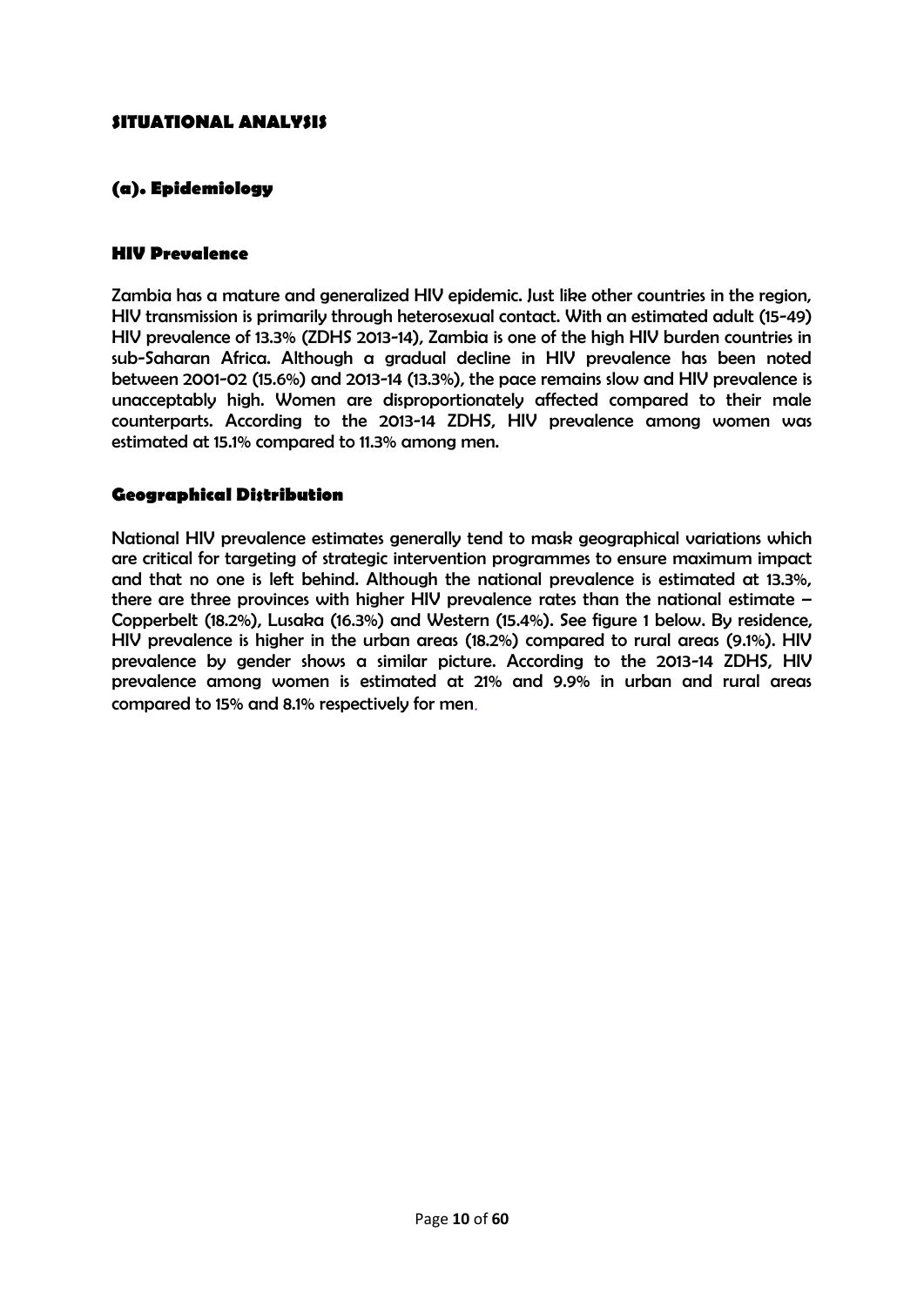## SITUATIONAL ANALYSIS

### (a). Epidemiology

#### HIV Prevalence

Zambia has a mature and generalized HIV epidemic. Just like other countries in the region, HIV transmission is primarily through heterosexual contact. With an estimated adult (15-49) HIV prevalence of 13.3% (ZDHS 2013-14), Zambia is one of the high HIV burden countries in sub-Saharan Africa. Although a gradual decline in HIV prevalence has been noted between 2001-02 (15.6%) and 2013-14 (13.3%), the pace remains slow and HIV prevalence is unacceptably high. Women are disproportionately affected compared to their male counterparts. According to the 2013-14 ZDHS, HIV prevalence among women was estimated at 15.1% compared to 11.3% among men.

#### Geographical Distribution

National HIV prevalence estimates generally tend to mask geographical variations which are critical for targeting of strategic intervention programmes to ensure maximum impact and that no one is left behind. Although the national prevalence is estimated at 13.3%, there are three provinces with higher HIV prevalence rates than the national estimate – Copperbelt (18.2%), Lusaka (16.3%) and Western (15.4%). See figure 1 below. By residence, HIV prevalence is higher in the urban areas (18.2%) compared to rural areas (9.1%). HIV prevalence by gender shows a similar picture. According to the 2013-14 ZDHS, HIV prevalence among women is estimated at 21% and 9.9% in urban and rural areas compared to 15% and 8.1% respectively for men.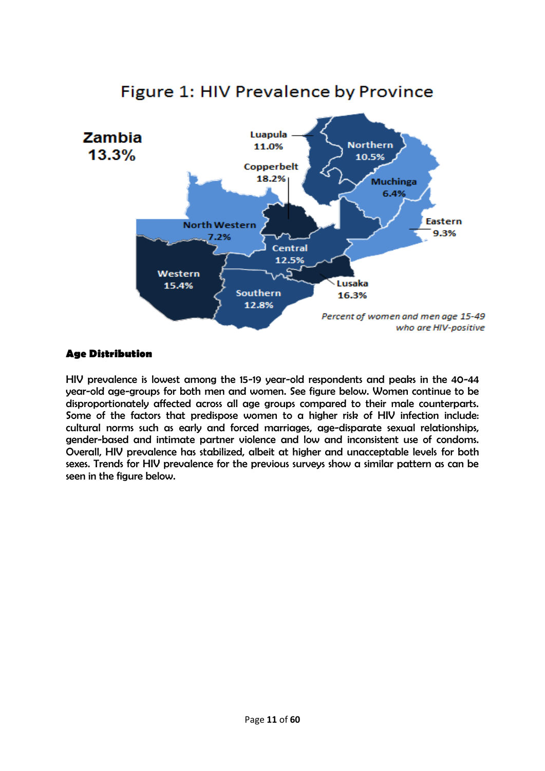Figure 1: HIV Prevalence by Province

Zambia 13.3%

Luapula 11.0%
Northern 10.5%
Copperbelt 18.2%
Muchinga 6.4%
North Western 7.2%
Eastern 9.3%
Central 12.5%
Western 15.4%
Lusaka 16.3%
Southern 12.8%

*Percent of women and men age 15-49 who are HIV-positive*

**Age Distribution**

HIV prevalence is lowest among the 15-19 year-old respondents and peaks in the 40-44 year-old age-groups for both men and women. See figure below. Women continue to be disproportionately affected across all age groups compared to their male counterparts. Some of the factors that predispose women to a higher risk of HIV infection include: cultural norms such as early and forced marriages, age-disparate sexual relationships, gender-based and intimate partner violence and low and inconsistent use of condoms. Overall, HIV prevalence has stabilized, albeit at higher and unacceptable levels for both sexes. Trends for HIV prevalence for the previous surveys show a similar pattern as can be seen in the figure below.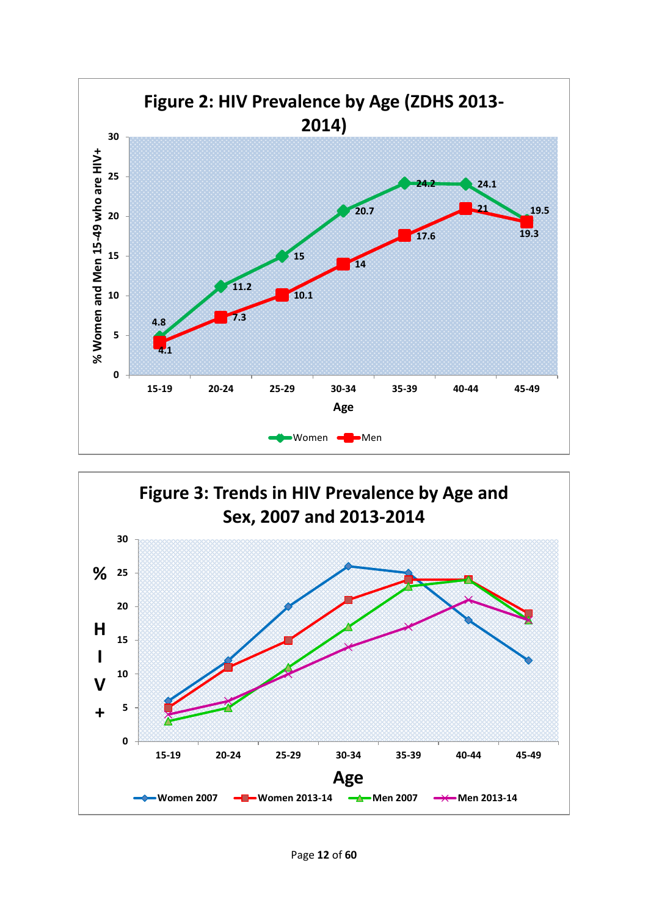**Figure 2: HIV Prevalence by Age (ZDHS 2013-2014)**

| Age | Women | Men |
|---|---|---|
| 15-19 | 4.8 | 4.1 |
| 20-24 | 11.2 | 7.3 |
| 25-29 | 15 | 10.1 |
| 30-34 | 20.7 | 14 |
| 35-39 | 24.2 | 17.6 |
| 40-44 | 24.1 | 21 |
| 45-49 | 19.5 | 19.3 |

**Figure 3: Trends in HIV Prevalence by Age and Sex, 2007 and 2013-2014**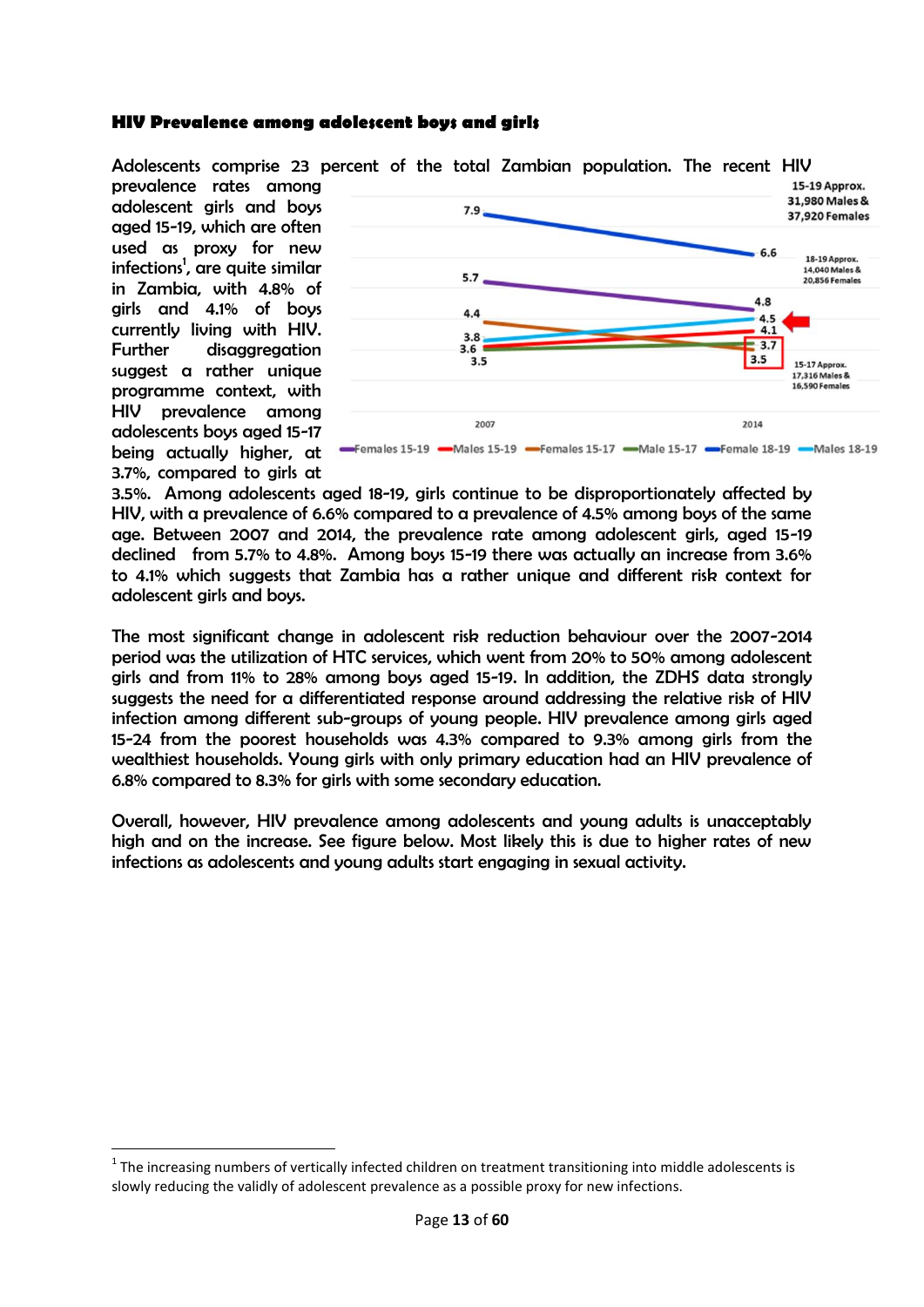### HIV Prevalence among adolescent boys and girls

Adolescents comprise 23 percent of the total Zambian population. The recent HIV prevalence rates among adolescent girls and boys aged 15-19, which are often used as proxy for new infections[1], are quite similar in Zambia, with 4.8% of girls and 4.1% of boys currently living with HIV. Further disaggregation suggest a rather unique programme context, with HIV prevalence among adolescents boys aged 15-17 being actually higher, at 3.7%, compared to girls at 3.5%. Among adolescents aged 18-19, girls continue to be disproportionately affected by HIV, with a prevalence of 6.6% compared to a prevalence of 4.5% among boys of the same age. Between 2007 and 2014, the prevalence rate among adolescent girls, aged 15-19 declined from 5.7% to 4.8%. Among boys 15-19 there was actually an increase from 3.6% to 4.1% which suggests that Zambia has a rather unique and different risk context for adolescent girls and boys.

The most significant change in adolescent risk reduction behaviour over the 2007-2014 period was the utilization of HTC services, which went from 20% to 50% among adolescent girls and from 11% to 28% among boys aged 15-19. In addition, the ZDHS data strongly suggests the need for a differentiated response around addressing the relative risk of HIV infection among different sub-groups of young people. HIV prevalence among girls aged 15-24 from the poorest households was 4.3% compared to 9.3% among girls from the wealthiest households. Young girls with only primary education had an HIV prevalence of 6.8% compared to 8.3% for girls with some secondary education.

Overall, however, HIV prevalence among adolescents and young adults is unacceptably high and on the increase. See figure below. Most likely this is due to higher rates of new infections as adolescents and young adults start engaging in sexual activity.

[1] The increasing numbers of vertically infected children on treatment transitioning into middle adolescents is slowly reducing the validly of adolescent prevalence as a possible proxy for new infections.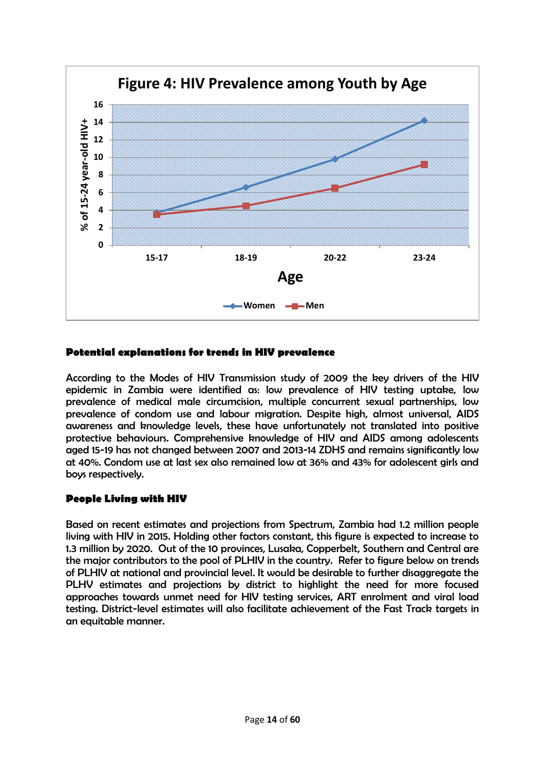**Figure 4: HIV Prevalence among Youth by Age**

**Potential explanations for trends in HIV prevalence**

According to the Modes of HIV Transmission study of 2009 the key drivers of the HIV epidemic in Zambia were identified as: low prevalence of HIV testing uptake, low prevalence of medical male circumcision, multiple concurrent sexual partnerships, low prevalence of condom use and labour migration. Despite high, almost universal, AIDS awareness and knowledge levels, these have unfortunately not translated into positive protective behaviours. Comprehensive knowledge of HIV and AIDS among adolescents aged 15-19 has not changed between 2007 and 2013-14 ZDHS and remains significantly low at 40%. Condom use at last sex also remained low at 36% and 43% for adolescent girls and boys respectively.

**People Living with HIV**

Based on recent estimates and projections from Spectrum, Zambia had 1.2 million people living with HIV in 2015. Holding other factors constant, this figure is expected to increase to 1.3 million by 2020. Out of the 10 provinces, Lusaka, Copperbelt, Southern and Central are the major contributors to the pool of PLHIV in the country. Refer to figure below on trends of PLHIV at national and provincial level. It would be desirable to further disaggregate the PLHV estimates and projections by district to highlight the need for more focused approaches towards unmet need for HIV testing services, ART enrolment and viral load testing. District-level estimates will also facilitate achievement of the Fast Track targets in an equitable manner.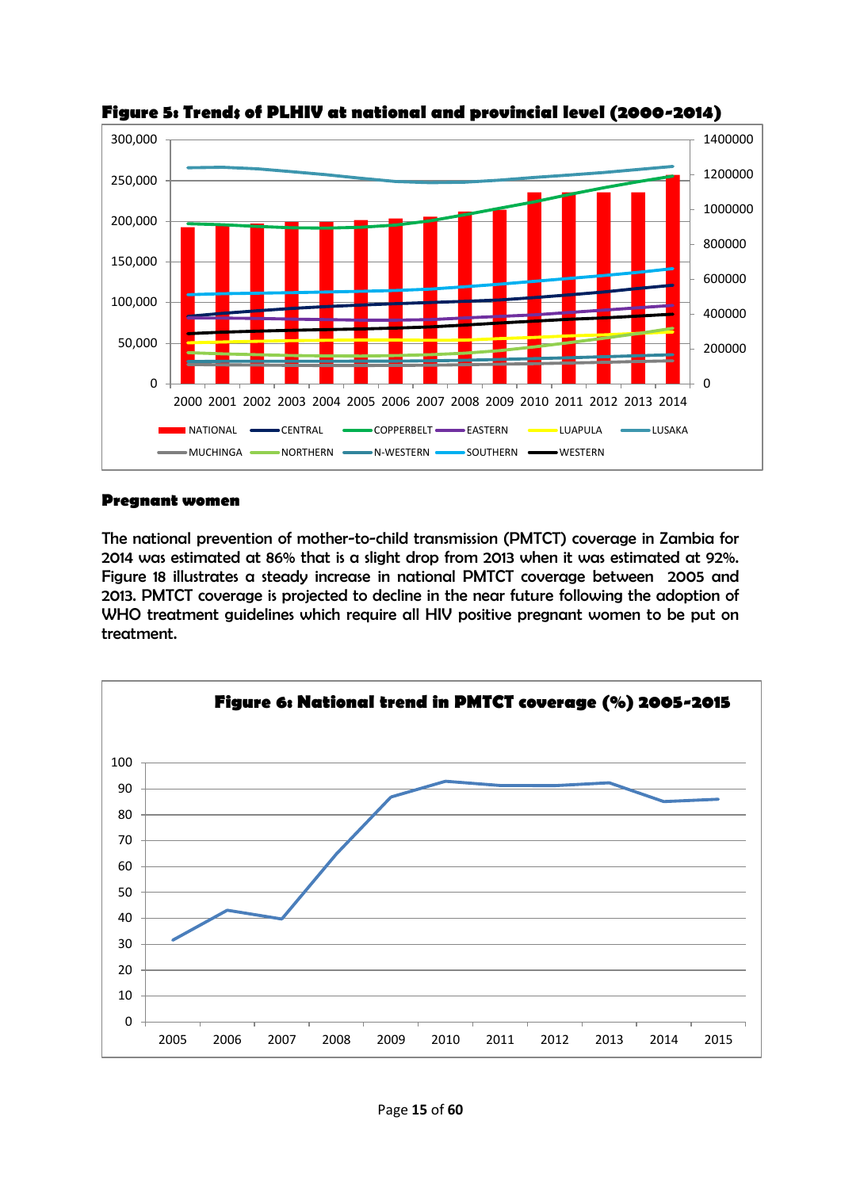**Figure 5: Trends of PLHIV at national and provincial level (2000-2014)**

**Pregnant women**

The national prevention of mother-to-child transmission (PMTCT) coverage in Zambia for 2014 was estimated at 86% that is a slight drop from 2013 when it was estimated at 92%. Figure 18 illustrates a steady increase in national PMTCT coverage between 2005 and 2013. PMTCT coverage is projected to decline in the near future following the adoption of WHO treatment guidelines which require all HIV positive pregnant women to be put on treatment.

**Figure 6: National trend in PMTCT coverage (%) 2005-2015**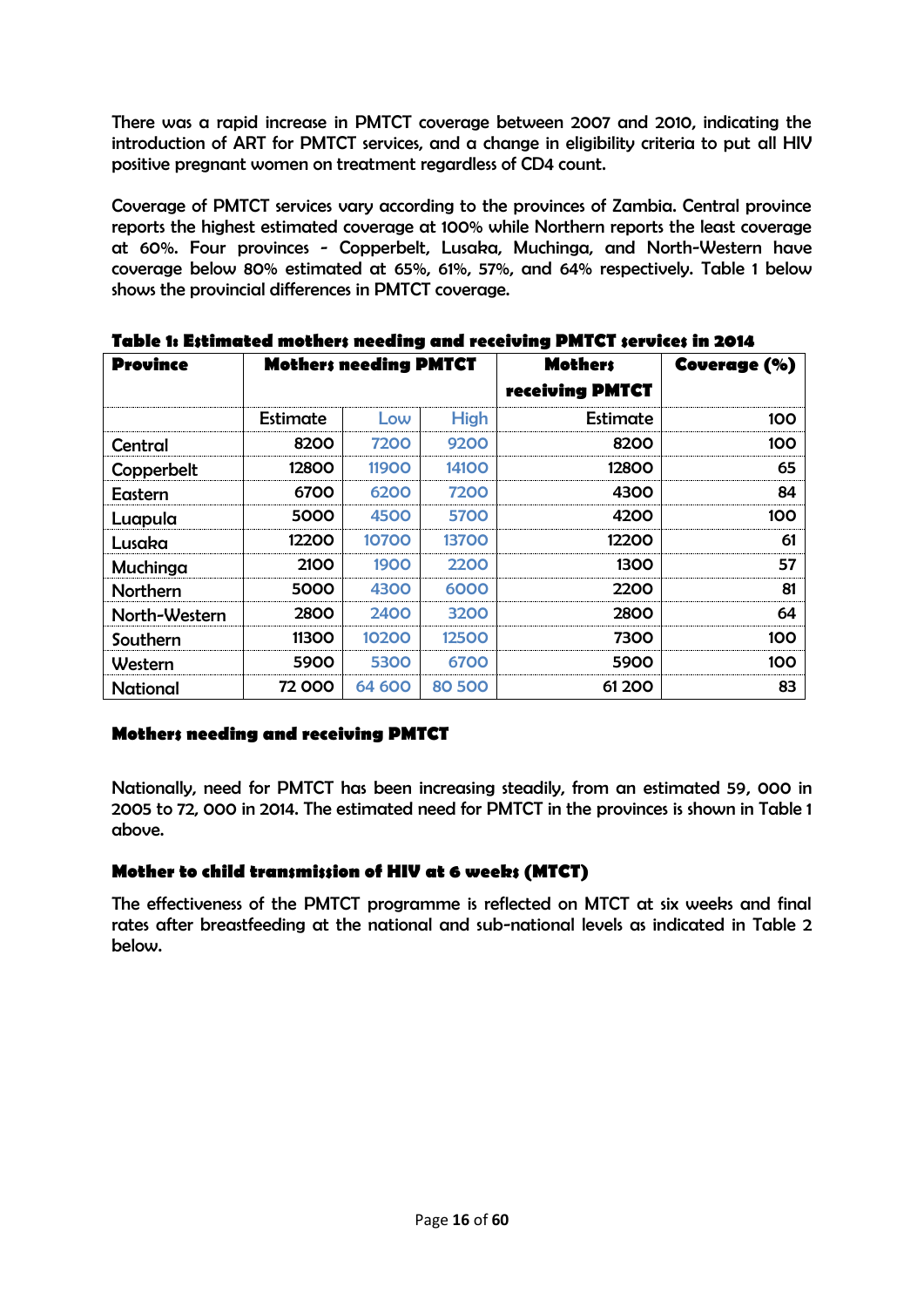There was a rapid increase in PMTCT coverage between 2007 and 2010, indicating the introduction of ART for PMTCT services, and a change in eligibility criteria to put all HIV positive pregnant women on treatment regardless of CD4 count.

Coverage of PMTCT services vary according to the provinces of Zambia. Central province reports the highest estimated coverage at 100% while Northern reports the least coverage at 60%. Four provinces - Copperbelt, Lusaka, Muchinga, and North-Western have coverage below 80% estimated at 65%, 61%, 57%, and 64% respectively. Table 1 below shows the provincial differences in PMTCT coverage.

**Table 1: Estimated mothers needing and receiving PMTCT services in 2014**

| Province | Mothers needing PMTCT | | | Mothers receiving PMTCT | Coverage (%) |
|---|---|---|---|---|---|
| | Estimate | Low | High | Estimate | 100 |
| Central | 8200 | 7200 | 9200 | 8200 | 100 |
| Copperbelt | 12800 | 11900 | 14100 | 12800 | 65 |
| Eastern | 6700 | 6200 | 7200 | 4300 | 84 |
| Luapula | 5000 | 4500 | 5700 | 4200 | 100 |
| Lusaka | 12200 | 10700 | 13700 | 12200 | 61 |
| Muchinga | 2100 | 1900 | 2200 | 1300 | 57 |
| Northern | 5000 | 4300 | 6000 | 2200 | 81 |
| North-Western | 2800 | 2400 | 3200 | 2800 | 64 |
| Southern | 11300 | 10200 | 12500 | 7300 | 100 |
| Western | 5900 | 5300 | 6700 | 5900 | 100 |
| National | 72 000 | 64 600 | 80 500 | 61 200 | 83 |

### Mothers needing and receiving PMTCT

Nationally, need for PMTCT has been increasing steadily, from an estimated 59, 000 in 2005 to 72, 000 in 2014. The estimated need for PMTCT in the provinces is shown in Table 1 above.

### Mother to child transmission of HIV at 6 weeks (MTCT)

The effectiveness of the PMTCT programme is reflected on MTCT at six weeks and final rates after breastfeeding at the national and sub-national levels as indicated in Table 2 below.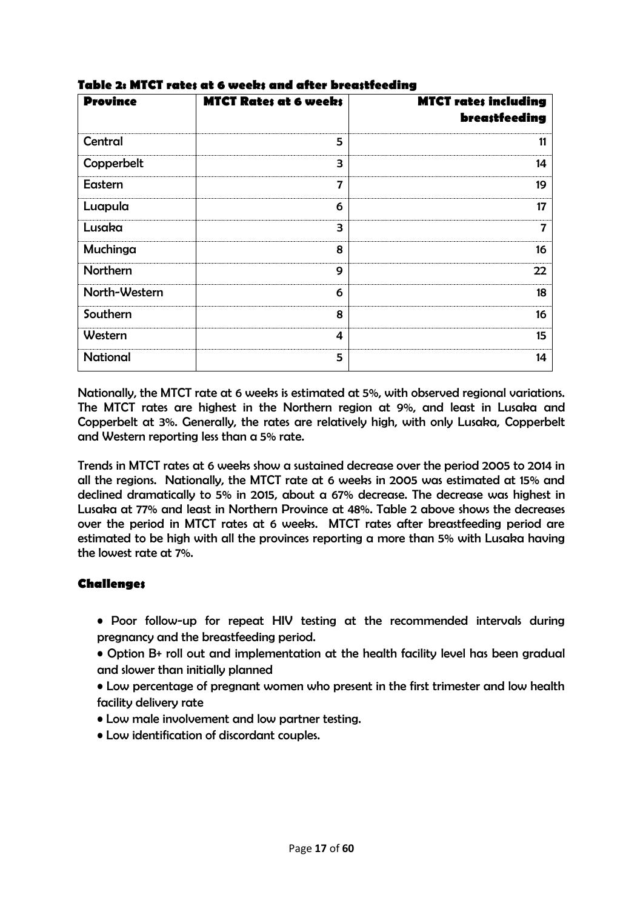**Table 2: MTCT rates at 6 weeks and after breastfeeding**

| Province | MTCT Rates at 6 weeks | MTCT rates including breastfeeding |
|---|---|---|
| Central | 5 | 11 |
| Copperbelt | 3 | 14 |
| Eastern | 7 | 19 |
| Luapula | 6 | 17 |
| Lusaka | 3 | 7 |
| Muchinga | 8 | 16 |
| Northern | 9 | 22 |
| North-Western | 6 | 18 |
| Southern | 8 | 16 |
| Western | 4 | 15 |
| National | 5 | 14 |

Nationally, the MTCT rate at 6 weeks is estimated at 5%, with observed regional variations. The MTCT rates are highest in the Northern region at 9%, and least in Lusaka and Copperbelt at 3%. Generally, the rates are relatively high, with only Lusaka, Copperbelt and Western reporting less than a 5% rate.

Trends in MTCT rates at 6 weeks show a sustained decrease over the period 2005 to 2014 in all the regions. Nationally, the MTCT rate at 6 weeks in 2005 was estimated at 15% and declined dramatically to 5% in 2015, about a 67% decrease. The decrease was highest in Lusaka at 77% and least in Northern Province at 48%. Table 2 above shows the decreases over the period in MTCT rates at 6 weeks. MTCT rates after breastfeeding period are estimated to be high with all the provinces reporting a more than 5% with Lusaka having the lowest rate at 7%.

### Challenges

- Poor follow-up for repeat HIV testing at the recommended intervals during pregnancy and the breastfeeding period.
- Option B+ roll out and implementation at the health facility level has been gradual and slower than initially planned
- Low percentage of pregnant women who present in the first trimester and low health facility delivery rate
- Low male involvement and low partner testing.
- Low identification of discordant couples.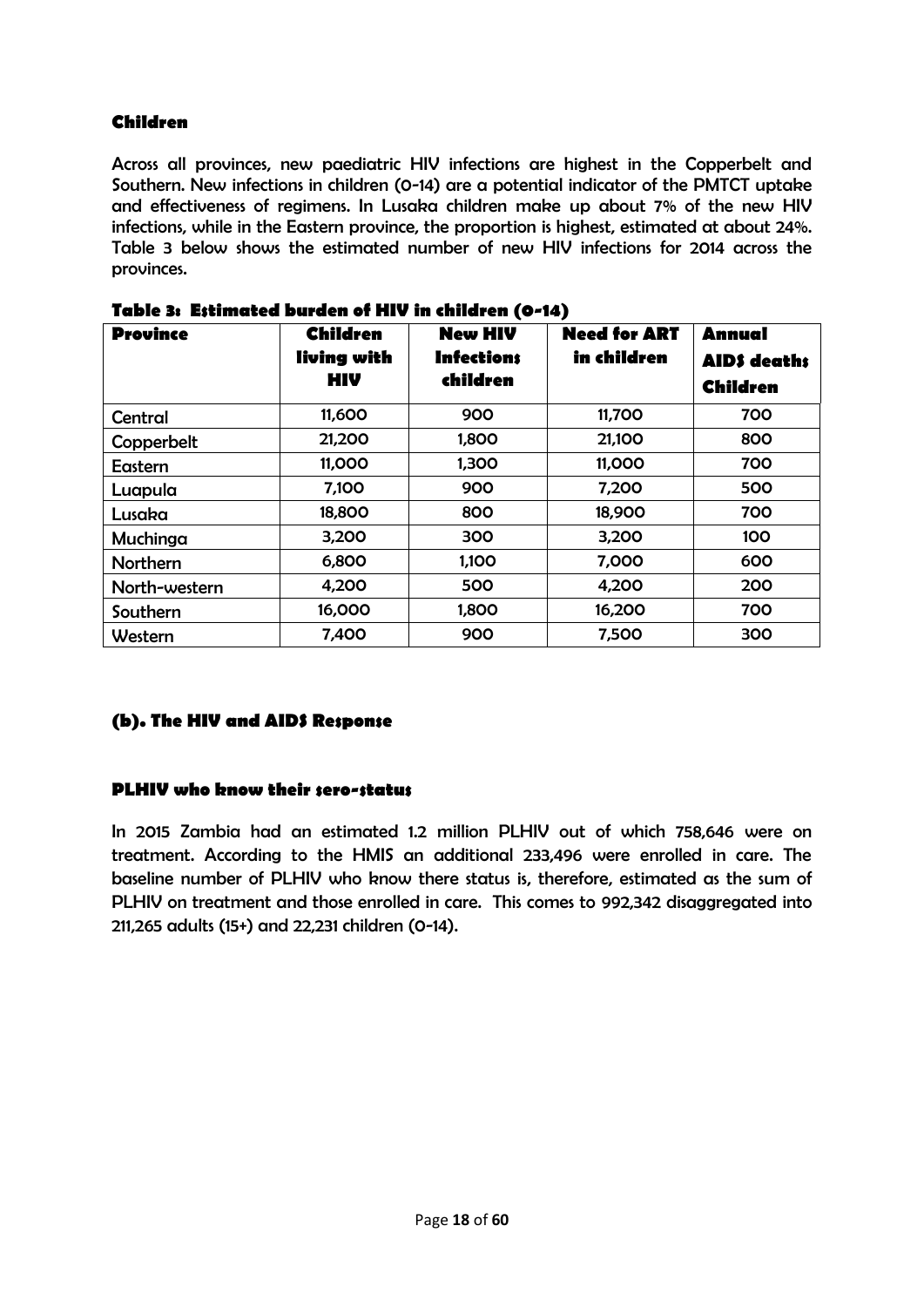### Children

Across all provinces, new paediatric HIV infections are highest in the Copperbelt and Southern. New infections in children (0-14) are a potential indicator of the PMTCT uptake and effectiveness of regimens. In Lusaka children make up about 7% of the new HIV infections, while in the Eastern province, the proportion is highest, estimated at about 24%. Table 3 below shows the estimated number of new HIV infections for 2014 across the provinces.

**Table 3: Estimated burden of HIV in children (0-14)**

| Province | Children living with HIV | New HIV Infections children | Need for ART in children | Annual AIDS deaths Children |
|---|---|---|---|---|
| Central | 11,600 | 900 | 11,700 | 700 |
| Copperbelt | 21,200 | 1,800 | 21,100 | 800 |
| Eastern | 11,000 | 1,300 | 11,000 | 700 |
| Luapula | 7,100 | 900 | 7,200 | 500 |
| Lusaka | 18,800 | 800 | 18,900 | 700 |
| Muchinga | 3,200 | 300 | 3,200 | 100 |
| Northern | 6,800 | 1,100 | 7,000 | 600 |
| North-western | 4,200 | 500 | 4,200 | 200 |
| Southern | 16,000 | 1,800 | 16,200 | 700 |
| Western | 7,400 | 900 | 7,500 | 300 |

## (b). The HIV and AIDS Response

### PLHIV who know their sero-status

In 2015 Zambia had an estimated 1.2 million PLHIV out of which 758,646 were on treatment. According to the HMIS an additional 233,496 were enrolled in care. The baseline number of PLHIV who know there status is, therefore, estimated as the sum of PLHIV on treatment and those enrolled in care. This comes to 992,342 disaggregated into 211,265 adults (15+) and 22,231 children (0-14).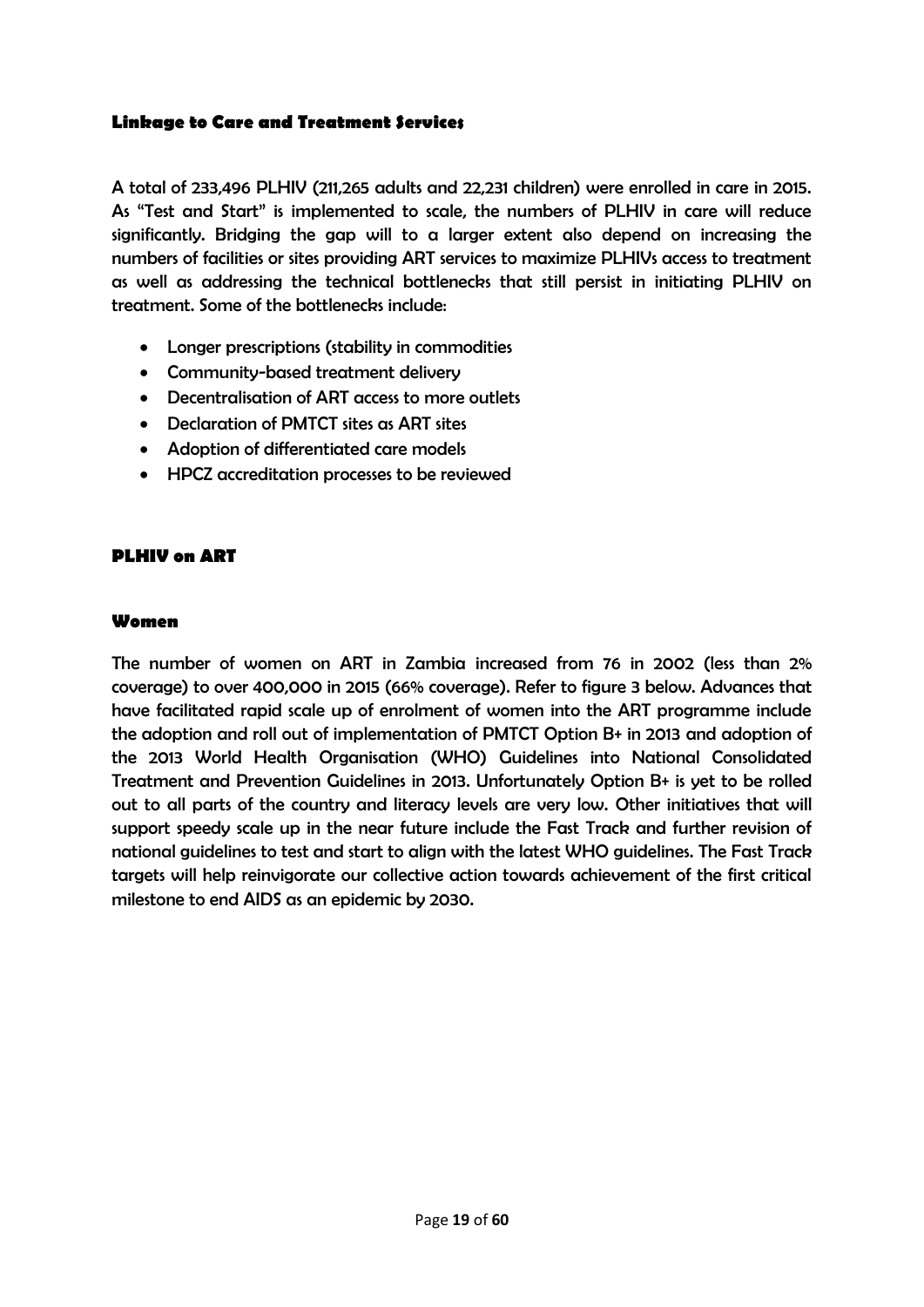### Linkage to Care and Treatment Services

A total of 233,496 PLHIV (211,265 adults and 22,231 children) were enrolled in care in 2015. As "Test and Start" is implemented to scale, the numbers of PLHIV in care will reduce significantly. Bridging the gap will to a larger extent also depend on increasing the numbers of facilities or sites providing ART services to maximize PLHIVs access to treatment as well as addressing the technical bottlenecks that still persist in initiating PLHIV on treatment. Some of the bottlenecks include:

- Longer prescriptions (stability in commodities
- Community-based treatment delivery
- Decentralisation of ART access to more outlets
- Declaration of PMTCT sites as ART sites
- Adoption of differentiated care models
- HPCZ accreditation processes to be reviewed

### PLHIV on ART

#### Women

The number of women on ART in Zambia increased from 76 in 2002 (less than 2% coverage) to over 400,000 in 2015 (66% coverage). Refer to figure 3 below. Advances that have facilitated rapid scale up of enrolment of women into the ART programme include the adoption and roll out of implementation of PMTCT Option B+ in 2013 and adoption of the 2013 World Health Organisation (WHO) Guidelines into National Consolidated Treatment and Prevention Guidelines in 2013. Unfortunately Option B+ is yet to be rolled out to all parts of the country and literacy levels are very low. Other initiatives that will support speedy scale up in the near future include the Fast Track and further revision of national guidelines to test and start to align with the latest WHO guidelines. The Fast Track targets will help reinvigorate our collective action towards achievement of the first critical milestone to end AIDS as an epidemic by 2030.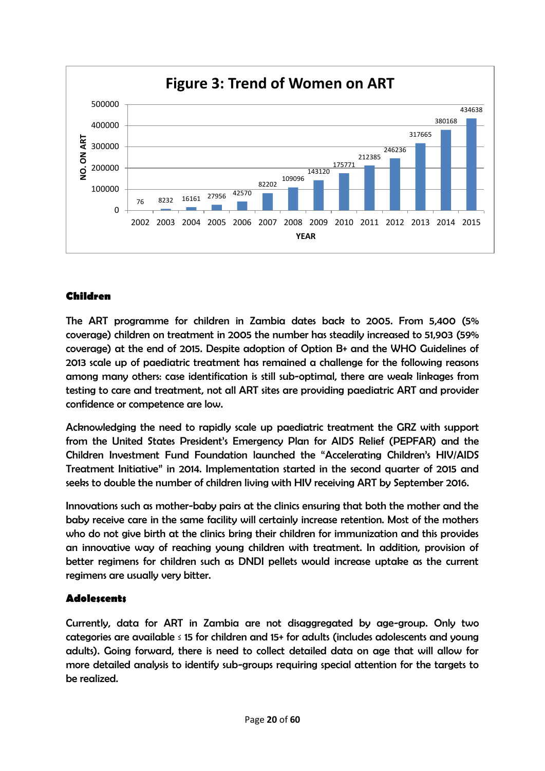**Figure 3: Trend of Women on ART**

| YEAR | NO. ON ART |
|---|---|
| 2002 | 76 |
| 2003 | 8232 |
| 2004 | 16161 |
| 2005 | 27956 |
| 2006 | 42570 |
| 2007 | 82202 |
| 2008 | 109096 |
| 2009 | 143120 |
| 2010 | 175771 |
| 2011 | 212385 |
| 2012 | 246236 |
| 2013 | 317665 |
| 2014 | 380168 |
| 2015 | 434638 |

## Children

The ART programme for children in Zambia dates back to 2005. From 5,400 (5% coverage) children on treatment in 2005 the number has steadily increased to 51,903 (59% coverage) at the end of 2015. Despite adoption of Option B+ and the WHO Guidelines of 2013 scale up of paediatric treatment has remained a challenge for the following reasons among many others: case identification is still sub-optimal, there are weak linkages from testing to care and treatment, not all ART sites are providing paediatric ART and provider confidence or competence are low.

Acknowledging the need to rapidly scale up paediatric treatment the GRZ with support from the United States President's Emergency Plan for AIDS Relief (PEPFAR) and the Children Investment Fund Foundation launched the "Accelerating Children's HIV/AIDS Treatment Initiative" in 2014. Implementation started in the second quarter of 2015 and seeks to double the number of children living with HIV receiving ART by September 2016.

Innovations such as mother-baby pairs at the clinics ensuring that both the mother and the baby receive care in the same facility will certainly increase retention. Most of the mothers who do not give birth at the clinics bring their children for immunization and this provides an innovative way of reaching young children with treatment. In addition, provision of better regimens for children such as DNDI pellets would increase uptake as the current regimens are usually very bitter.

## Adolescents

Currently, data for ART in Zambia are not disaggregated by age-group. Only two categories are available ≤ 15 for children and 15+ for adults (includes adolescents and young adults). Going forward, there is need to collect detailed data on age that will allow for more detailed analysis to identify sub-groups requiring special attention for the targets to be realized.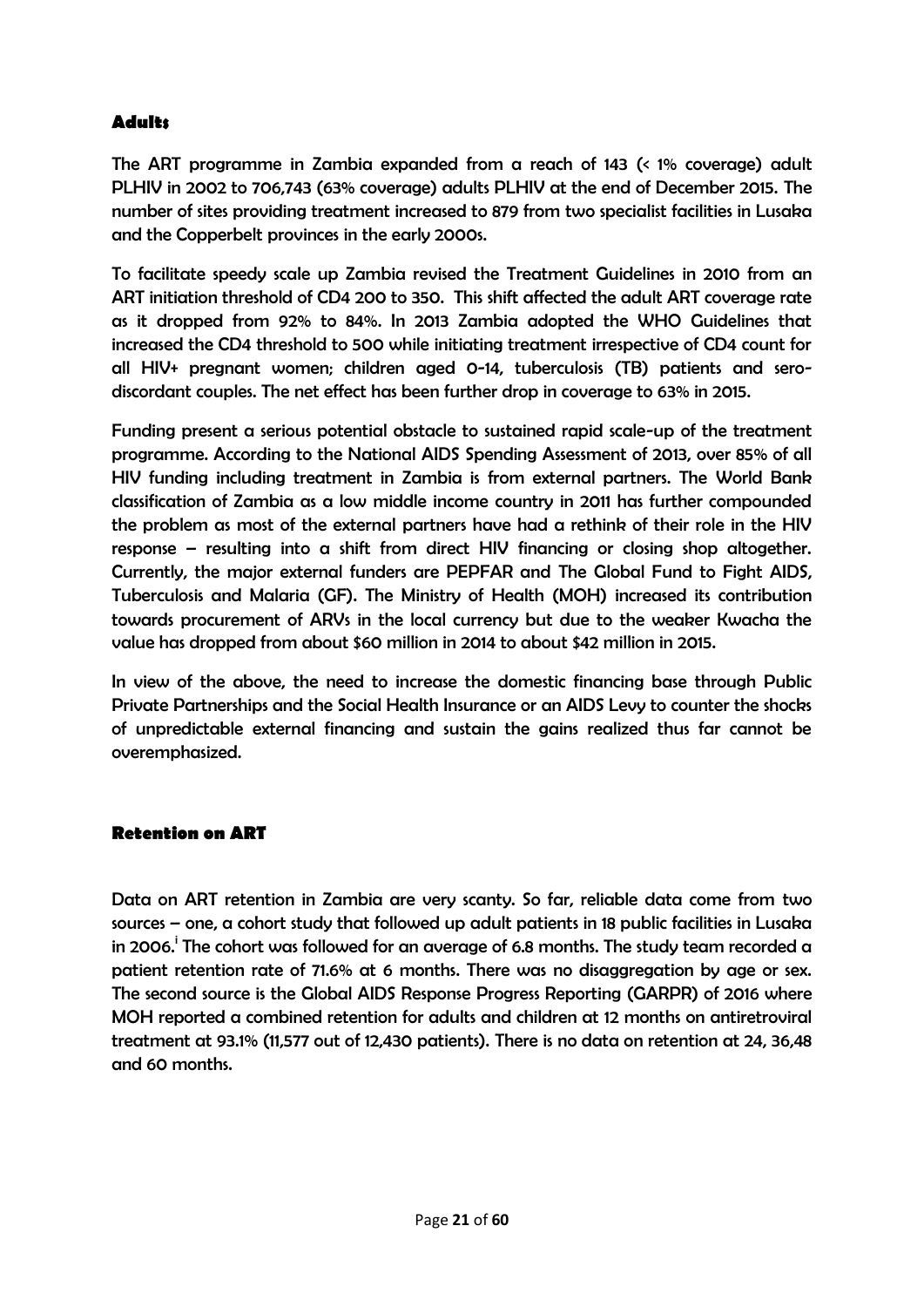### Adults

The ART programme in Zambia expanded from a reach of 143 (< 1% coverage) adult PLHIV in 2002 to 706,743 (63% coverage) adults PLHIV at the end of December 2015. The number of sites providing treatment increased to 879 from two specialist facilities in Lusaka and the Copperbelt provinces in the early 2000s.

To facilitate speedy scale up Zambia revised the Treatment Guidelines in 2010 from an ART initiation threshold of CD4 200 to 350. This shift affected the adult ART coverage rate as it dropped from 92% to 84%. In 2013 Zambia adopted the WHO Guidelines that increased the CD4 threshold to 500 while initiating treatment irrespective of CD4 count for all HIV+ pregnant women; children aged 0-14, tuberculosis (TB) patients and sero-discordant couples. The net effect has been further drop in coverage to 63% in 2015.

Funding present a serious potential obstacle to sustained rapid scale-up of the treatment programme. According to the National AIDS Spending Assessment of 2013, over 85% of all HIV funding including treatment in Zambia is from external partners. The World Bank classification of Zambia as a low middle income country in 2011 has further compounded the problem as most of the external partners have had a rethink of their role in the HIV response – resulting into a shift from direct HIV financing or closing shop altogether. Currently, the major external funders are PEPFAR and The Global Fund to Fight AIDS, Tuberculosis and Malaria (GF). The Ministry of Health (MOH) increased its contribution towards procurement of ARVs in the local currency but due to the weaker Kwacha the value has dropped from about $60 million in 2014 to about $42 million in 2015.

In view of the above, the need to increase the domestic financing base through Public Private Partnerships and the Social Health Insurance or an AIDS Levy to counter the shocks of unpredictable external financing and sustain the gains realized thus far cannot be overemphasized.

### Retention on ART

Data on ART retention in Zambia are very scanty. So far, reliable data come from two sources – one, a cohort study that followed up adult patients in 18 public facilities in Lusaka in 2006.[i] The cohort was followed for an average of 6.8 months. The study team recorded a patient retention rate of 71.6% at 6 months. There was no disaggregation by age or sex. The second source is the Global AIDS Response Progress Reporting (GARPR) of 2016 where MOH reported a combined retention for adults and children at 12 months on antiretroviral treatment at 93.1% (11,577 out of 12,430 patients). There is no data on retention at 24, 36,48 and 60 months.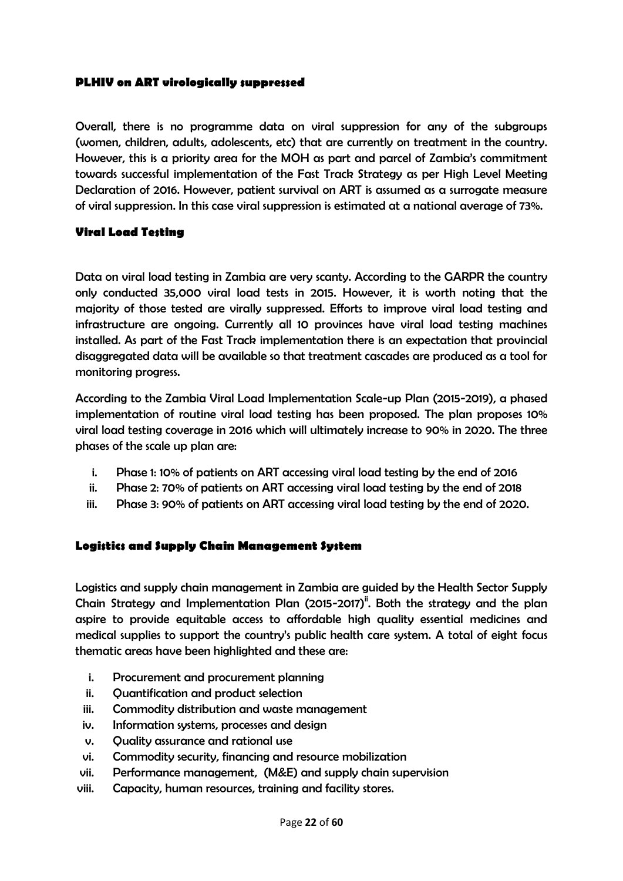### PLHIV on ART virologically suppressed

Overall, there is no programme data on viral suppression for any of the subgroups (women, children, adults, adolescents, etc) that are currently on treatment in the country. However, this is a priority area for the MOH as part and parcel of Zambia's commitment towards successful implementation of the Fast Track Strategy as per High Level Meeting Declaration of 2016. However, patient survival on ART is assumed as a surrogate measure of viral suppression. In this case viral suppression is estimated at a national average of 73%.

### Viral Load Testing

Data on viral load testing in Zambia are very scanty. According to the GARPR the country only conducted 35,000 viral load tests in 2015. However, it is worth noting that the majority of those tested are virally suppressed. Efforts to improve viral load testing and infrastructure are ongoing. Currently all 10 provinces have viral load testing machines installed. As part of the Fast Track implementation there is an expectation that provincial disaggregated data will be available so that treatment cascades are produced as a tool for monitoring progress.

According to the Zambia Viral Load Implementation Scale-up Plan (2015-2019), a phased implementation of routine viral load testing has been proposed. The plan proposes 10% viral load testing coverage in 2016 which will ultimately increase to 90% in 2020. The three phases of the scale up plan are:

i. Phase 1: 10% of patients on ART accessing viral load testing by the end of 2016
ii. Phase 2: 70% of patients on ART accessing viral load testing by the end of 2018
iii. Phase 3: 90% of patients on ART accessing viral load testing by the end of 2020.

### Logistics and Supply Chain Management System

Logistics and supply chain management in Zambia are guided by the Health Sector Supply Chain Strategy and Implementation Plan (2015-2017)[ii]. Both the strategy and the plan aspire to provide equitable access to affordable high quality essential medicines and medical supplies to support the country's public health care system. A total of eight focus thematic areas have been highlighted and these are:

i. Procurement and procurement planning
ii. Quantification and product selection
iii. Commodity distribution and waste management
iv. Information systems, processes and design
v. Quality assurance and rational use
vi. Commodity security, financing and resource mobilization
vii. Performance management, (M&E) and supply chain supervision
viii. Capacity, human resources, training and facility stores.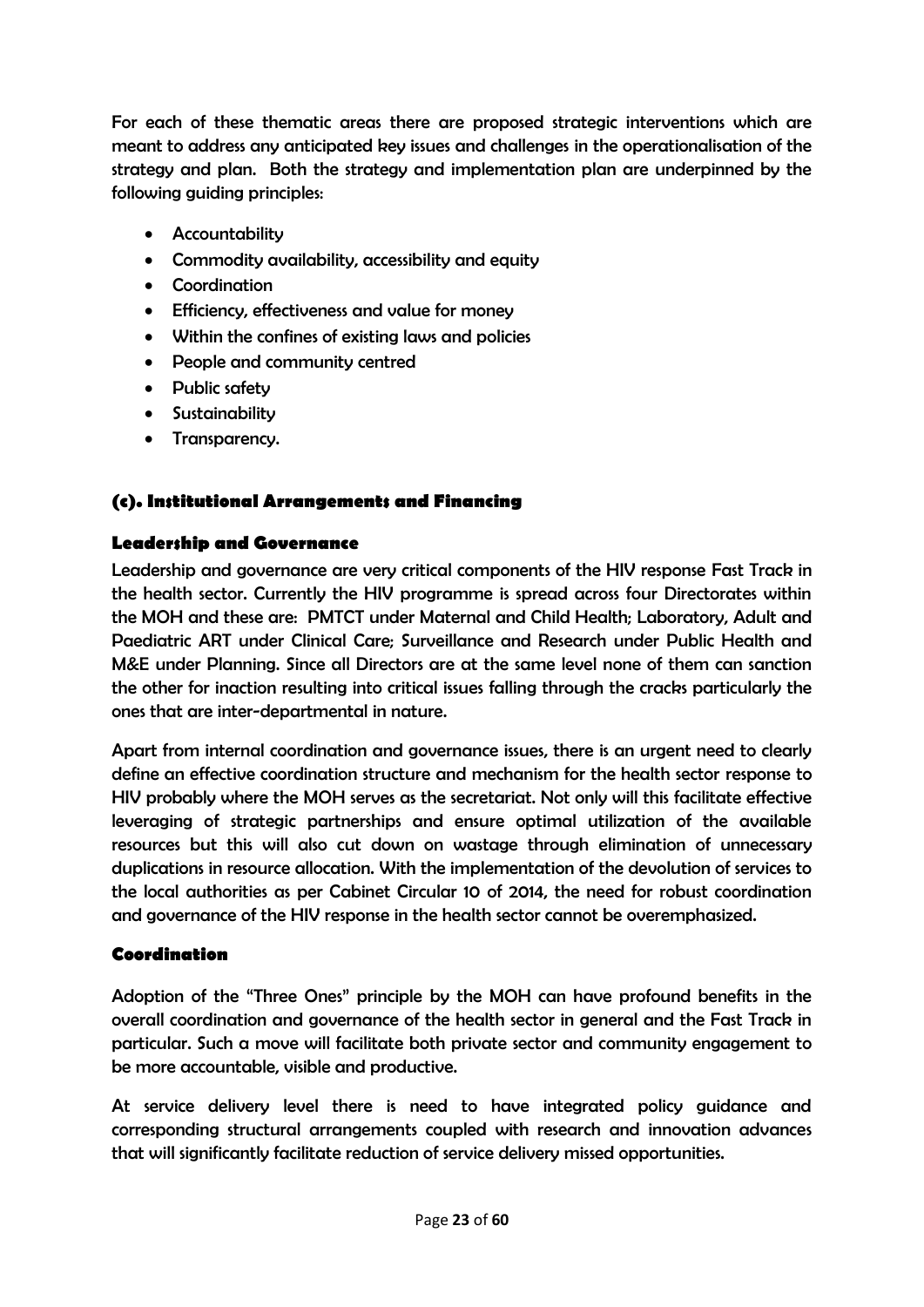For each of these thematic areas there are proposed strategic interventions which are meant to address any anticipated key issues and challenges in the operationalisation of the strategy and plan. Both the strategy and implementation plan are underpinned by the following guiding principles:

- Accountability
- Commodity availability, accessibility and equity
- Coordination
- Efficiency, effectiveness and value for money
- Within the confines of existing laws and policies
- People and community centred
- Public safety
- Sustainability
- Transparency.

### (c). Institutional Arrangements and Financing

#### Leadership and Governance

Leadership and governance are very critical components of the HIV response Fast Track in the health sector. Currently the HIV programme is spread across four Directorates within the MOH and these are: PMTCT under Maternal and Child Health; Laboratory, Adult and Paediatric ART under Clinical Care; Surveillance and Research under Public Health and M&E under Planning. Since all Directors are at the same level none of them can sanction the other for inaction resulting into critical issues falling through the cracks particularly the ones that are inter-departmental in nature.

Apart from internal coordination and governance issues, there is an urgent need to clearly define an effective coordination structure and mechanism for the health sector response to HIV probably where the MOH serves as the secretariat. Not only will this facilitate effective leveraging of strategic partnerships and ensure optimal utilization of the available resources but this will also cut down on wastage through elimination of unnecessary duplications in resource allocation. With the implementation of the devolution of services to the local authorities as per Cabinet Circular 10 of 2014, the need for robust coordination and governance of the HIV response in the health sector cannot be overemphasized.

#### Coordination

Adoption of the "Three Ones" principle by the MOH can have profound benefits in the overall coordination and governance of the health sector in general and the Fast Track in particular. Such a move will facilitate both private sector and community engagement to be more accountable, visible and productive.

At service delivery level there is need to have integrated policy guidance and corresponding structural arrangements coupled with research and innovation advances that will significantly facilitate reduction of service delivery missed opportunities.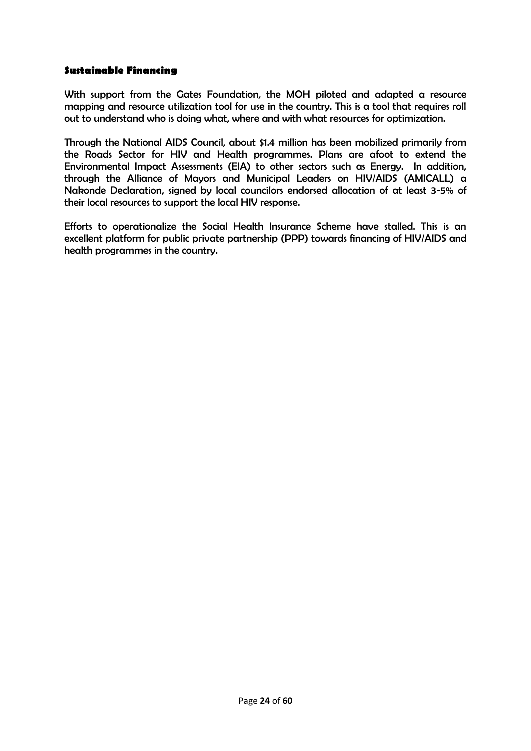### Sustainable Financing

With support from the Gates Foundation, the MOH piloted and adapted a resource mapping and resource utilization tool for use in the country. This is a tool that requires roll out to understand who is doing what, where and with what resources for optimization.

Through the National AIDS Council, about $1.4 million has been mobilized primarily from the Roads Sector for HIV and Health programmes. Plans are afoot to extend the Environmental Impact Assessments (EIA) to other sectors such as Energy. In addition, through the Alliance of Mayors and Municipal Leaders on HIV/AIDS (AMICALL) a Nakonde Declaration, signed by local councilors endorsed allocation of at least 3-5% of their local resources to support the local HIV response.

Efforts to operationalize the Social Health Insurance Scheme have stalled. This is an excellent platform for public private partnership (PPP) towards financing of HIV/AIDS and health programmes in the country.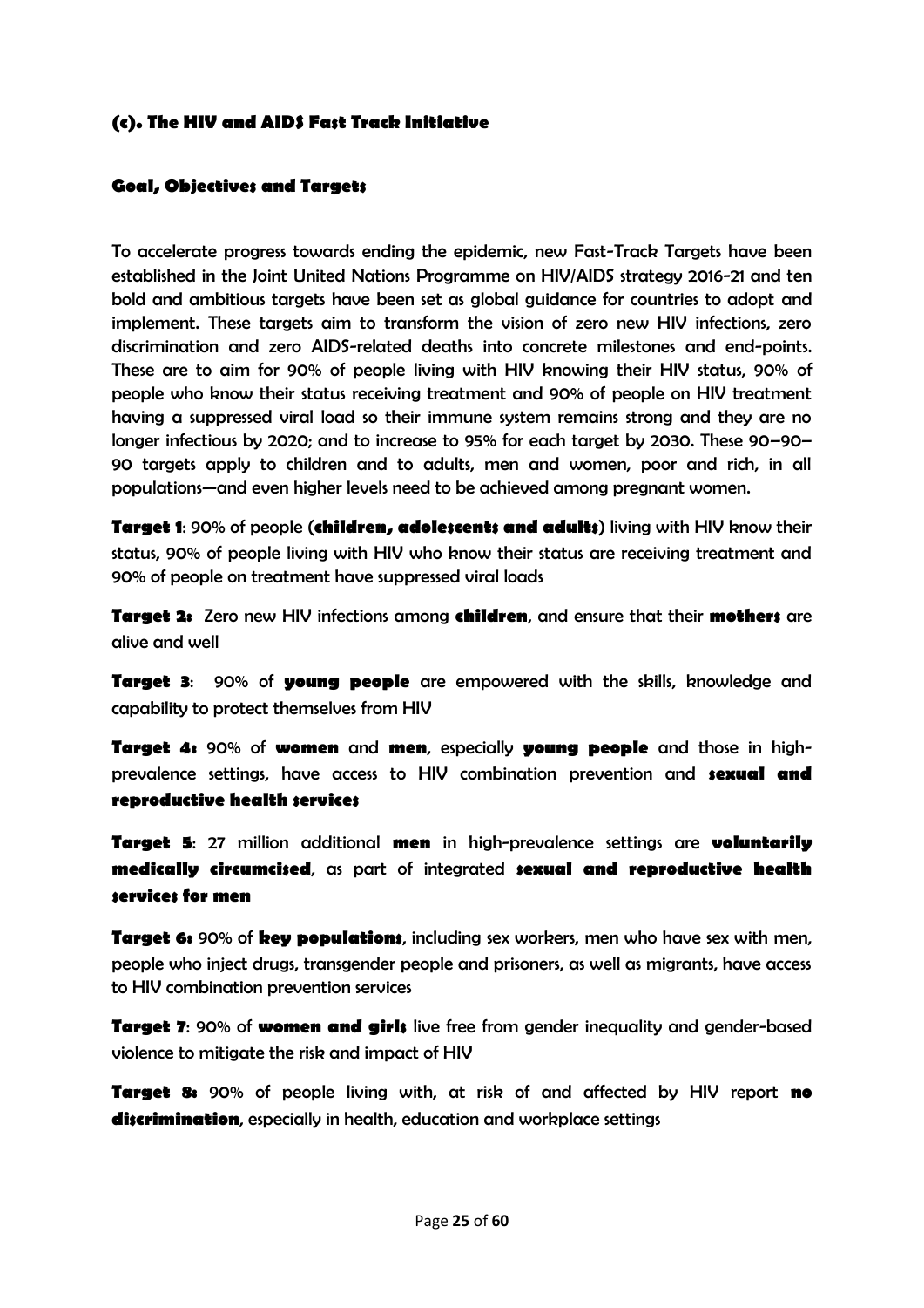### (c). The HIV and AIDS Fast Track Initiative

#### Goal, Objectives and Targets

To accelerate progress towards ending the epidemic, new Fast-Track Targets have been established in the Joint United Nations Programme on HIV/AIDS strategy 2016-21 and ten bold and ambitious targets have been set as global guidance for countries to adopt and implement. These targets aim to transform the vision of zero new HIV infections, zero discrimination and zero AIDS-related deaths into concrete milestones and end-points. These are to aim for 90% of people living with HIV knowing their HIV status, 90% of people who know their status receiving treatment and 90% of people on HIV treatment having a suppressed viral load so their immune system remains strong and they are no longer infectious by 2020; and to increase to 95% for each target by 2030. These 90–90–90 targets apply to children and to adults, men and women, poor and rich, in all populations—and even higher levels need to be achieved among pregnant women.

**Target 1**: 90% of people (**children, adolescents and adults**) living with HIV know their status, 90% of people living with HIV who know their status are receiving treatment and 90% of people on treatment have suppressed viral loads

**Target 2:** Zero new HIV infections among **children**, and ensure that their **mothers** are alive and well

**Target 3**: 90% of **young people** are empowered with the skills, knowledge and capability to protect themselves from HIV

**Target 4:** 90% of **women** and **men**, especially **young people** and those in high-prevalence settings, have access to HIV combination prevention and **sexual and reproductive health services**

**Target 5**: 27 million additional **men** in high-prevalence settings are **voluntarily medically circumcised**, as part of integrated **sexual and reproductive health services for men**

**Target 6:** 90% of **key populations**, including sex workers, men who have sex with men, people who inject drugs, transgender people and prisoners, as well as migrants, have access to HIV combination prevention services

**Target 7**: 90% of **women and girls** live free from gender inequality and gender-based violence to mitigate the risk and impact of HIV

**Target 8:** 90% of people living with, at risk of and affected by HIV report **no discrimination**, especially in health, education and workplace settings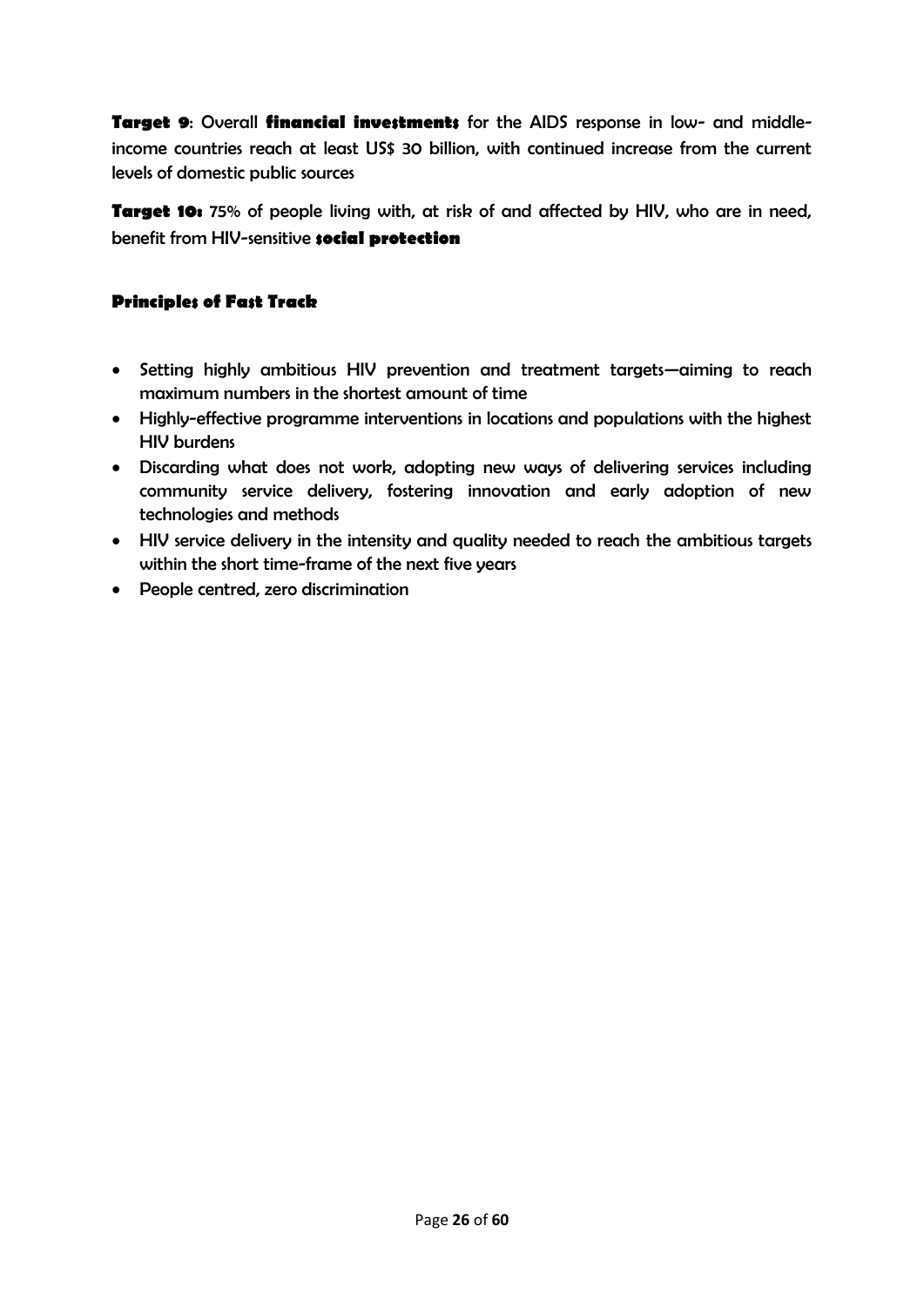**Target 9**: Overall **financial investments** for the AIDS response in low- and middle-income countries reach at least US$ 30 billion, with continued increase from the current levels of domestic public sources

**Target 10:** 75% of people living with, at risk of and affected by HIV, who are in need, benefit from HIV-sensitive **social protection**

### Principles of Fast Track

- Setting highly ambitious HIV prevention and treatment targets—aiming to reach maximum numbers in the shortest amount of time
- Highly-effective programme interventions in locations and populations with the highest HIV burdens
- Discarding what does not work, adopting new ways of delivering services including community service delivery, fostering innovation and early adoption of new technologies and methods
- HIV service delivery in the intensity and quality needed to reach the ambitious targets within the short time-frame of the next five years
- People centred, zero discrimination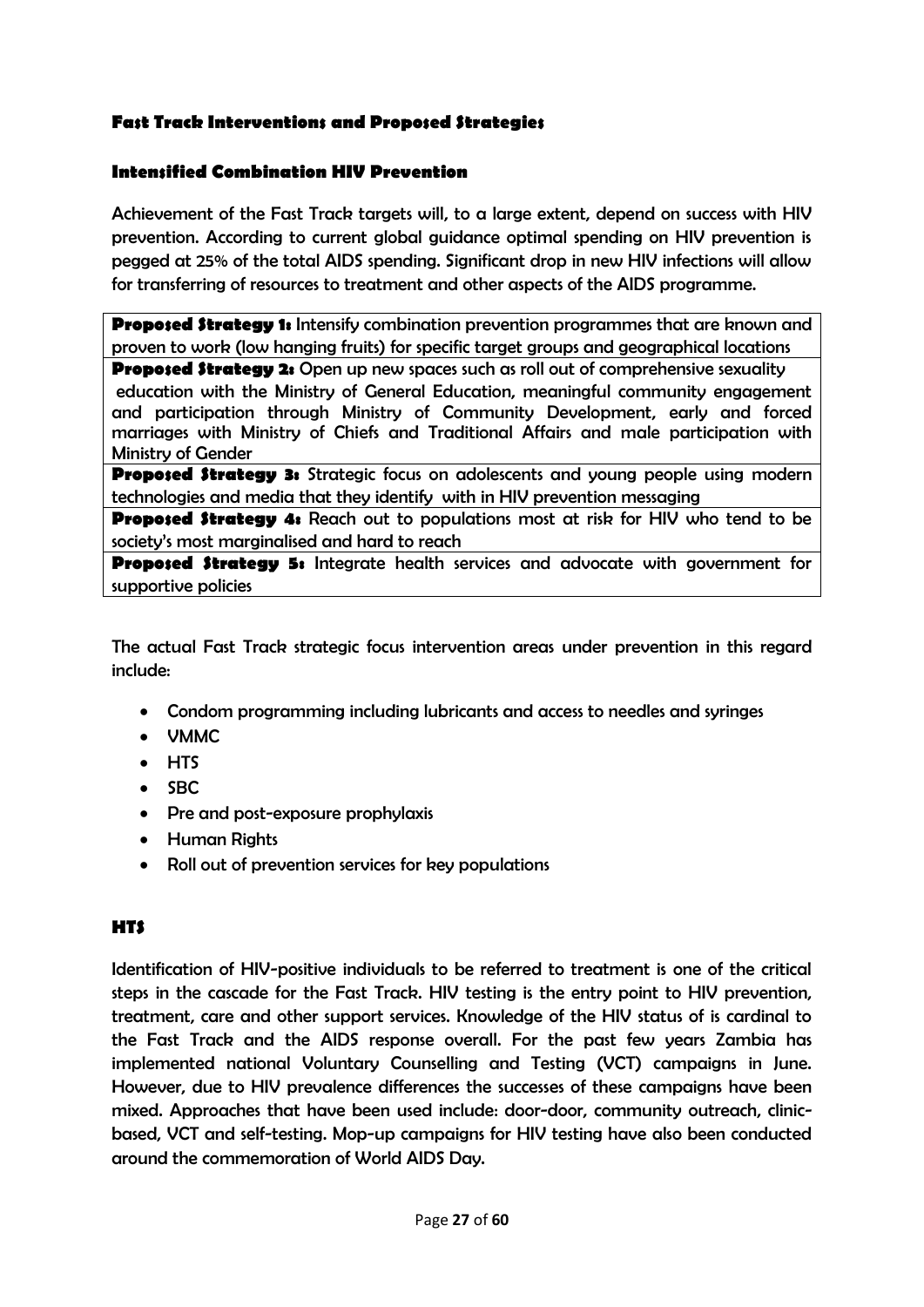## Fast Track Interventions and Proposed Strategies

### Intensified Combination HIV Prevention

Achievement of the Fast Track targets will, to a large extent, depend on success with HIV prevention. According to current global guidance optimal spending on HIV prevention is pegged at 25% of the total AIDS spending. Significant drop in new HIV infections will allow for transferring of resources to treatment and other aspects of the AIDS programme.

| **Proposed Strategy 1:** Intensify combination prevention programmes that are known and proven to work (low hanging fruits) for specific target groups and geographical locations |
|---|
| **Proposed Strategy 2:** Open up new spaces such as roll out of comprehensive sexuality education with the Ministry of General Education, meaningful community engagement and participation through Ministry of Community Development, early and forced marriages with Ministry of Chiefs and Traditional Affairs and male participation with Ministry of Gender |
| **Proposed Strategy 3:** Strategic focus on adolescents and young people using modern technologies and media that they identify with in HIV prevention messaging |
| **Proposed Strategy 4:** Reach out to populations most at risk for HIV who tend to be society's most marginalised and hard to reach |
| **Proposed Strategy 5:** Integrate health services and advocate with government for supportive policies |

The actual Fast Track strategic focus intervention areas under prevention in this regard include:

- Condom programming including lubricants and access to needles and syringes
- VMMC
- HTS
- SBC
- Pre and post-exposure prophylaxis
- Human Rights
- Roll out of prevention services for key populations

### HTS

Identification of HIV-positive individuals to be referred to treatment is one of the critical steps in the cascade for the Fast Track. HIV testing is the entry point to HIV prevention, treatment, care and other support services. Knowledge of the HIV status of is cardinal to the Fast Track and the AIDS response overall. For the past few years Zambia has implemented national Voluntary Counselling and Testing (VCT) campaigns in June. However, due to HIV prevalence differences the successes of these campaigns have been mixed. Approaches that have been used include: door-door, community outreach, clinic-based, VCT and self-testing. Mop-up campaigns for HIV testing have also been conducted around the commemoration of World AIDS Day.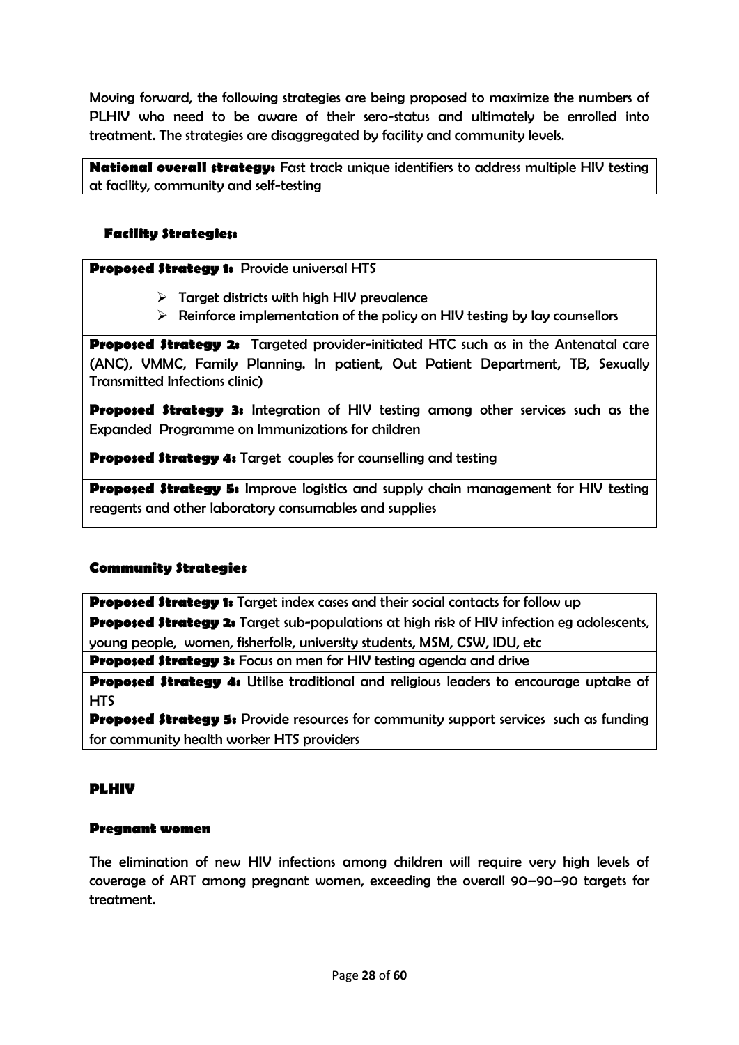Moving forward, the following strategies are being proposed to maximize the numbers of PLHIV who need to be aware of their sero-status and ultimately be enrolled into treatment. The strategies are disaggregated by facility and community levels.

| **National overall strategy:** Fast track unique identifiers to address multiple HIV testing at facility, community and self-testing |
|---|

### Facility Strategies:

| **Proposed Strategy 1:** Provide universal HTS<br>➢ Target districts with high HIV prevalence<br>➢ Reinforce implementation of the policy on HIV testing by lay counsellors |
|---|
| **Proposed Strategy 2:** Targeted provider-initiated HTC such as in the Antenatal care (ANC), VMMC, Family Planning. In patient, Out Patient Department, TB, Sexually Transmitted Infections clinic) |
| **Proposed Strategy 3:** Integration of HIV testing among other services such as the Expanded Programme on Immunizations for children |
| **Proposed Strategy 4:** Target couples for counselling and testing |
| **Proposed Strategy 5:** Improve logistics and supply chain management for HIV testing reagents and other laboratory consumables and supplies |

### Community Strategies

| **Proposed Strategy 1:** Target index cases and their social contacts for follow up |
|---|
| **Proposed Strategy 2:** Target sub-populations at high risk of HIV infection eg adolescents, young people, women, fisherfolk, university students, MSM, CSW, IDU, etc |
| **Proposed Strategy 3:** Focus on men for HIV testing agenda and drive |
| **Proposed Strategy 4:** Utilise traditional and religious leaders to encourage uptake of HTS |
| **Proposed Strategy 5:** Provide resources for community support services such as funding for community health worker HTS providers |

### PLHIV

#### Pregnant women

The elimination of new HIV infections among children will require very high levels of coverage of ART among pregnant women, exceeding the overall 90–90–90 targets for treatment.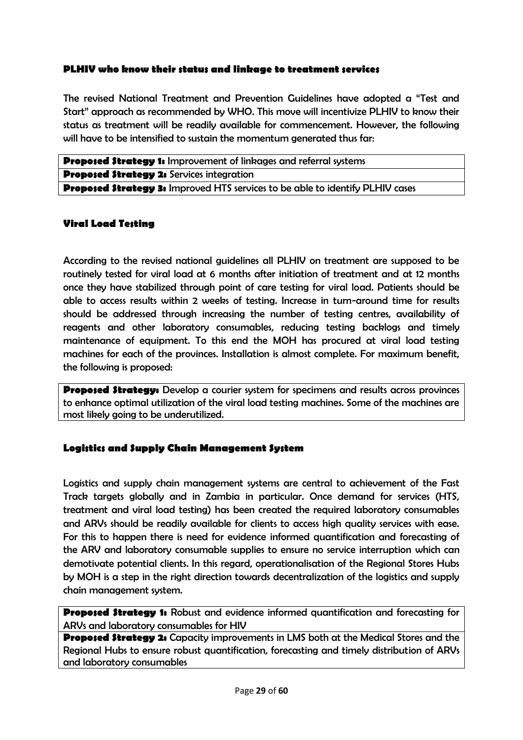### PLHIV who know their status and linkage to treatment services

The revised National Treatment and Prevention Guidelines have adopted a "Test and Start" approach as recommended by WHO. This move will incentivize PLHIV to know their status as treatment will be readily available for commencement. However, the following will have to be intensified to sustain the momentum generated thus far:

| **Proposed Strategy 1:** Improvement of linkages and referral systems |
| --- |
| **Proposed Strategy 2:** Services integration |
| **Proposed Strategy 3:** Improved HTS services to be able to identify PLHIV cases |

### Viral Load Testing

According to the revised national guidelines all PLHIV on treatment are supposed to be routinely tested for viral load at 6 months after initiation of treatment and at 12 months once they have stabilized through point of care testing for viral load. Patients should be able to access results within 2 weeks of testing. Increase in turn-around time for results should be addressed through increasing the number of testing centres, availability of reagents and other laboratory consumables, reducing testing backlogs and timely maintenance of equipment. To this end the MOH has procured at viral load testing machines for each of the provinces. Installation is almost complete. For maximum benefit, the following is proposed:

| **Proposed Strategy:** Develop a courier system for specimens and results across provinces to enhance optimal utilization of the viral load testing machines. Some of the machines are most likely going to be underutilized. |
| --- |

### Logistics and Supply Chain Management System

Logistics and supply chain management systems are central to achievement of the Fast Track targets globally and in Zambia in particular. Once demand for services (HTS, treatment and viral load testing) has been created the required laboratory consumables and ARVs should be readily available for clients to access high quality services with ease. For this to happen there is need for evidence informed quantification and forecasting of the ARV and laboratory consumable supplies to ensure no service interruption which can demotivate potential clients. In this regard, operationalisation of the Regional Stores Hubs by MOH is a step in the right direction towards decentralization of the logistics and supply chain management system.

| **Proposed Strategy 1:** Robust and evidence informed quantification and forecasting for ARVs and laboratory consumables for HIV |
| --- |
| **Proposed Strategy 2:** Capacity improvements in LMS both at the Medical Stores and the Regional Hubs to ensure robust quantification, forecasting and timely distribution of ARVs and laboratory consumables |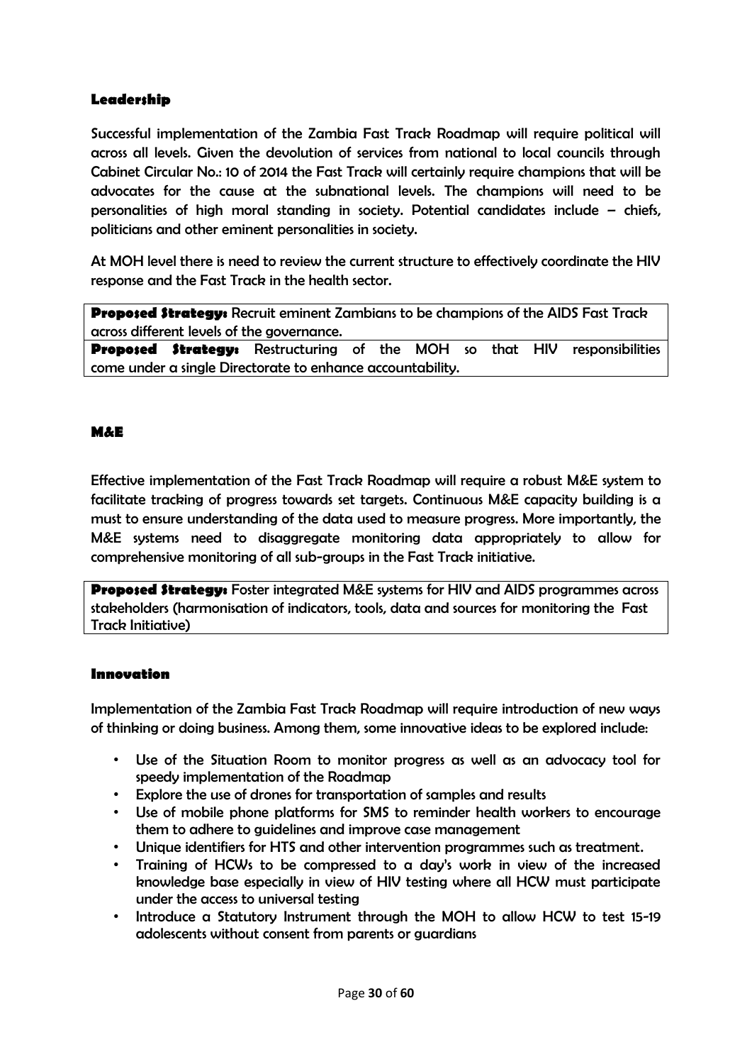### Leadership

Successful implementation of the Zambia Fast Track Roadmap will require political will across all levels. Given the devolution of services from national to local councils through Cabinet Circular No.: 10 of 2014 the Fast Track will certainly require champions that will be advocates for the cause at the subnational levels. The champions will need to be personalities of high moral standing in society. Potential candidates include – chiefs, politicians and other eminent personalities in society.

At MOH level there is need to review the current structure to effectively coordinate the HIV response and the Fast Track in the health sector.

| **Proposed Strategy:** Recruit eminent Zambians to be champions of the AIDS Fast Track across different levels of the governance. |
|---|
| **Proposed Strategy:** Restructuring of the MOH so that HIV responsibilities come under a single Directorate to enhance accountability. |

### M&E

Effective implementation of the Fast Track Roadmap will require a robust M&E system to facilitate tracking of progress towards set targets. Continuous M&E capacity building is a must to ensure understanding of the data used to measure progress. More importantly, the M&E systems need to disaggregate monitoring data appropriately to allow for comprehensive monitoring of all sub-groups in the Fast Track initiative.

| **Proposed Strategy:** Foster integrated M&E systems for HIV and AIDS programmes across stakeholders (harmonisation of indicators, tools, data and sources for monitoring the Fast Track Initiative) |
|---|

### Innovation

Implementation of the Zambia Fast Track Roadmap will require introduction of new ways of thinking or doing business. Among them, some innovative ideas to be explored include:

- Use of the Situation Room to monitor progress as well as an advocacy tool for speedy implementation of the Roadmap
- Explore the use of drones for transportation of samples and results
- Use of mobile phone platforms for SMS to reminder health workers to encourage them to adhere to guidelines and improve case management
- Unique identifiers for HTS and other intervention programmes such as treatment.
- Training of HCWs to be compressed to a day's work in view of the increased knowledge base especially in view of HIV testing where all HCW must participate under the access to universal testing
- Introduce a Statutory Instrument through the MOH to allow HCW to test 15-19 adolescents without consent from parents or guardians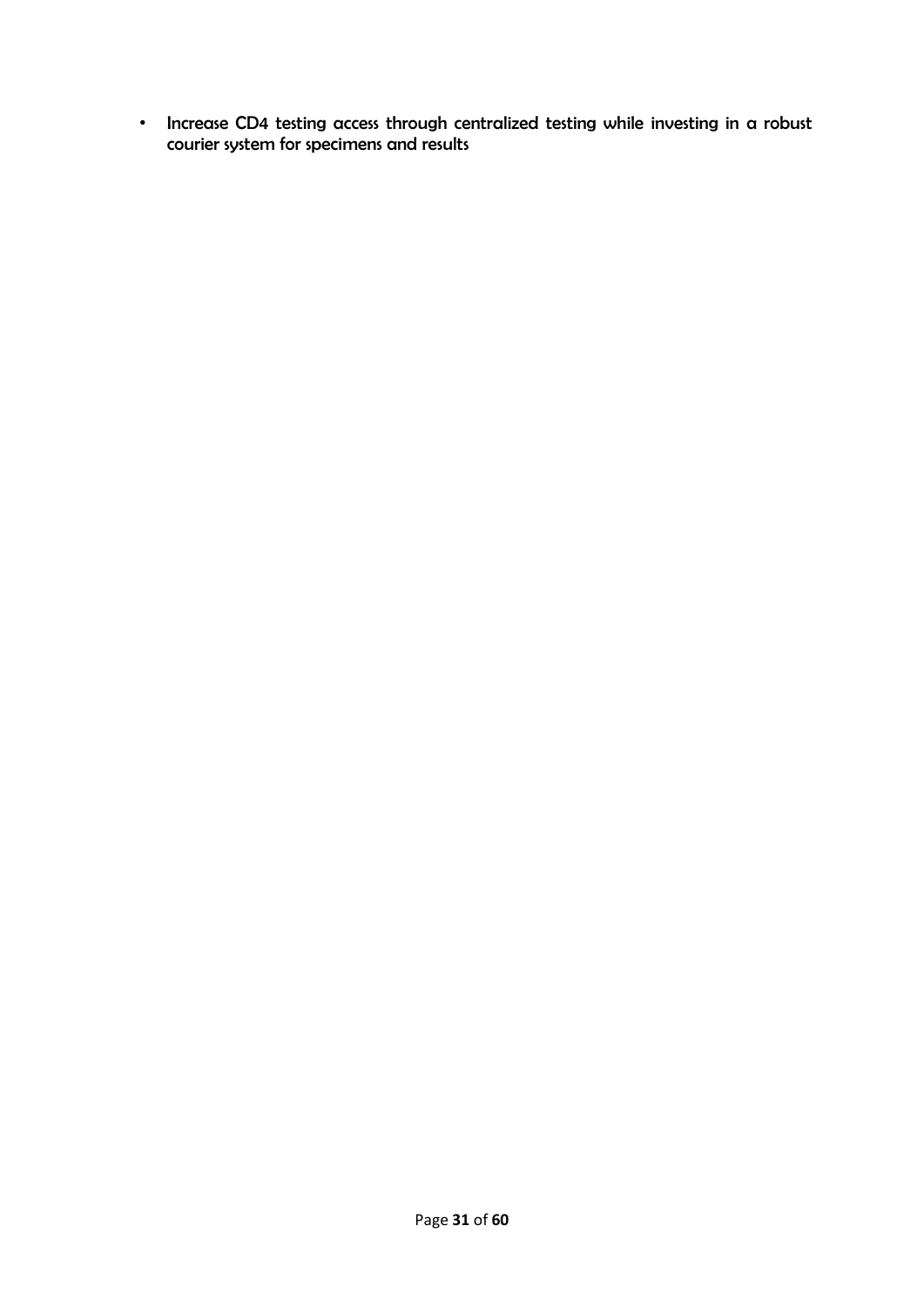- Increase CD4 testing access through centralized testing while investing in a robust courier system for specimens and results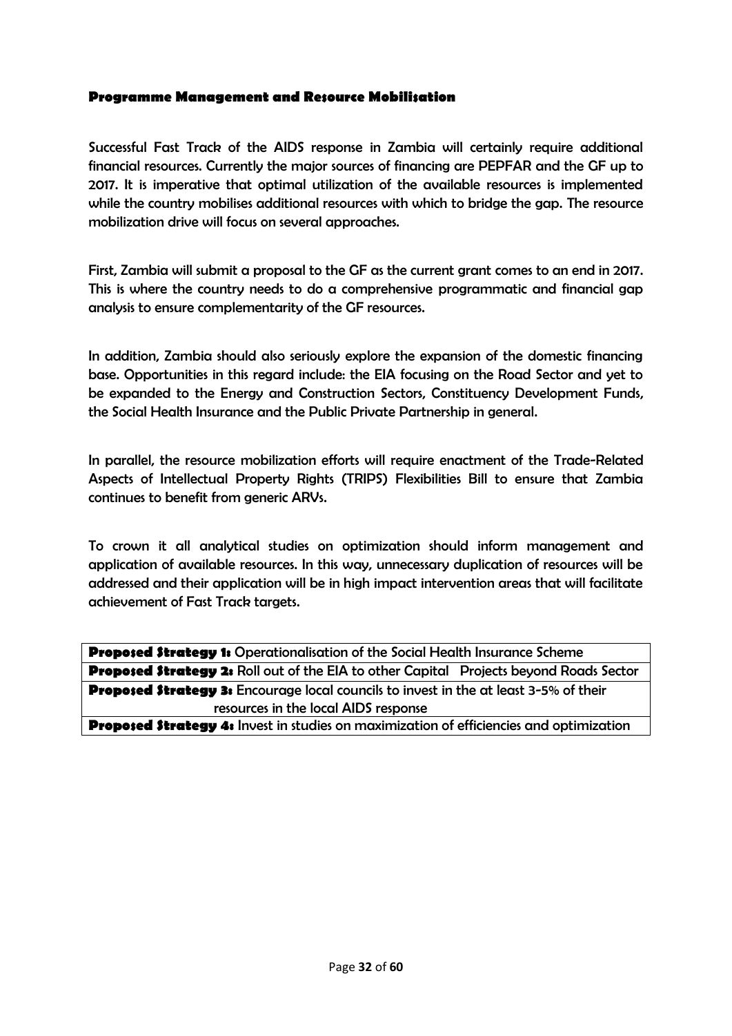### Programme Management and Resource Mobilisation

Successful Fast Track of the AIDS response in Zambia will certainly require additional financial resources. Currently the major sources of financing are PEPFAR and the GF up to 2017. It is imperative that optimal utilization of the available resources is implemented while the country mobilises additional resources with which to bridge the gap. The resource mobilization drive will focus on several approaches.

First, Zambia will submit a proposal to the GF as the current grant comes to an end in 2017. This is where the country needs to do a comprehensive programmatic and financial gap analysis to ensure complementarity of the GF resources.

In addition, Zambia should also seriously explore the expansion of the domestic financing base. Opportunities in this regard include: the EIA focusing on the Road Sector and yet to be expanded to the Energy and Construction Sectors, Constituency Development Funds, the Social Health Insurance and the Public Private Partnership in general.

In parallel, the resource mobilization efforts will require enactment of the Trade-Related Aspects of Intellectual Property Rights (TRIPS) Flexibilities Bill to ensure that Zambia continues to benefit from generic ARVs.

To crown it all analytical studies on optimization should inform management and application of available resources. In this way, unnecessary duplication of resources will be addressed and their application will be in high impact intervention areas that will facilitate achievement of Fast Track targets.

| |
|---|
| **Proposed Strategy 1:** Operationalisation of the Social Health Insurance Scheme |
| **Proposed Strategy 2:** Roll out of the EIA to other Capital Projects beyond Roads Sector |
| **Proposed Strategy 3:** Encourage local councils to invest in the at least 3-5% of their resources in the local AIDS response |
| **Proposed Strategy 4:** Invest in studies on maximization of efficiencies and optimization |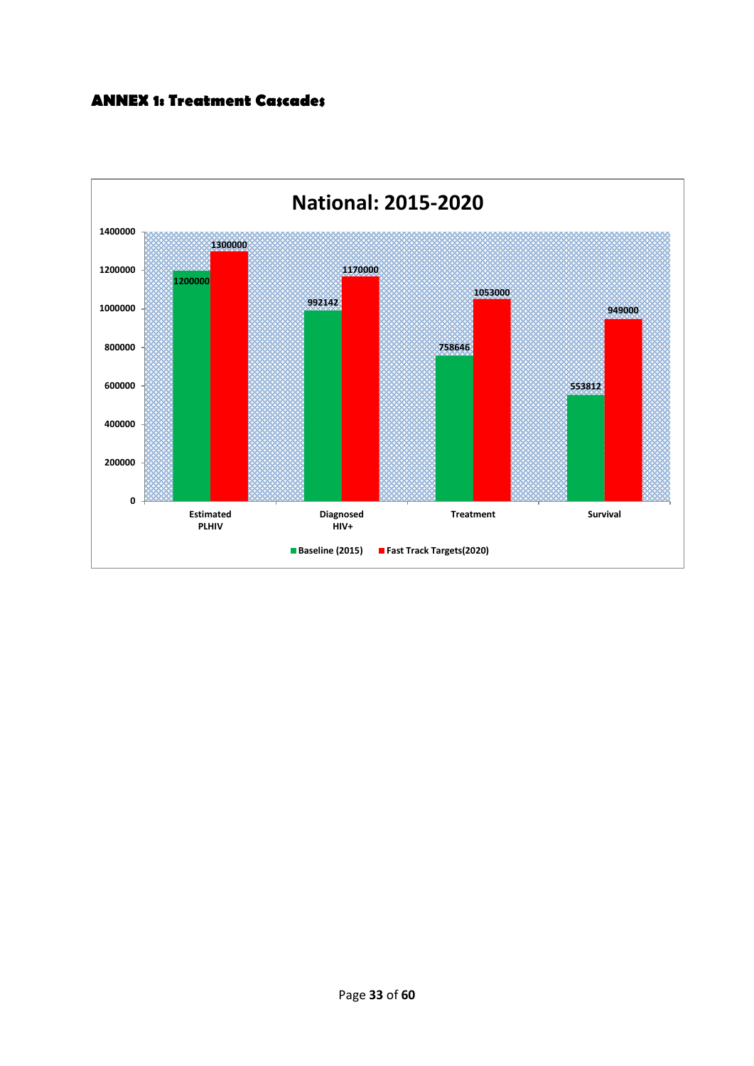## ANNEX 1: Treatment Cascades

**National: 2015-2020**

| | Baseline (2015) | Fast Track Targets(2020) |
|---|---|---|
| Estimated PLHIV | 1200000 | 1300000 |
| Diagnosed HIV+ | 992142 | 1170000 |
| Treatment | 758646 | 1053000 |
| Survival | 553812 | 949000 |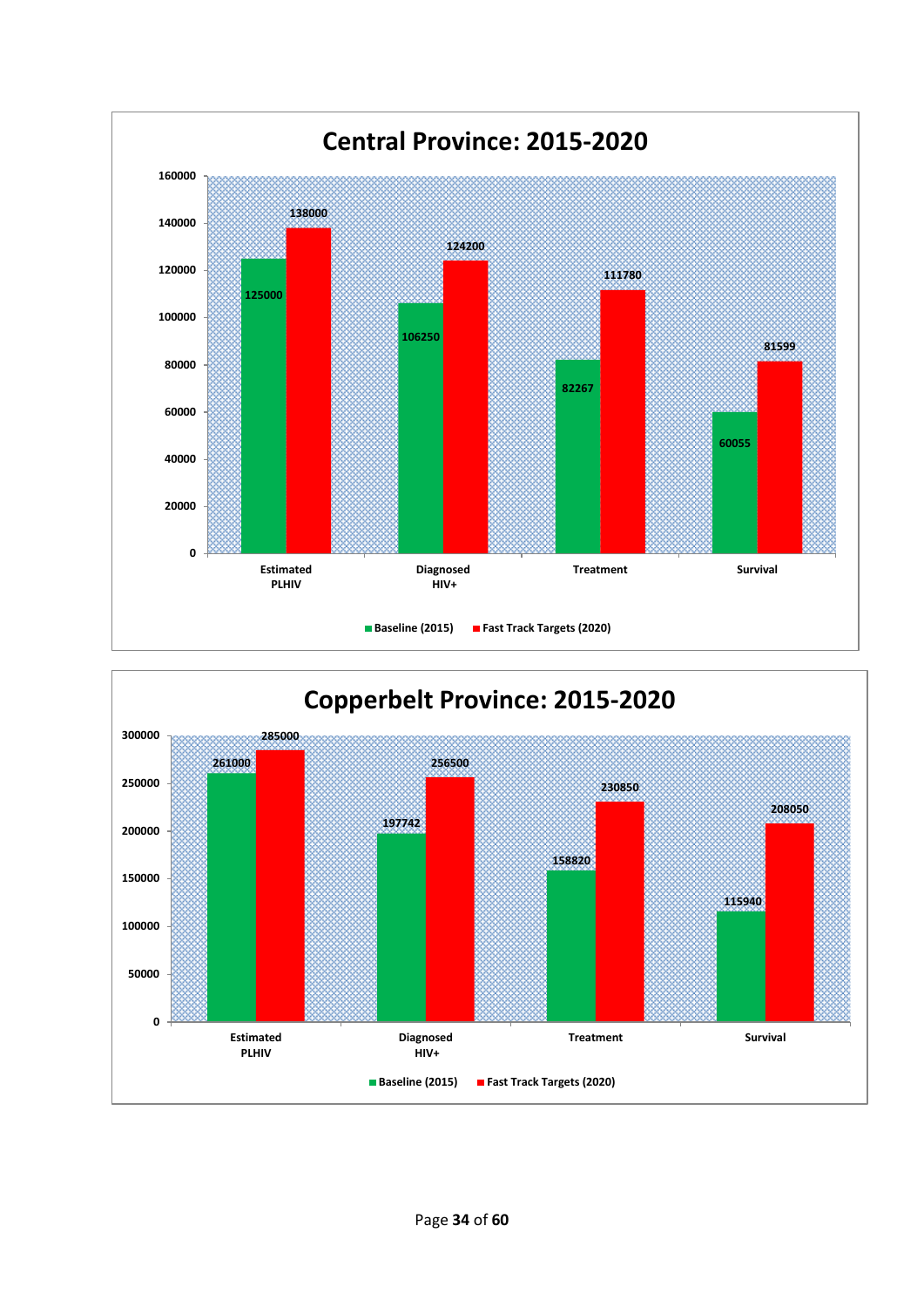## Central Province: 2015-2020

| | Estimated PLHIV | Diagnosed HIV+ | Treatment | Survival |
|---|---|---|---|---|
| Baseline (2015) | 125000 | 106250 | 82267 | 60055 |
| Fast Track Targets (2020) | 138000 | 124200 | 111780 | 81599 |

## Copperbelt Province: 2015-2020

| | Estimated PLHIV | Diagnosed HIV+ | Treatment | Survival |
|---|---|---|---|---|
| Baseline (2015) | 261000 | 197742 | 158820 | 115940 |
| Fast Track Targets (2020) | 285000 | 256500 | 230850 | 208050 |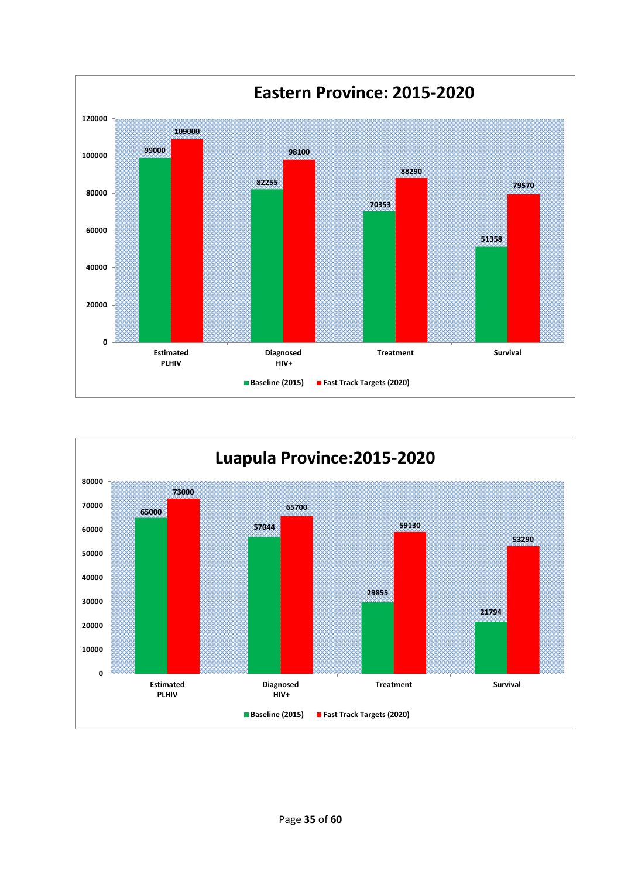## Eastern Province: 2015-2020

| | Estimated PLHIV | Diagnosed HIV+ | Treatment | Survival |
|---|---|---|---|---|
| Baseline (2015) | 99000 | 82255 | 70353 | 51358 |
| Fast Track Targets (2020) | 109000 | 98100 | 88290 | 79570 |

## Luapula Province:2015-2020

| | Estimated PLHIV | Diagnosed HIV+ | Treatment | Survival |
|---|---|---|---|---|
| Baseline (2015) | 65000 | 57044 | 29855 | 21794 |
| Fast Track Targets (2020) | 73000 | 65700 | 59130 | 53290 |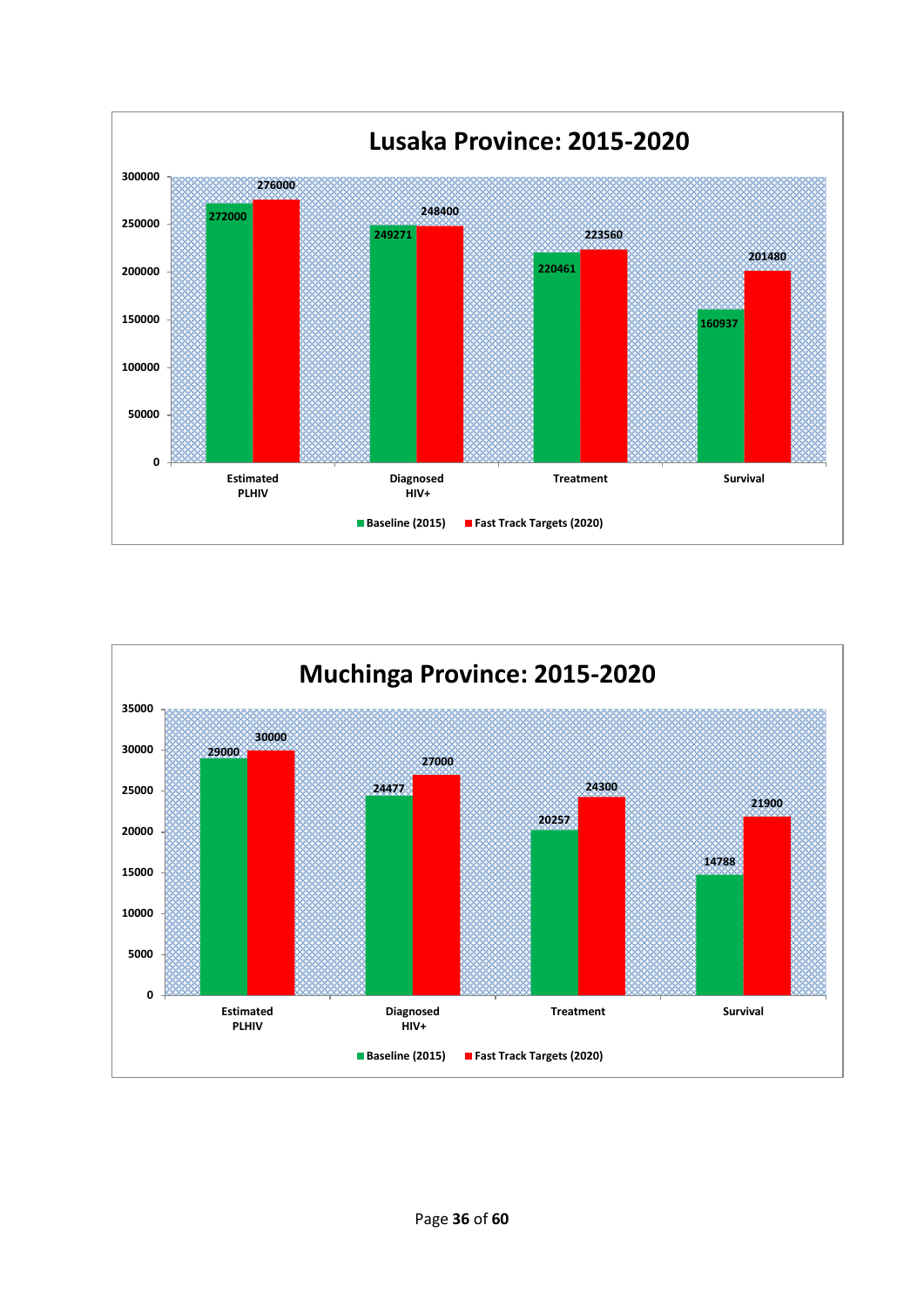## Lusaka Province: 2015-2020

| | Estimated PLHIV | Diagnosed HIV+ | Treatment | Survival |
|---|---|---|---|---|
| Baseline (2015) | 272000 | 249271 | 220461 | 160937 |
| Fast Track Targets (2020) | 276000 | 248400 | 223560 | 201480 |

## Muchinga Province: 2015-2020

| | Estimated PLHIV | Diagnosed HIV+ | Treatment | Survival |
|---|---|---|---|---|
| Baseline (2015) | 29000 | 24477 | 20257 | 14788 |
| Fast Track Targets (2020) | 30000 | 27000 | 24300 | 21900 |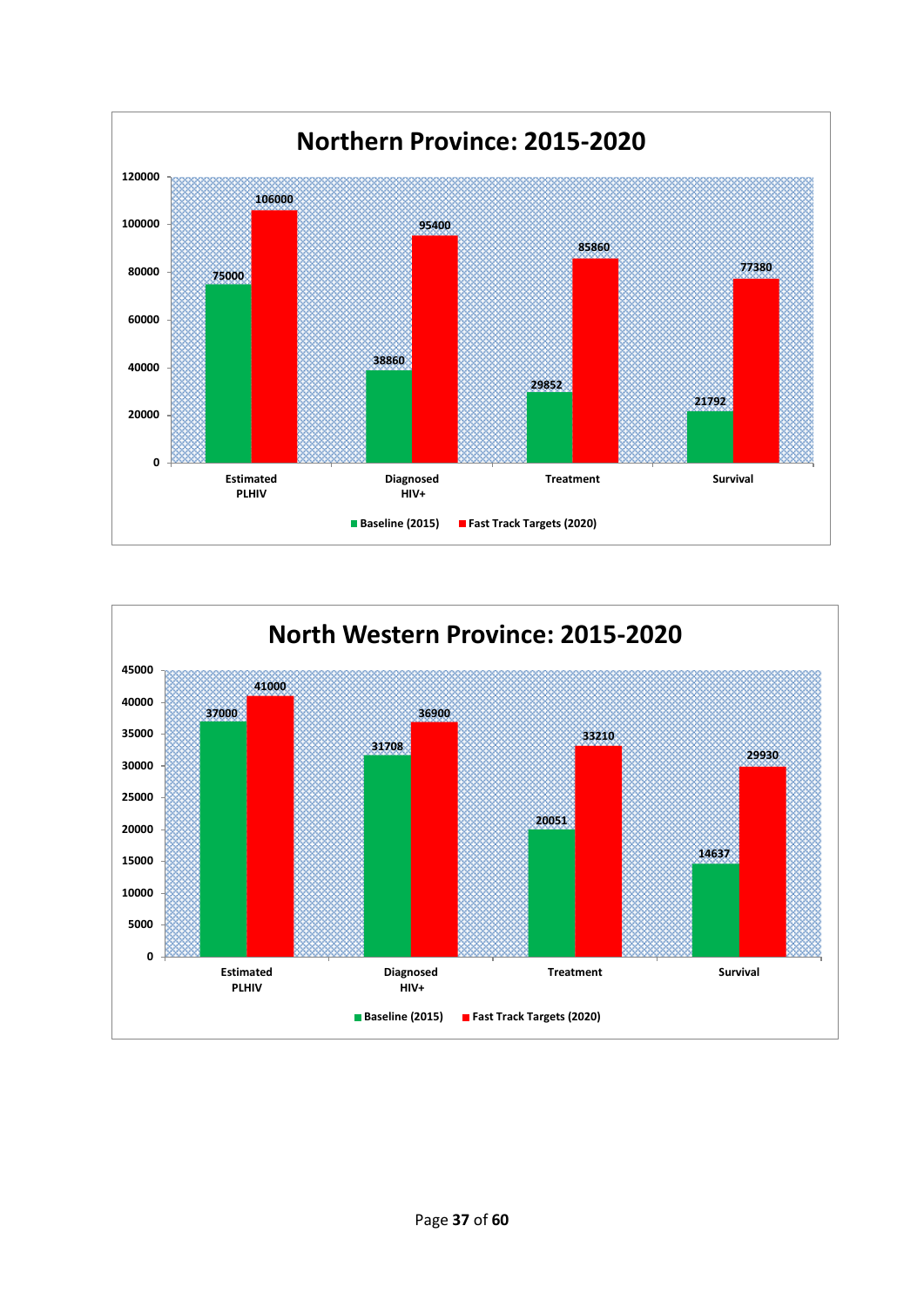## Northern Province: 2015-2020

| | Baseline (2015) | Fast Track Targets (2020) |
|---|---|---|
| Estimated PLHIV | 75000 | 106000 |
| Diagnosed HIV+ | 38860 | 95400 |
| Treatment | 29852 | 85860 |
| Survival | 21792 | 77380 |

## North Western Province: 2015-2020

| | Baseline (2015) | Fast Track Targets (2020) |
|---|---|---|
| Estimated PLHIV | 37000 | 41000 |
| Diagnosed HIV+ | 31708 | 36900 |
| Treatment | 20051 | 33210 |
| Survival | 14637 | 29930 |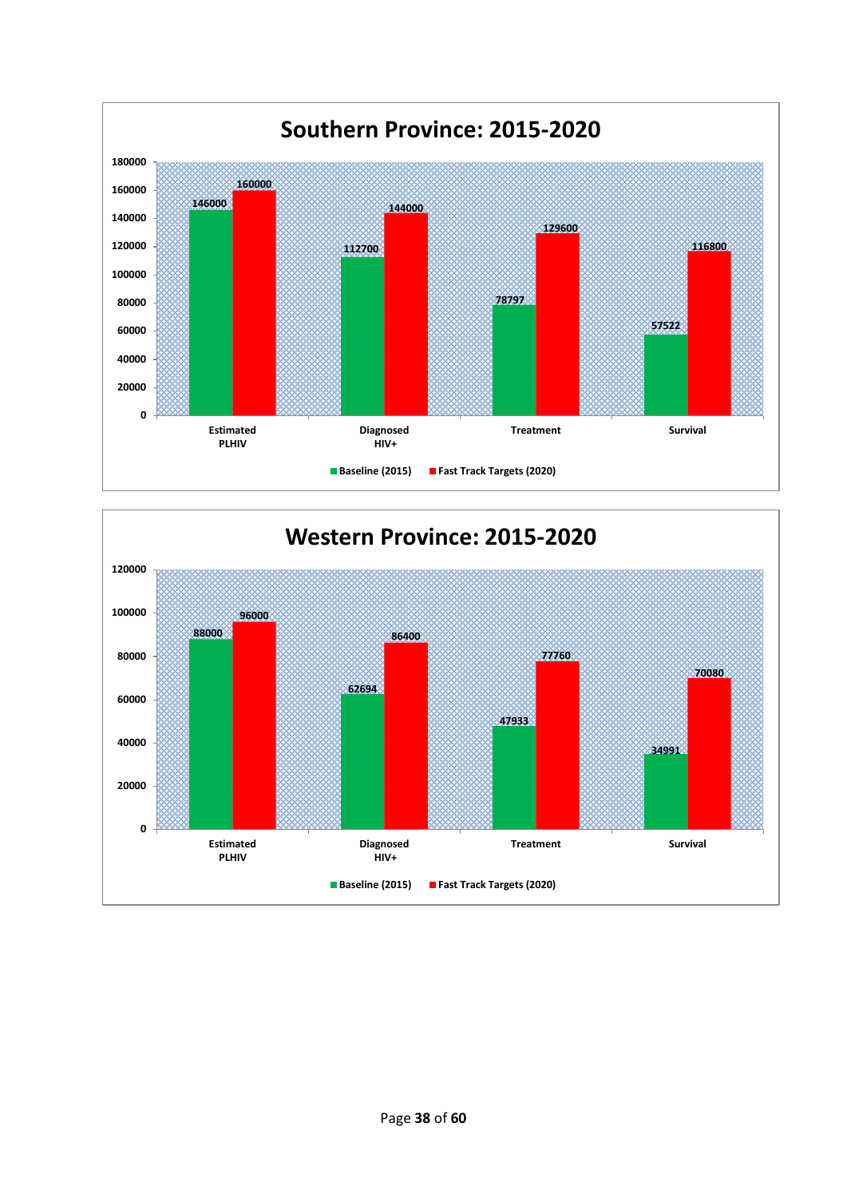## Southern Province: 2015-2020

| | Estimated PLHIV | Diagnosed HIV+ | Treatment | Survival |
|---|---|---|---|---|
| Baseline (2015) | 146000 | 112700 | 78797 | 57522 |
| Fast Track Targets (2020) | 160000 | 144000 | 129600 | 116800 |

## Western Province: 2015-2020

| | Estimated PLHIV | Diagnosed HIV+ | Treatment | Survival |
|---|---|---|---|---|
| Baseline (2015) | 88000 | 62694 | 47933 | 34991 |
| Fast Track Targets (2020) | 96000 | 86400 | 77760 | 70080 |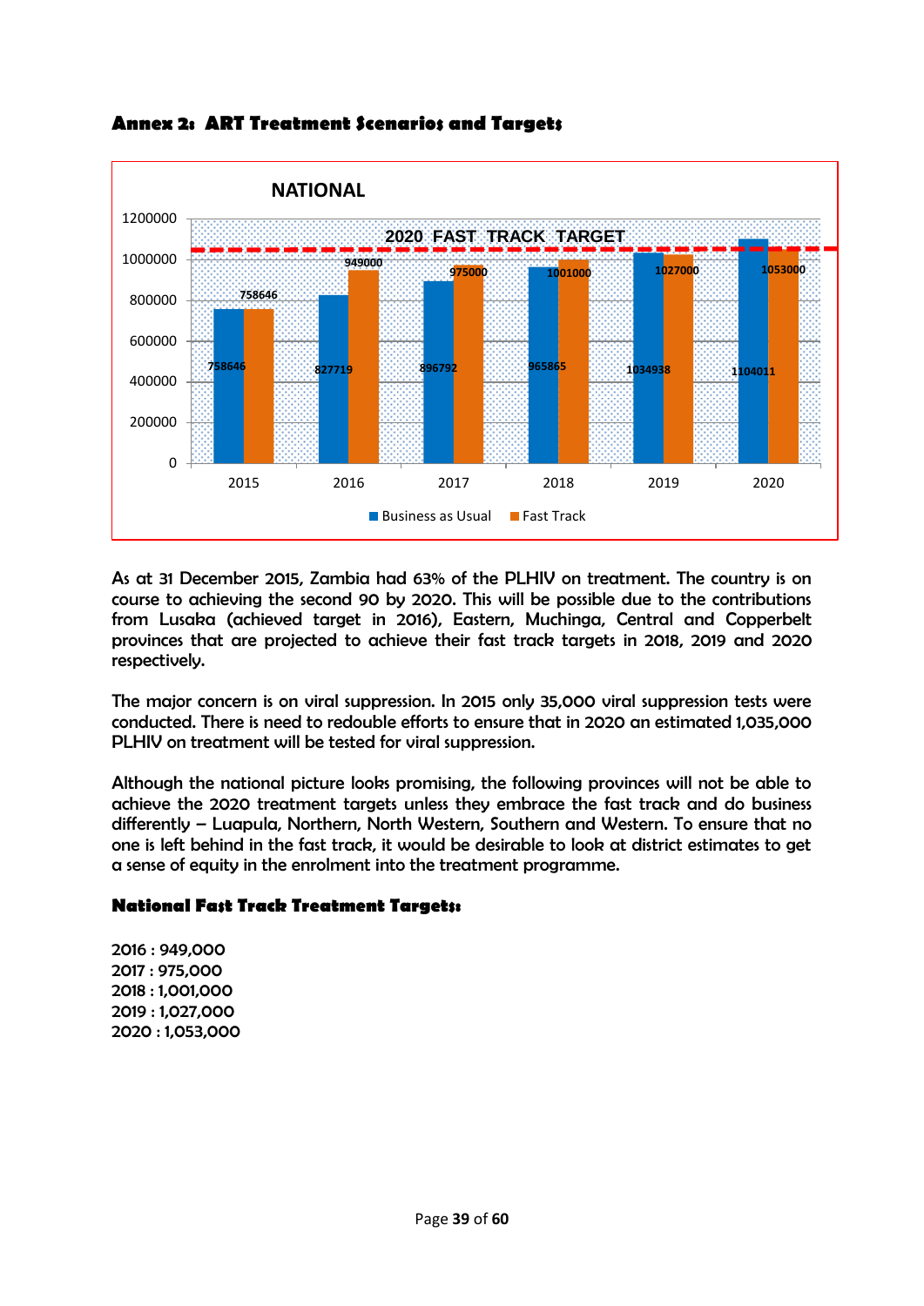## Annex 2: ART Treatment Scenarios and Targets

**NATIONAL**

| Year | Business as Usual | Fast Track |
|---|---|---|
| 2015 | 758646 | 758646 |
| 2016 | 827719 | 949000 |
| 2017 | 896792 | 975000 |
| 2018 | 965865 | 1001000 |
| 2019 | 1034938 | 1027000 |
| 2020 | 1104011 | 1053000 |

2020 FAST TRACK TARGET

As at 31 December 2015, Zambia had 63% of the PLHIV on treatment. The country is on course to achieving the second 90 by 2020. This will be possible due to the contributions from Lusaka (achieved target in 2016), Eastern, Muchinga, Central and Copperbelt provinces that are projected to achieve their fast track targets in 2018, 2019 and 2020 respectively.

The major concern is on viral suppression. In 2015 only 35,000 viral suppression tests were conducted. There is need to redouble efforts to ensure that in 2020 an estimated 1,035,000 PLHIV on treatment will be tested for viral suppression.

Although the national picture looks promising, the following provinces will not be able to achieve the 2020 treatment targets unless they embrace the fast track and do business differently – Luapula, Northern, North Western, Southern and Western. To ensure that no one is left behind in the fast track, it would be desirable to look at district estimates to get a sense of equity in the enrolment into the treatment programme.

### National Fast Track Treatment Targets:

2016 : 949,000
2017 : 975,000
2018 : 1,001,000
2019 : 1,027,000
2020 : 1,053,000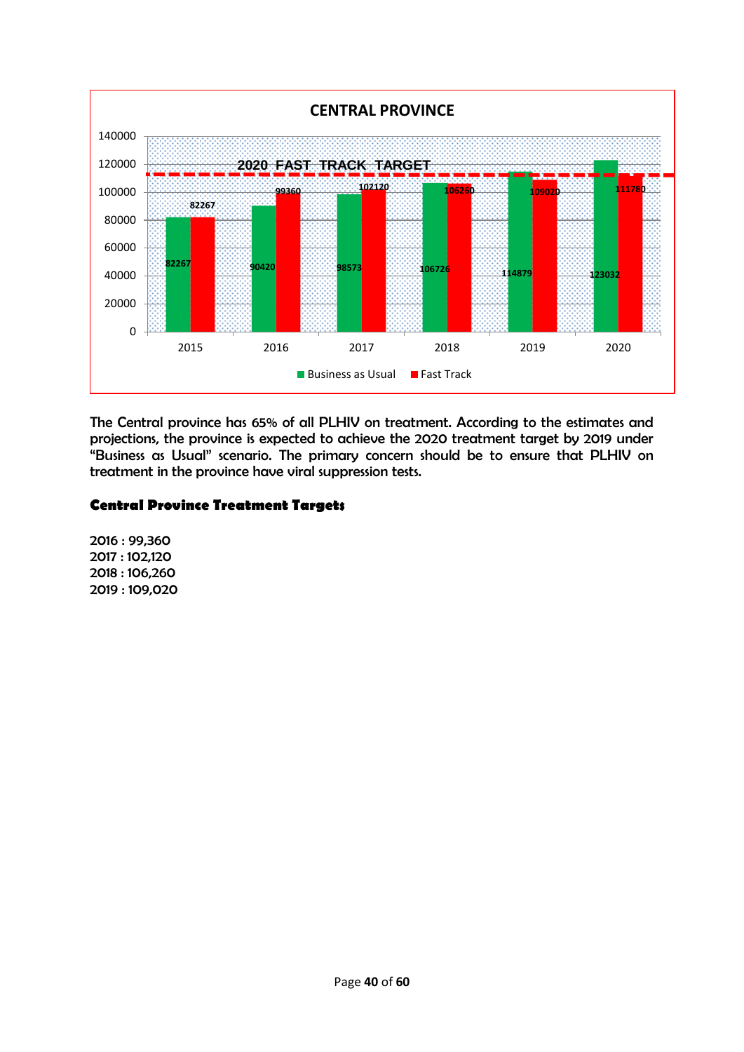**CENTRAL PROVINCE**

**2020 FAST TRACK TARGET**

| Year | Business as Usual | Fast Track |
| --- | --- | --- |
| 2015 | 82267 | 82267 |
| 2016 | 90420 | 99360 |
| 2017 | 98573 | 102120 |
| 2018 | 106726 | 106260 |
| 2019 | 114879 | 109020 |
| 2020 | 123032 | 111780 |

The Central province has 65% of all PLHIV on treatment. According to the estimates and projections, the province is expected to achieve the 2020 treatment target by 2019 under "Business as Usual" scenario. The primary concern should be to ensure that PLHIV on treatment in the province have viral suppression tests.

### Central Province Treatment Targets

2016 : 99,360
2017 : 102,120
2018 : 106,260
2019 : 109,020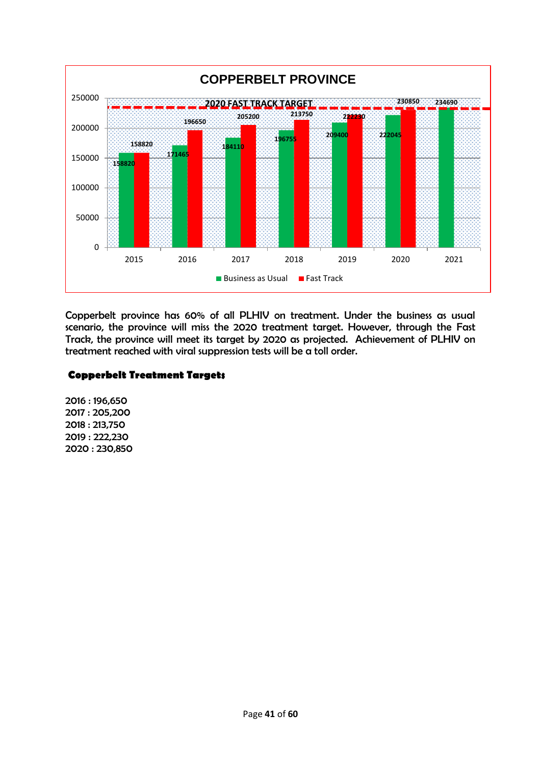## COPPERBELT PROVINCE

| Year | Business as Usual | Fast Track |
|---|---|---|
| 2015 | 158820 | 158820 |
| 2016 | 171465 | 196650 |
| 2017 | 184110 | 205200 |
| 2018 | 196755 | 213750 |
| 2019 | 209400 | 222230 |
| 2020 | 222045 | 230850 |
| 2021 | 234690 | |

2020 FAST TRACK TARGET

Copperbelt province has 60% of all PLHIV on treatment. Under the business as usual scenario, the province will miss the 2020 treatment target. However, through the Fast Track, the province will meet its target by 2020 as projected. Achievement of PLHIV on treatment reached with viral suppression tests will be a toll order.

**Copperbelt Treatment Targets**

2016 : 196,650
2017 : 205,200
2018 : 213,750
2019 : 222,230
2020 : 230,850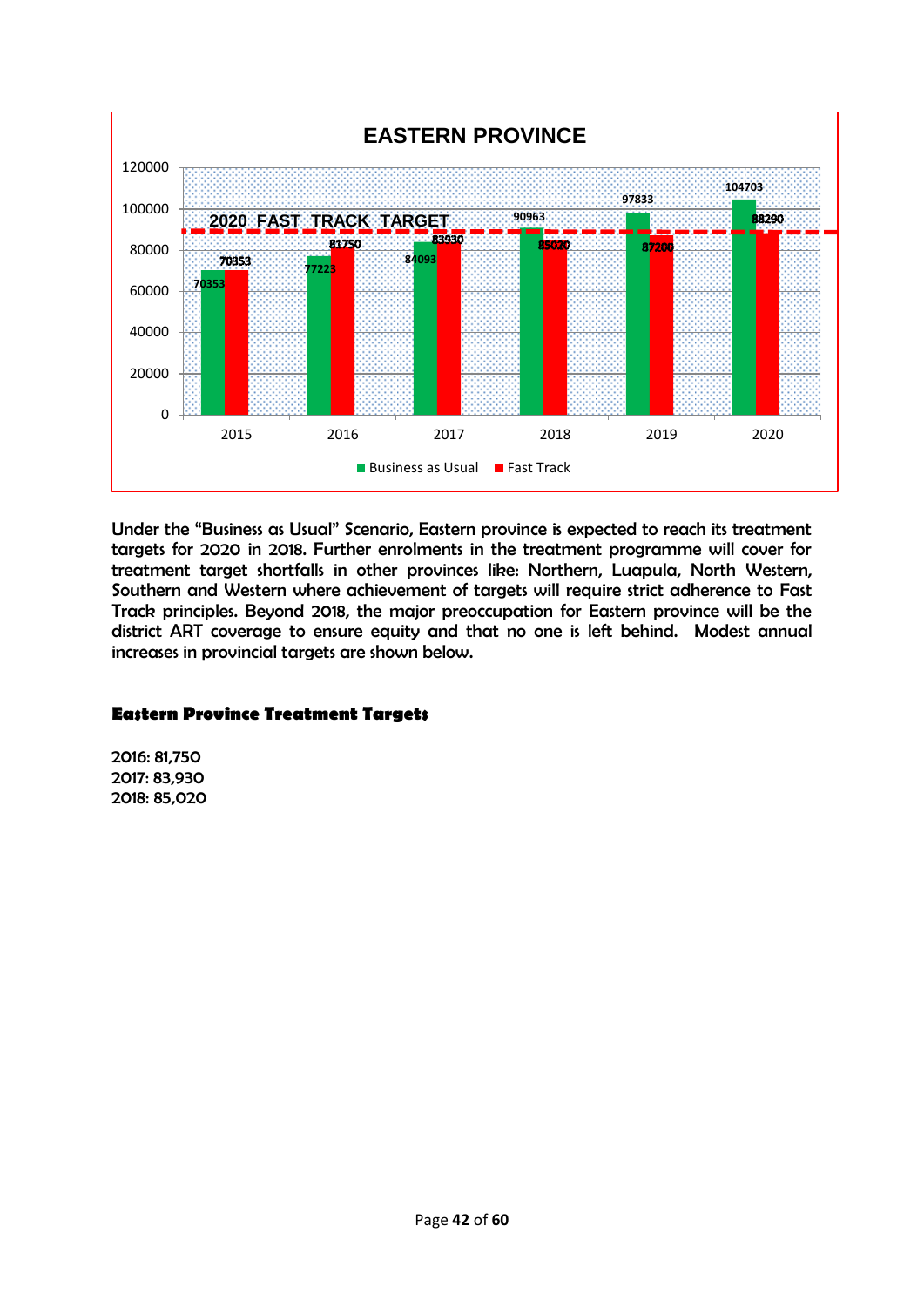**EASTERN PROVINCE**

| Year | Business as Usual | Fast Track |
|---|---|---|
| 2015 | 70353 | 70353 |
| 2016 | 77223 | 81750 |
| 2017 | 84093 | 83930 |
| 2018 | 90963 | 85020 |
| 2019 | 97833 | 87200 |
| 2020 | 104703 | 88290 |

2020 FAST TRACK TARGET

Under the "Business as Usual" Scenario, Eastern province is expected to reach its treatment targets for 2020 in 2018. Further enrolments in the treatment programme will cover for treatment target shortfalls in other provinces like: Northern, Luapula, North Western, Southern and Western where achievement of targets will require strict adherence to Fast Track principles. Beyond 2018, the major preoccupation for Eastern province will be the district ART coverage to ensure equity and that no one is left behind. Modest annual increases in provincial targets are shown below.

**Eastern Province Treatment Targets**

2016: 81,750
2017: 83,930
2018: 85,020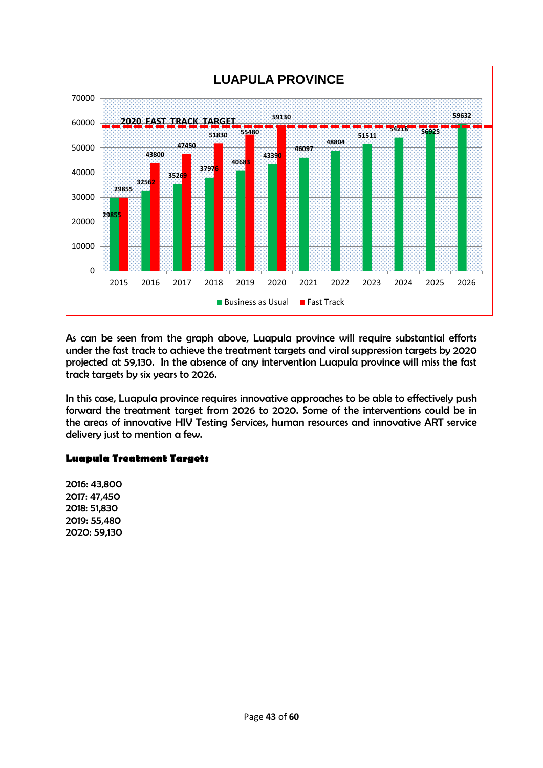**LUAPULA PROVINCE**

| Year | Business as Usual | Fast Track |
|---|---|---|
| 2015 | 29855 | 29855 |
| 2016 | 32562 | 43800 |
| 2017 | 35269 | 47450 |
| 2018 | 37976 | 51830 |
| 2019 | 40683 | 55480 |
| 2020 | 43390 | 59130 |
| 2021 | 46097 | |
| 2022 | 48804 | |
| 2023 | 51511 | |
| 2024 | 54218 | |
| 2025 | 56925 | |
| 2026 | 59632 | |

2020 FAST TRACK TARGET

As can be seen from the graph above, Luapula province will require substantial efforts under the fast track to achieve the treatment targets and viral suppression targets by 2020 projected at 59,130. In the absence of any intervention Luapula province will miss the fast track targets by six years to 2026.

In this case, Luapula province requires innovative approaches to be able to effectively push forward the treatment target from 2026 to 2020. Some of the interventions could be in the areas of innovative HIV Testing Services, human resources and innovative ART service delivery just to mention a few.

**Luapula Treatment Targets**

2016: 43,800
2017: 47,450
2018: 51,830
2019: 55,480
2020: 59,130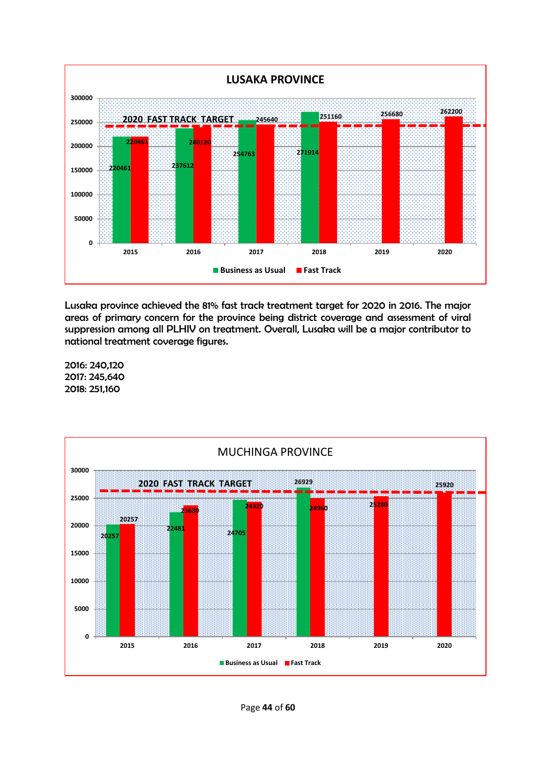**LUSAKA PROVINCE**

| Year | Business as Usual | Fast Track |
|---|---|---|
| 2015 | 220461 | 220461 |
| 2016 | 237612 | 240120 |
| 2017 | 254763 | 245640 |
| 2018 | 271914 | 251160 |
| 2019 | | 256680 |
| 2020 | | 262200 |

2020 FAST TRACK TARGET

Lusaka province achieved the 81% fast track treatment target for 2020 in 2016. The major areas of primary concern for the province being district coverage and assessment of viral suppression among all PLHIV on treatment. Overall, Lusaka will be a major contributor to national treatment coverage figures.

2016: 240,120
2017: 245,640
2018: 251,160

**MUCHINGA PROVINCE**

| Year | Business as Usual | Fast Track |
|---|---|---|
| 2015 | 20257 | 20257 |
| 2016 | 22481 | 23680 |
| 2017 | 24705 | 24320 |
| 2018 | 26929 | 24960 |
| 2019 | | 25280 |
| 2020 | | 25920 |

2020 FAST TRACK TARGET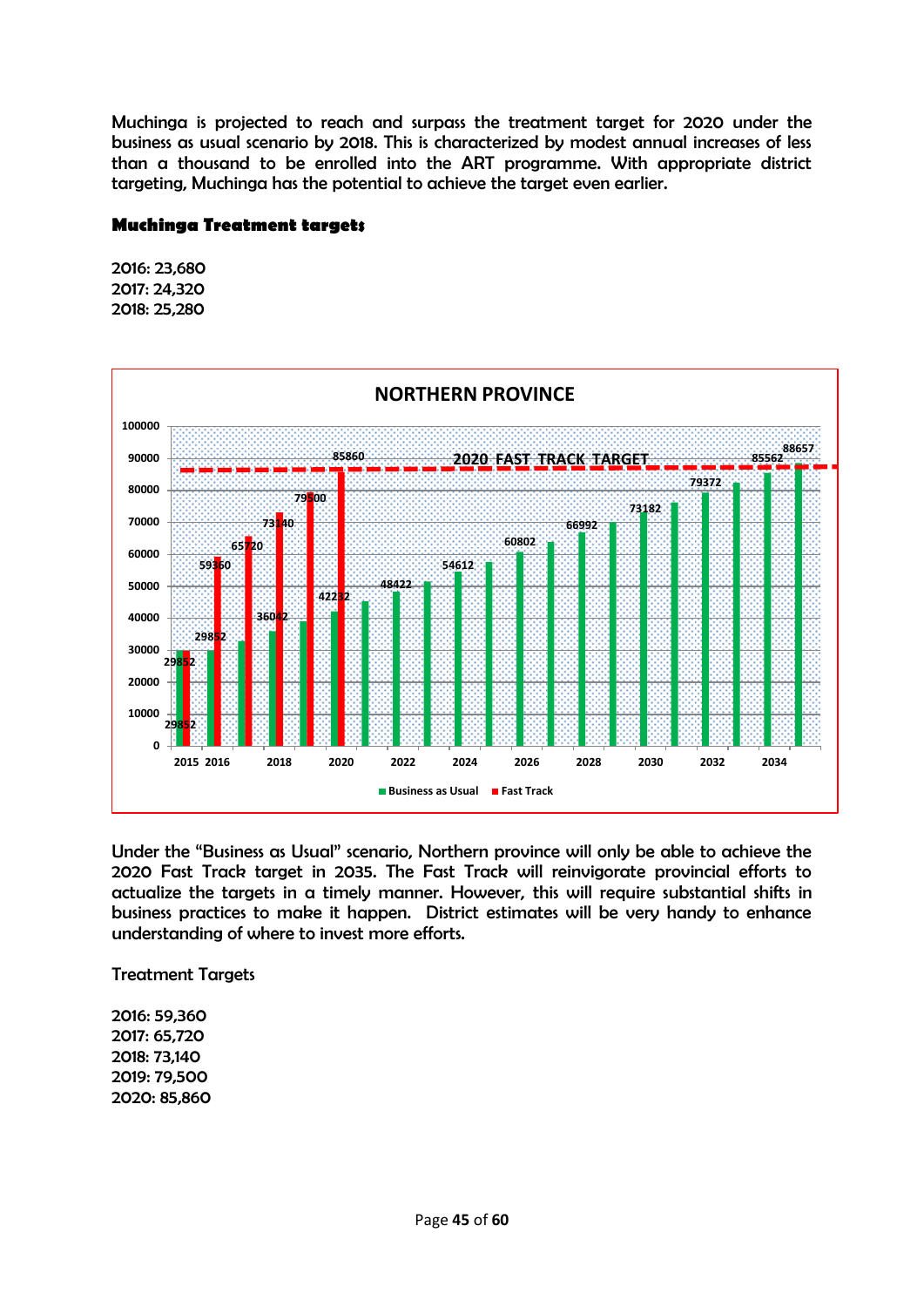Muchinga is projected to reach and surpass the treatment target for 2020 under the business as usual scenario by 2018. This is characterized by modest annual increases of less than a thousand to be enrolled into the ART programme. With appropriate district targeting, Muchinga has the potential to achieve the target even earlier.

**Muchinga Treatment targets**

2016: 23,680
2017: 24,320
2018: 25,280

Under the "Business as Usual" scenario, Northern province will only be able to achieve the 2020 Fast Track target in 2035. The Fast Track will reinvigorate provincial efforts to actualize the targets in a timely manner. However, this will require substantial shifts in business practices to make it happen. District estimates will be very handy to enhance understanding of where to invest more efforts.

Treatment Targets

2016: 59,360
2017: 65,720
2018: 73,140
2019: 79,500
2020: 85,860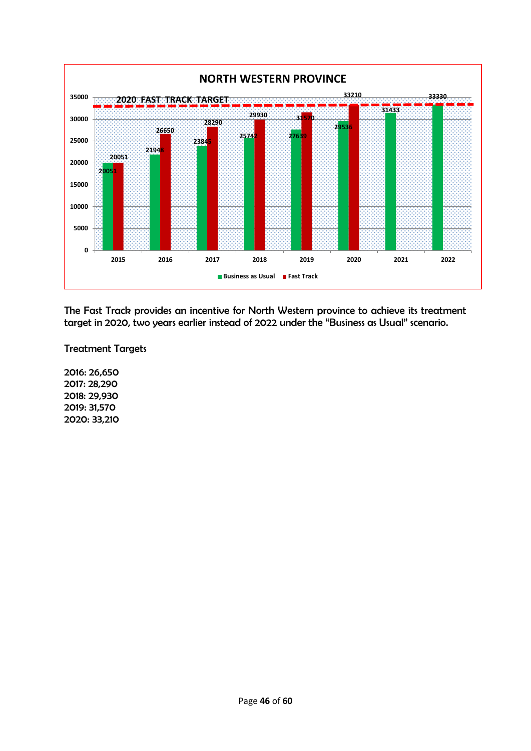## NORTH WESTERN PROVINCE

| Year | Business as Usual | Fast Track |
| --- | --- | --- |
| 2015 | 20051 | 20051 |
| 2016 | 21948 | 26650 |
| 2017 | 23845 | 28290 |
| 2018 | 25742 | 29930 |
| 2019 | 27639 | 31570 |
| 2020 | 29536 | 33210 |
| 2021 | 31433 | |
| 2022 | 33330 | |

2020 FAST TRACK TARGET

The Fast Track provides an incentive for North Western province to achieve its treatment target in 2020, two years earlier instead of 2022 under the "Business as Usual" scenario.

Treatment Targets

2016: 26,650
2017: 28,290
2018: 29,930
2019: 31,570
2020: 33,210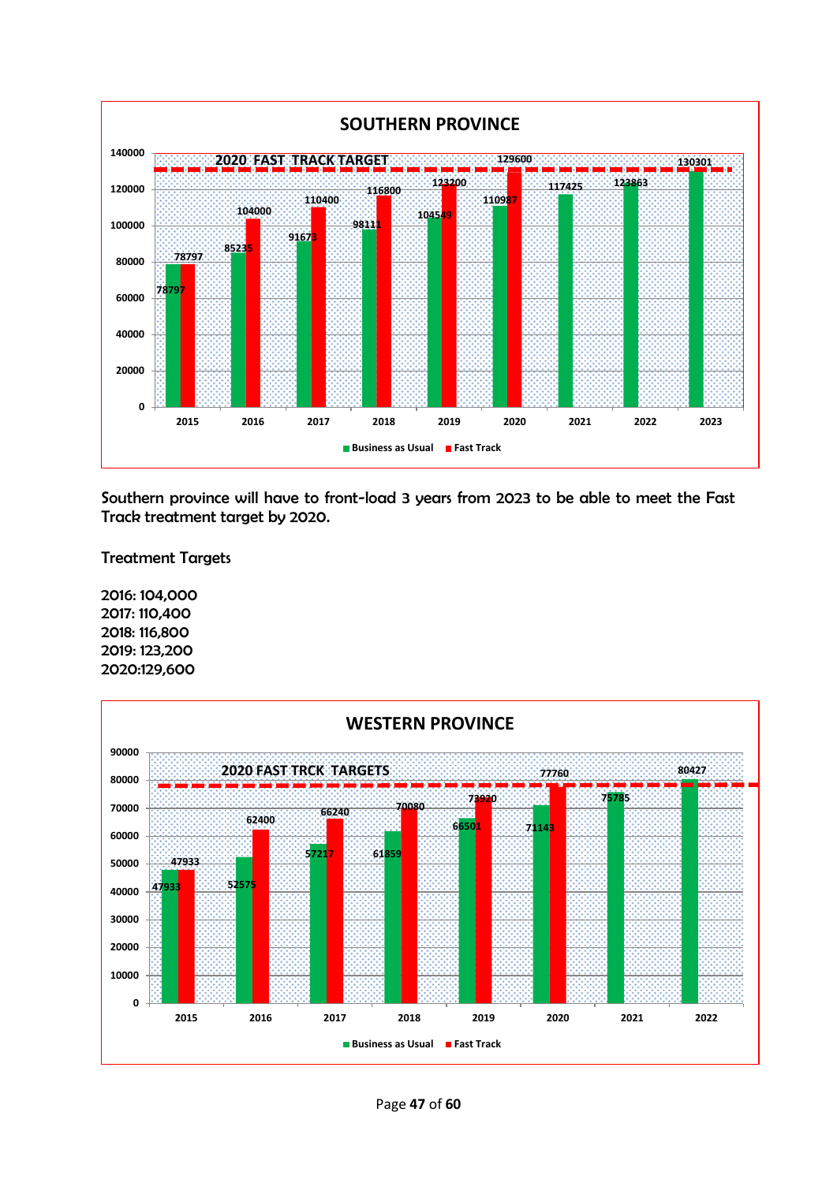**SOUTHERN PROVINCE**

2020 FAST TRACK TARGET

| Year | Business as Usual | Fast Track |
|---|---|---|
| 2015 | 78797 | 78797 |
| 2016 | 85235 | 104000 |
| 2017 | 91673 | 110400 |
| 2018 | 98111 | 116800 |
| 2019 | 104549 | 123200 |
| 2020 | 110987 | 129600 |
| 2021 | 117425 | |
| 2022 | 123863 | |
| 2023 | 130301 | |

Southern province will have to front-load 3 years from 2023 to be able to meet the Fast Track treatment target by 2020.

Treatment Targets

2016: 104,000
2017: 110,400
2018: 116,800
2019: 123,200
2020:129,600

**WESTERN PROVINCE**

2020 FAST TRCK TARGETS

| Year | Business as Usual | Fast Track |
|---|---|---|
| 2015 | 47933 | 47933 |
| 2016 | 52575 | 62400 |
| 2017 | 57217 | 66240 |
| 2018 | 61859 | 70080 |
| 2019 | 66501 | 73920 |
| 2020 | 71143 | 77760 |
| 2021 | 75785 | |
| 2022 | 80427 | |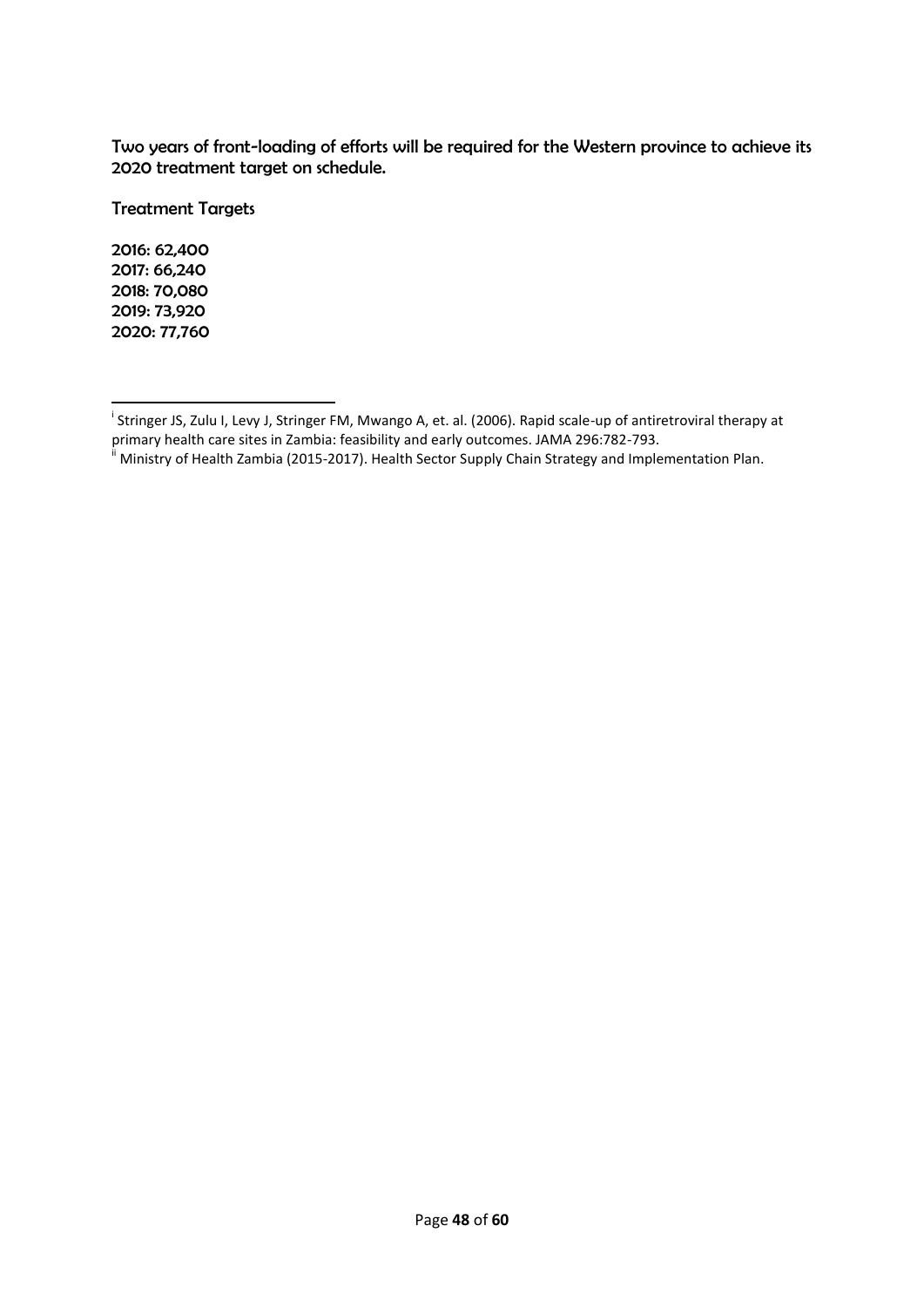Two years of front-loading of efforts will be required for the Western province to achieve its 2020 treatment target on schedule.

Treatment Targets

2016: 62,400
2017: 66,240
2018: 70,080
2019: 73,920
2020: 77,760

---

[i] Stringer JS, Zulu I, Levy J, Stringer FM, Mwango A, et. al. (2006). Rapid scale-up of antiretroviral therapy at primary health care sites in Zambia: feasibility and early outcomes. JAMA 296:782-793.

[ii] Ministry of Health Zambia (2015-2017). Health Sector Supply Chain Strategy and Implementation Plan.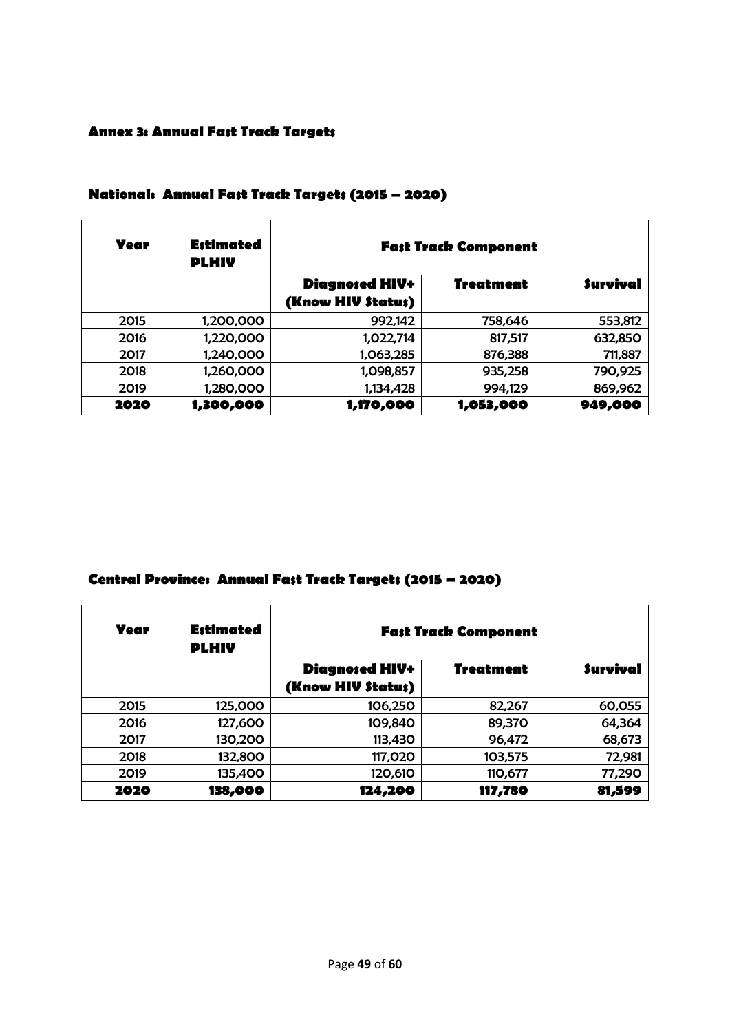### Annex 3: Annual Fast Track Targets

#### National: Annual Fast Track Targets (2015 – 2020)

| Year | Estimated PLHIV | Fast Track Component | | |
|---|---|---|---|---|
| | | Diagnosed HIV+ (Know HIV Status) | Treatment | Survival |
| 2015 | 1,200,000 | 992,142 | 758,646 | 553,812 |
| 2016 | 1,220,000 | 1,022,714 | 817,517 | 632,850 |
| 2017 | 1,240,000 | 1,063,285 | 876,388 | 711,887 |
| 2018 | 1,260,000 | 1,098,857 | 935,258 | 790,925 |
| 2019 | 1,280,000 | 1,134,428 | 994,129 | 869,962 |
| **2020** | **1,300,000** | **1,170,000** | **1,053,000** | **949,000** |

#### Central Province: Annual Fast Track Targets (2015 – 2020)

| Year | Estimated PLHIV | Fast Track Component | | |
|---|---|---|---|---|
| | | Diagnosed HIV+ (Know HIV Status) | Treatment | Survival |
| 2015 | 125,000 | 106,250 | 82,267 | 60,055 |
| 2016 | 127,600 | 109,840 | 89,370 | 64,364 |
| 2017 | 130,200 | 113,430 | 96,472 | 68,673 |
| 2018 | 132,800 | 117,020 | 103,575 | 72,981 |
| 2019 | 135,400 | 120,610 | 110,677 | 77,290 |
| **2020** | **138,000** | **124,200** | **117,780** | **81,599** |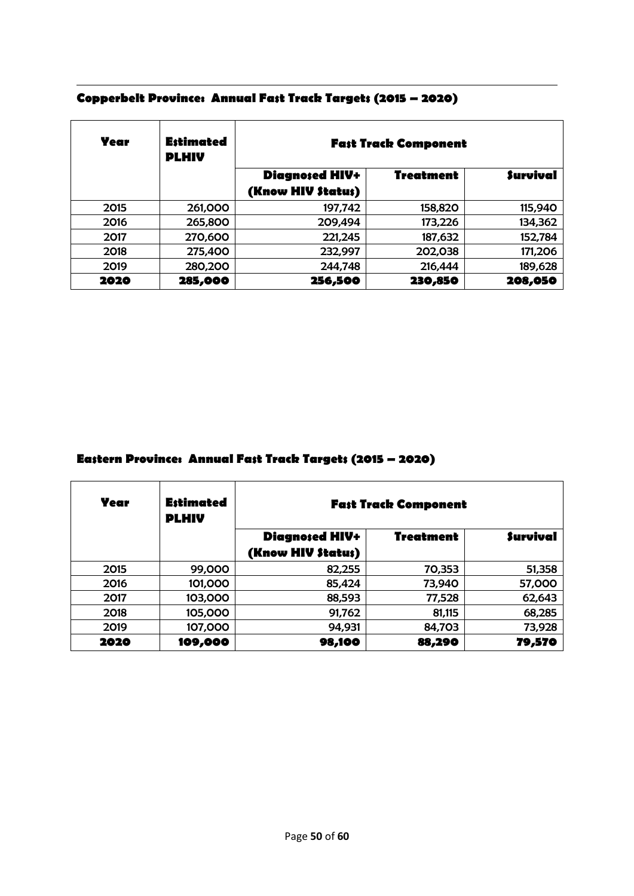### Copperbelt Province: Annual Fast Track Targets (2015 – 2020)

| Year | Estimated PLHIV | Fast Track Component | | |
|---|---|---|---|---|
| | | Diagnosed HIV+ (Know HIV Status) | Treatment | Survival |
| 2015 | 261,000 | 197,742 | 158,820 | 115,940 |
| 2016 | 265,800 | 209,494 | 173,226 | 134,362 |
| 2017 | 270,600 | 221,245 | 187,632 | 152,784 |
| 2018 | 275,400 | 232,997 | 202,038 | 171,206 |
| 2019 | 280,200 | 244,748 | 216,444 | 189,628 |
| **2020** | **285,000** | **256,500** | **230,850** | **208,050** |

### Eastern Province: Annual Fast Track Targets (2015 – 2020)

| Year | Estimated PLHIV | Fast Track Component | | |
|---|---|---|---|---|
| | | Diagnosed HIV+ (Know HIV Status) | Treatment | Survival |
| 2015 | 99,000 | 82,255 | 70,353 | 51,358 |
| 2016 | 101,000 | 85,424 | 73,940 | 57,000 |
| 2017 | 103,000 | 88,593 | 77,528 | 62,643 |
| 2018 | 105,000 | 91,762 | 81,115 | 68,285 |
| 2019 | 107,000 | 94,931 | 84,703 | 73,928 |
| **2020** | **109,000** | **98,100** | **88,290** | **79,570** |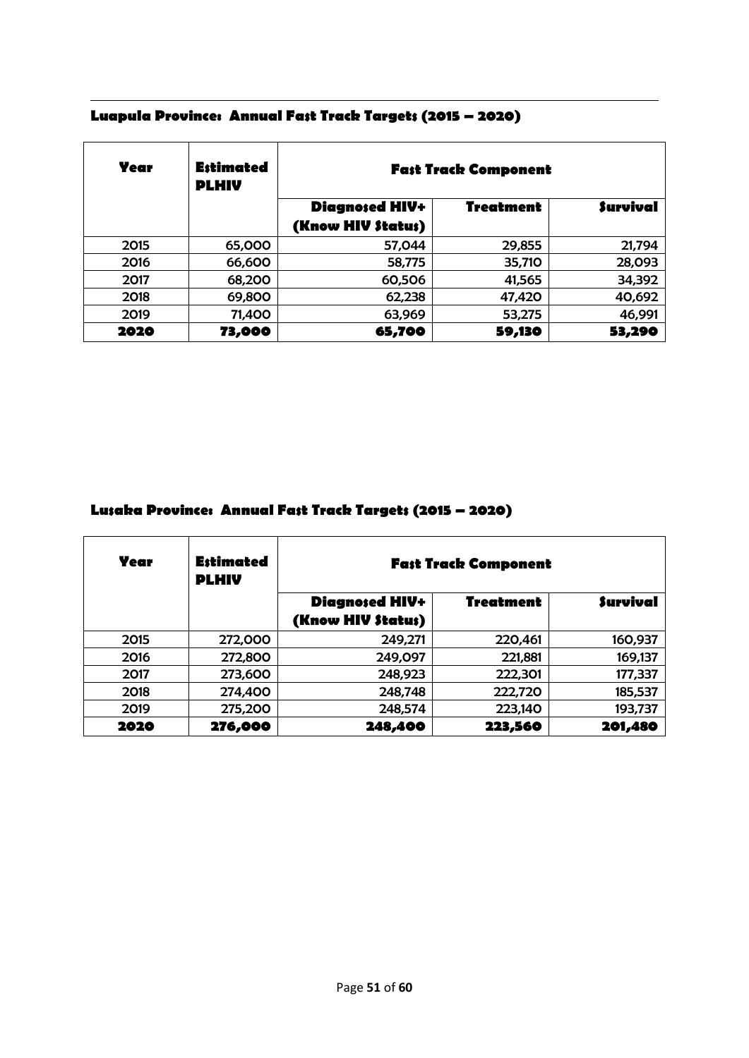## Luapula Province: Annual Fast Track Targets (2015 – 2020)

| Year | Estimated PLHIV | Fast Track Component | | |
|---|---|---|---|---|
| | | Diagnosed HIV+ (Know HIV Status) | Treatment | Survival |
| 2015 | 65,000 | 57,044 | 29,855 | 21,794 |
| 2016 | 66,600 | 58,775 | 35,710 | 28,093 |
| 2017 | 68,200 | 60,506 | 41,565 | 34,392 |
| 2018 | 69,800 | 62,238 | 47,420 | 40,692 |
| 2019 | 71,400 | 63,969 | 53,275 | 46,991 |
| **2020** | **73,000** | **65,700** | **59,130** | **53,290** |

## Lusaka Province: Annual Fast Track Targets (2015 – 2020)

| Year | Estimated PLHIV | Fast Track Component | | |
|---|---|---|---|---|
| | | Diagnosed HIV+ (Know HIV Status) | Treatment | Survival |
| 2015 | 272,000 | 249,271 | 220,461 | 160,937 |
| 2016 | 272,800 | 249,097 | 221,881 | 169,137 |
| 2017 | 273,600 | 248,923 | 222,301 | 177,337 |
| 2018 | 274,400 | 248,748 | 222,720 | 185,537 |
| 2019 | 275,200 | 248,574 | 223,140 | 193,737 |
| **2020** | **276,000** | **248,400** | **223,560** | **201,480** |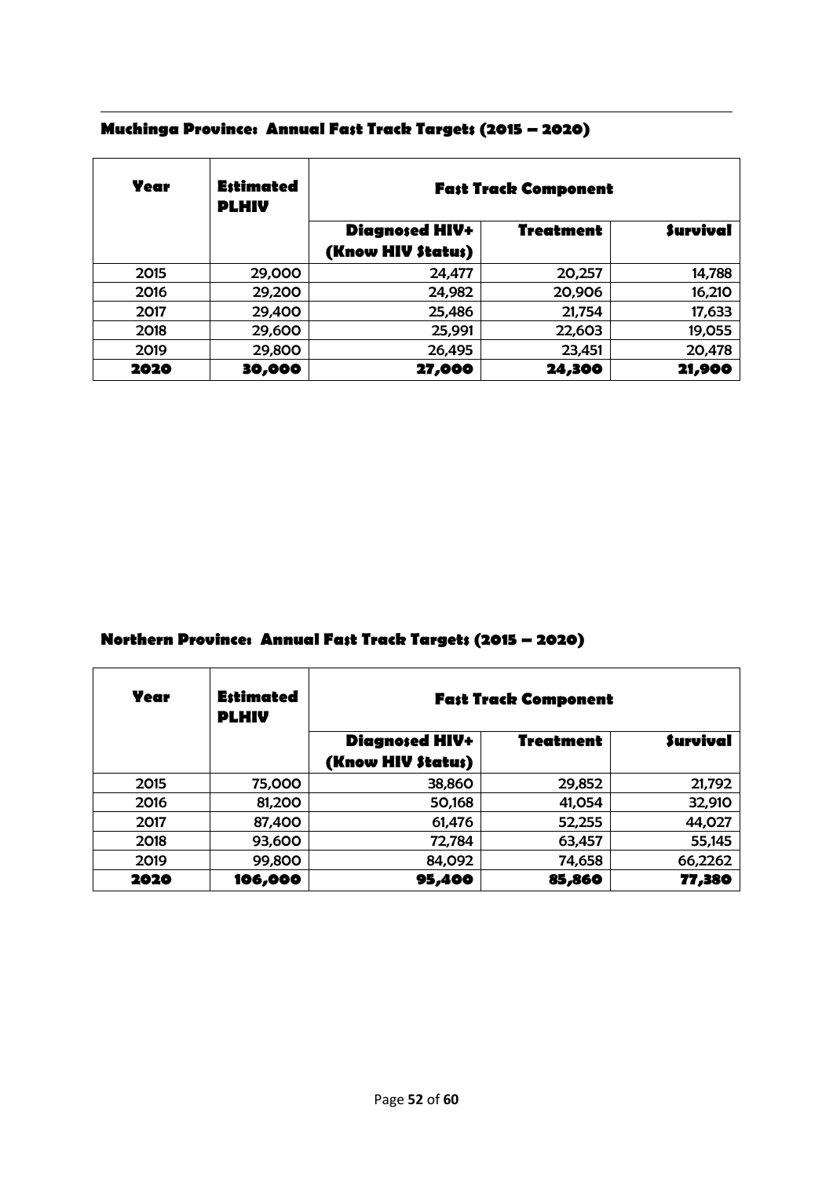### Muchinga Province: Annual Fast Track Targets (2015 – 2020)

| Year | Estimated PLHIV | Fast Track Component | | |
|---|---|---|---|---|
| | | Diagnosed HIV+ (Know HIV Status) | Treatment | Survival |
| 2015 | 29,000 | 24,477 | 20,257 | 14,788 |
| 2016 | 29,200 | 24,982 | 20,906 | 16,210 |
| 2017 | 29,400 | 25,486 | 21,754 | 17,633 |
| 2018 | 29,600 | 25,991 | 22,603 | 19,055 |
| 2019 | 29,800 | 26,495 | 23,451 | 20,478 |
| **2020** | **30,000** | **27,000** | **24,300** | **21,900** |

### Northern Province: Annual Fast Track Targets (2015 – 2020)

| Year | Estimated PLHIV | Fast Track Component | | |
|---|---|---|---|---|
| | | Diagnosed HIV+ (Know HIV Status) | Treatment | Survival |
| 2015 | 75,000 | 38,860 | 29,852 | 21,792 |
| 2016 | 81,200 | 50,168 | 41,054 | 32,910 |
| 2017 | 87,400 | 61,476 | 52,255 | 44,027 |
| 2018 | 93,600 | 72,784 | 63,457 | 55,145 |
| 2019 | 99,800 | 84,092 | 74,658 | 66,2262 |
| **2020** | **106,000** | **95,400** | **85,860** | **77,380** |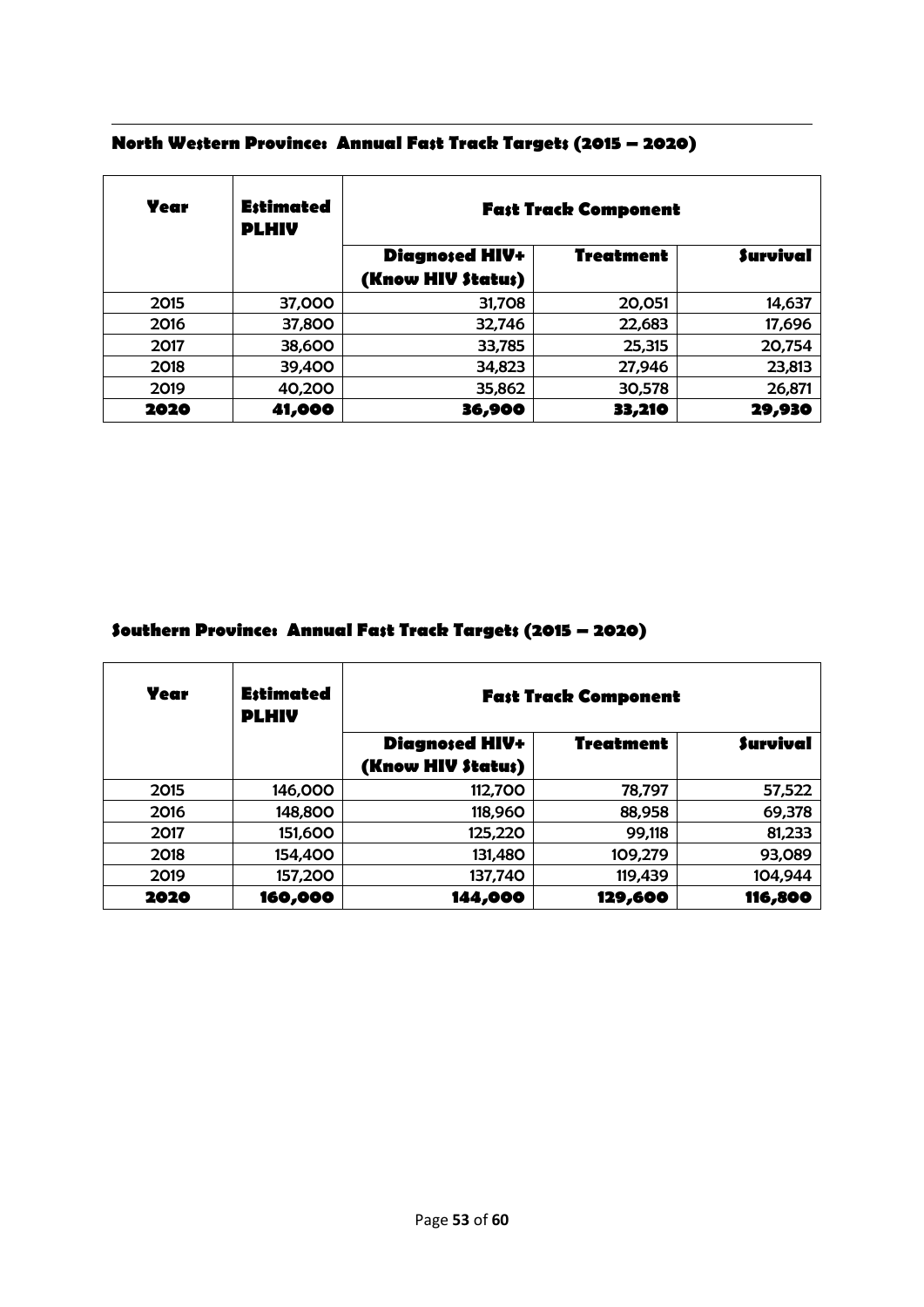### North Western Province: Annual Fast Track Targets (2015 – 2020)

| Year | Estimated PLHIV | Fast Track Component | | |
|---|---|---|---|---|
| | | Diagnosed HIV+ (Know HIV Status) | Treatment | Survival |
| 2015 | 37,000 | 31,708 | 20,051 | 14,637 |
| 2016 | 37,800 | 32,746 | 22,683 | 17,696 |
| 2017 | 38,600 | 33,785 | 25,315 | 20,754 |
| 2018 | 39,400 | 34,823 | 27,946 | 23,813 |
| 2019 | 40,200 | 35,862 | 30,578 | 26,871 |
| **2020** | **41,000** | **36,900** | **33,210** | **29,930** |

### Southern Province: Annual Fast Track Targets (2015 – 2020)

| Year | Estimated PLHIV | Fast Track Component | | |
|---|---|---|---|---|
| | | Diagnosed HIV+ (Know HIV Status) | Treatment | Survival |
| 2015 | 146,000 | 112,700 | 78,797 | 57,522 |
| 2016 | 148,800 | 118,960 | 88,958 | 69,378 |
| 2017 | 151,600 | 125,220 | 99,118 | 81,233 |
| 2018 | 154,400 | 131,480 | 109,279 | 93,089 |
| 2019 | 157,200 | 137,740 | 119,439 | 104,944 |
| **2020** | **160,000** | **144,000** | **129,600** | **116,800** |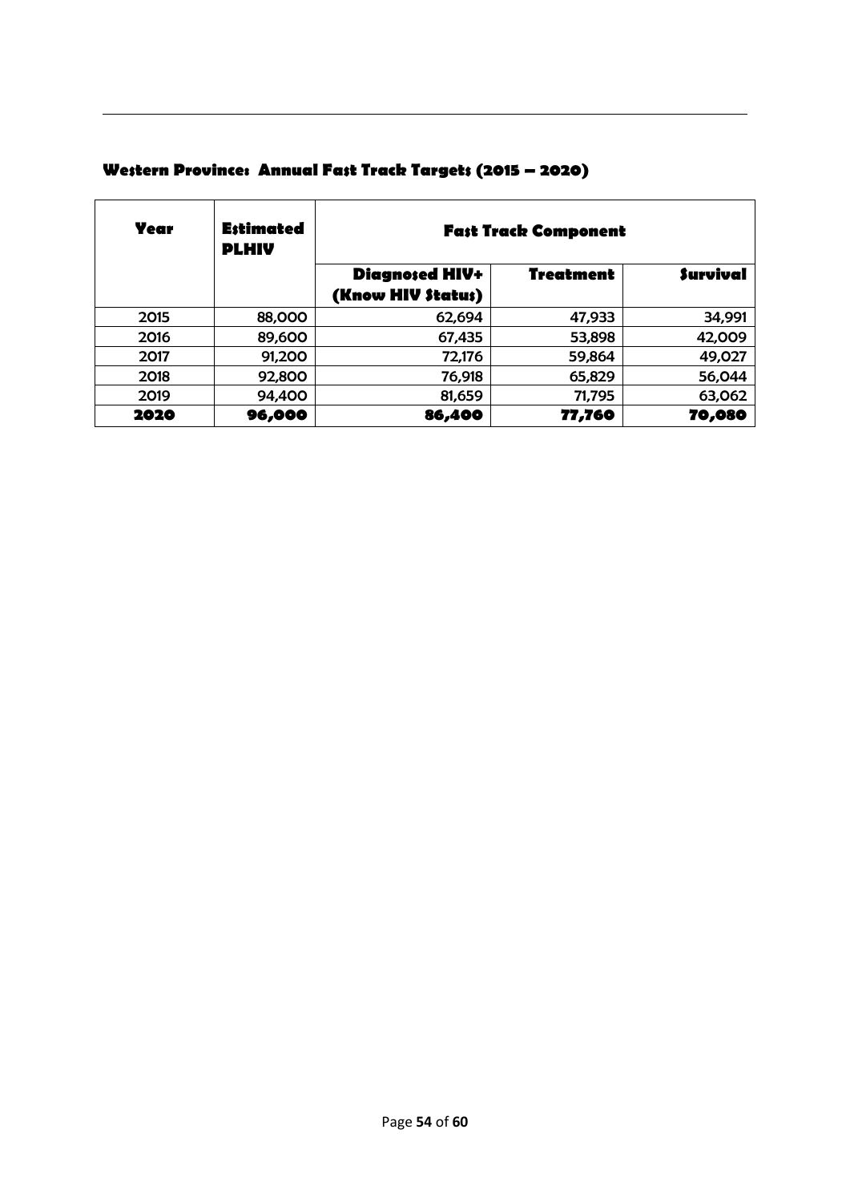### Western Province: Annual Fast Track Targets (2015 – 2020)

| Year | Estimated PLHIV | Fast Track Component | | |
|---|---|---|---|---|
| | | Diagnosed HIV+ (Know HIV Status) | Treatment | Survival |
| 2015 | 88,000 | 62,694 | 47,933 | 34,991 |
| 2016 | 89,600 | 67,435 | 53,898 | 42,009 |
| 2017 | 91,200 | 72,176 | 59,864 | 49,027 |
| 2018 | 92,800 | 76,918 | 65,829 | 56,044 |
| 2019 | 94,400 | 81,659 | 71,795 | 63,062 |
| **2020** | **96,000** | **86,400** | **77,760** | **70,080** |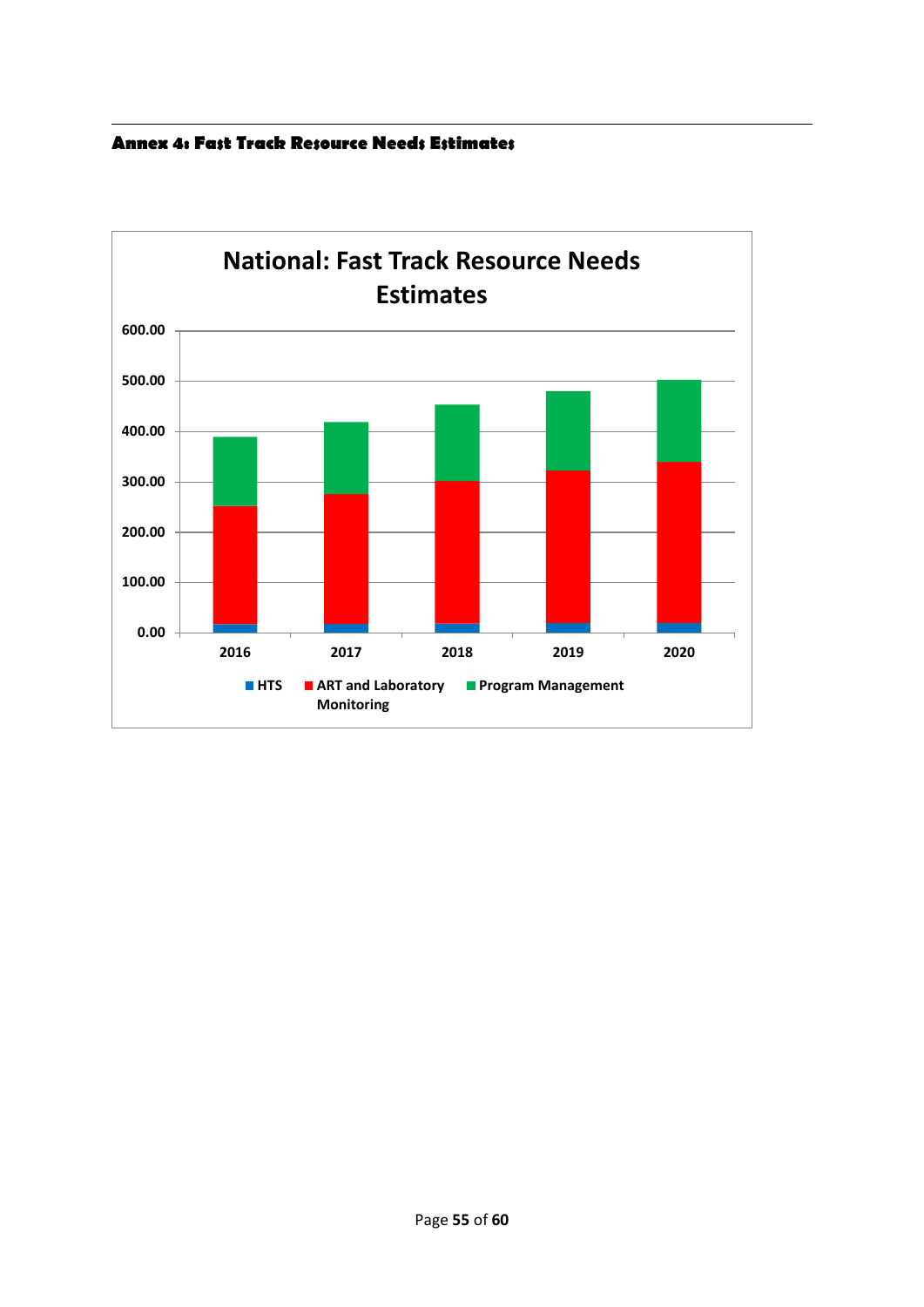## Annex 4: Fast Track Resource Needs Estimates

**National: Fast Track Resource Needs Estimates**

600.00
500.00
400.00
300.00
200.00
100.00
0.00

2016 2017 2018 2019 2020

HTS | ART and Laboratory Monitoring | Program Management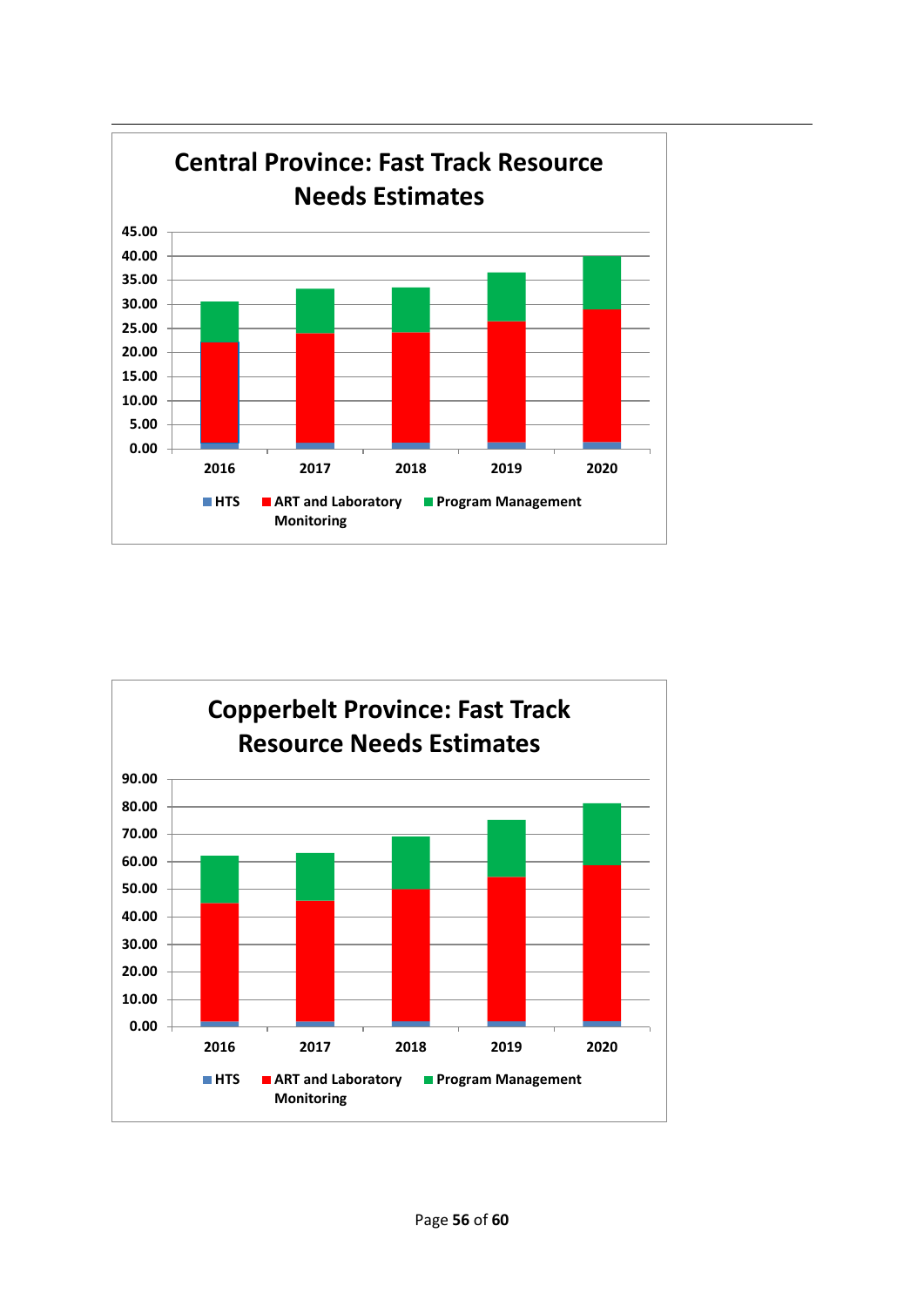**Central Province: Fast Track Resource Needs Estimates**

45.00
40.00
35.00
30.00
25.00
20.00
15.00
10.00
5.00
0.00

2016 2017 2018 2019 2020

HTS ART and Laboratory Monitoring Program Management

**Copperbelt Province: Fast Track Resource Needs Estimates**

90.00
80.00
70.00
60.00
50.00
40.00
30.00
20.00
10.00
0.00

2016 2017 2018 2019 2020

HTS ART and Laboratory Monitoring Program Management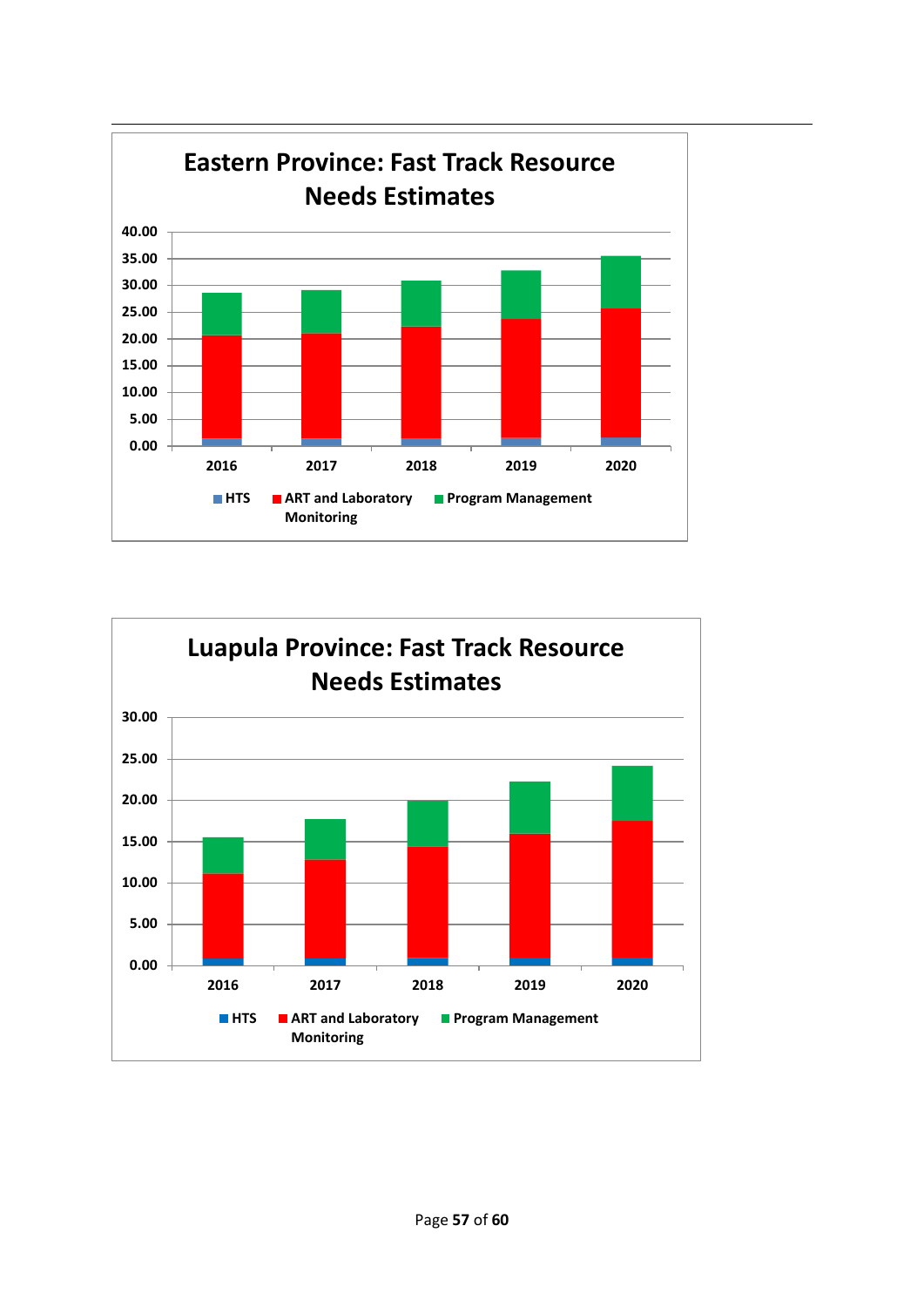**Eastern Province: Fast Track Resource Needs Estimates**

**Luapula Province: Fast Track Resource Needs Estimates**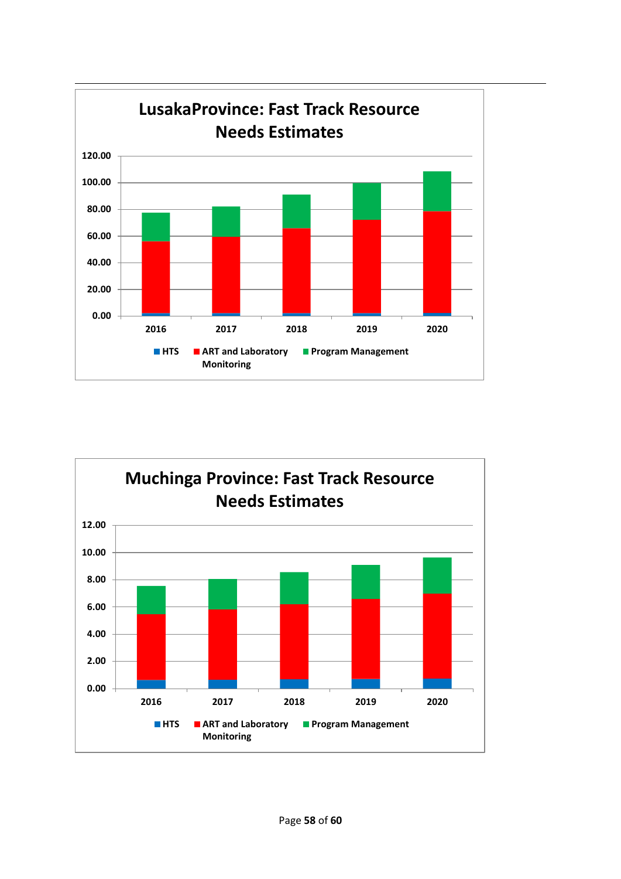**LusakaProvince: Fast Track Resource Needs Estimates**

120.00
100.00
80.00
60.00
40.00
20.00
0.00

2016 2017 2018 2019 2020

HTS | ART and Laboratory Monitoring | Program Management

**Muchinga Province: Fast Track Resource Needs Estimates**

12.00
10.00
8.00
6.00
4.00
2.00
0.00

2016 2017 2018 2019 2020

HTS | ART and Laboratory Monitoring | Program Management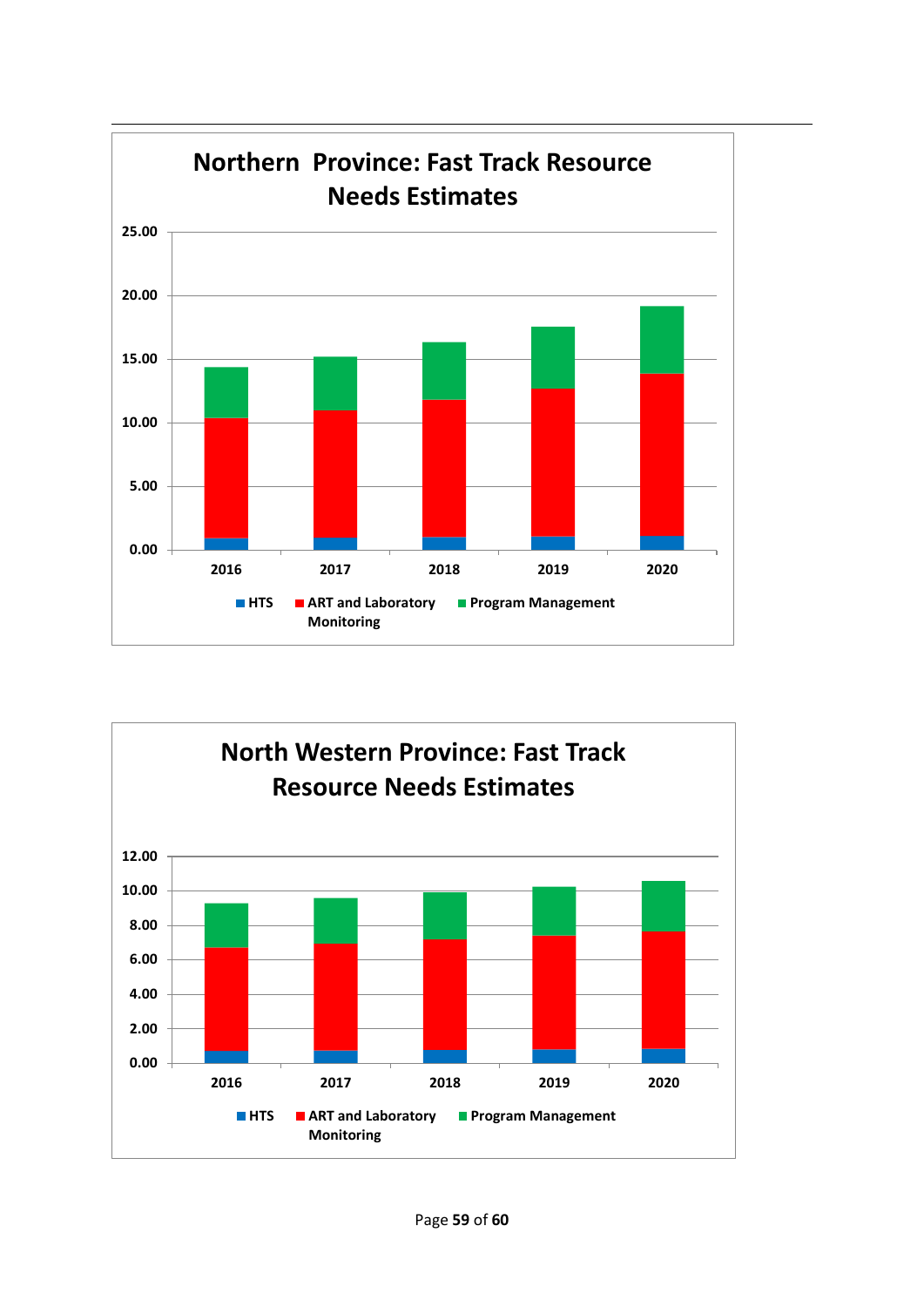**Northern Province: Fast Track Resource Needs Estimates**

25.00
20.00
15.00
10.00
5.00
0.00

2016 2017 2018 2019 2020

HTS ART and Laboratory Monitoring Program Management

**North Western Province: Fast Track Resource Needs Estimates**

12.00
10.00
8.00
6.00
4.00
2.00
0.00

2016 2017 2018 2019 2020

HTS ART and Laboratory Monitoring Program Management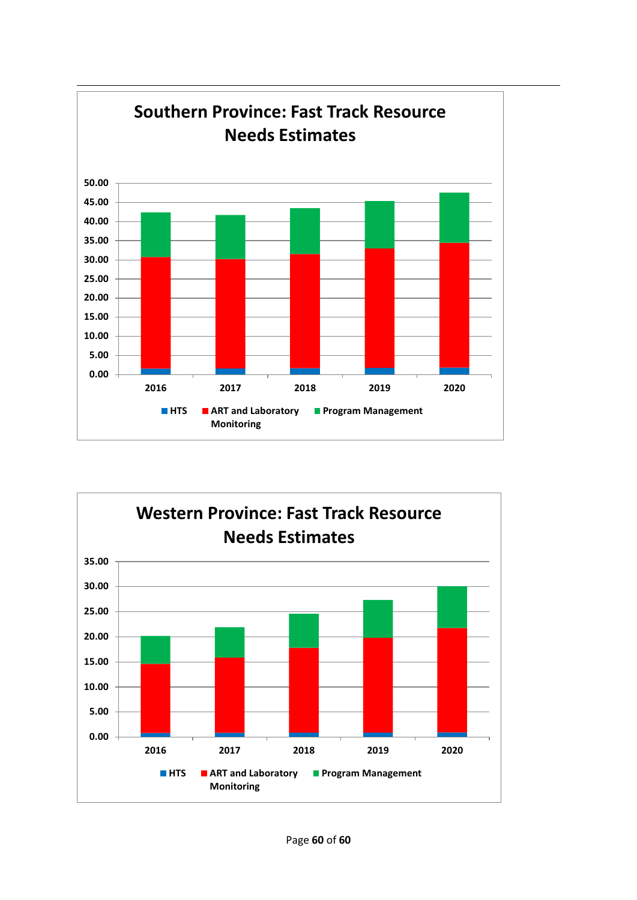Southern Province: Fast Track Resource Needs Estimates

50.00
45.00
40.00
35.00
30.00
25.00
20.00
15.00
10.00
5.00
0.00

2016
2017
2018
2019
2020

HTS
ART and Laboratory Monitoring
Program Management

Western Province: Fast Track Resource Needs Estimates

35.00
30.00
25.00
20.00
15.00
10.00
5.00
0.00

2016
2017
2018
2019
2020

HTS
ART and Laboratory Monitoring
Program Management